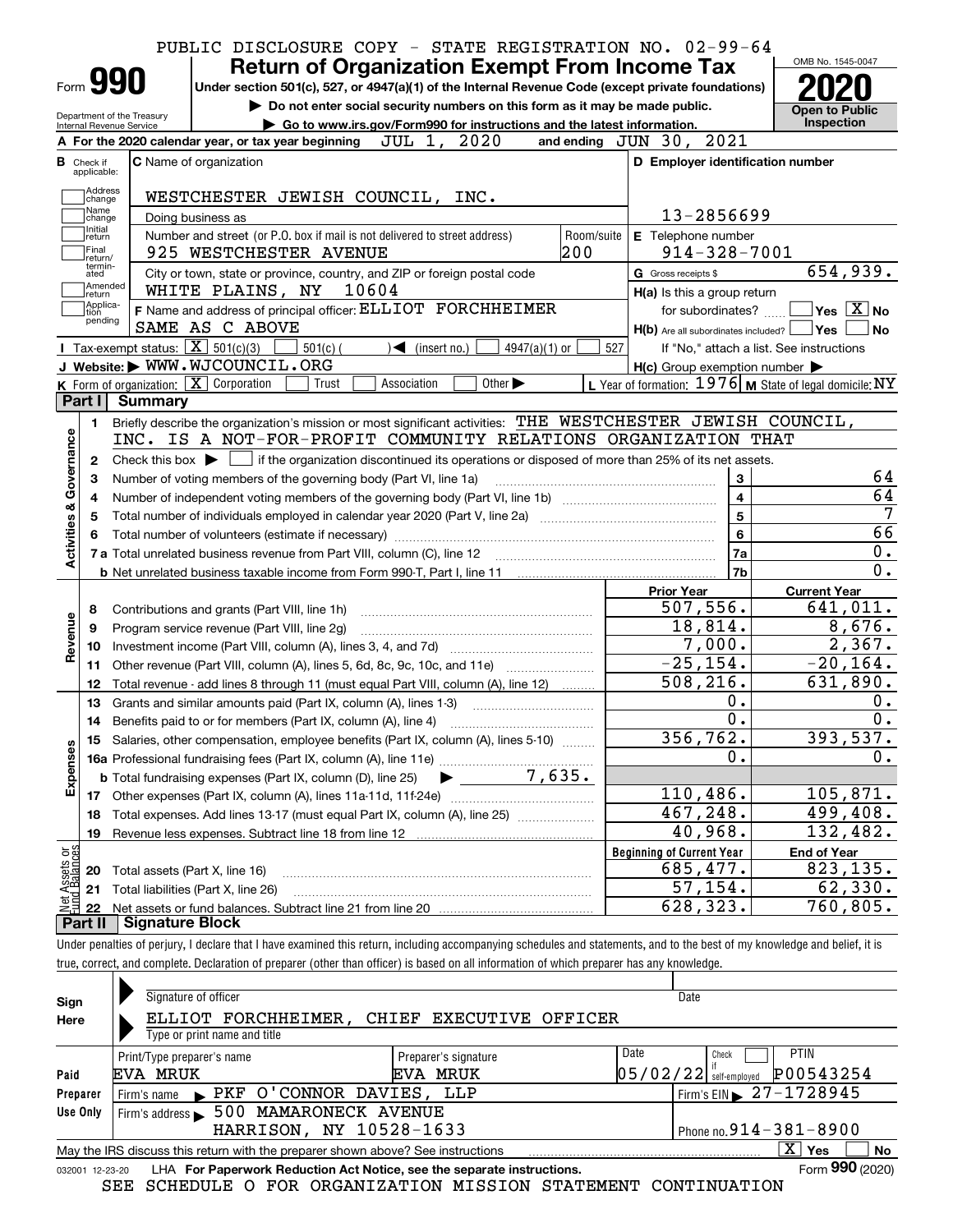PUBLIC DISCLOSURE COPY - STATE REGISTRATION NO. 02-99-64

# Form 990 — Return of Organization Exempt From Income Tax — 2020

Under section 501(c), 527, or 4947(a)(1) of the Internal Revenue Code (except private foundations)

▶ Do not enter social security numbers on this form as it may be made public.

▶ Go to www.irs.gov/Form990 for instructions and the latest information.

Department of the Treasury
Internal Revenue Service

OMB No. 1545-0047

Open to Public Inspection

**A** For the 2020 calendar year, or tax year beginning JUL 1, 2020 and ending JUN 30, 2021

**B** Check if applicable: Address change, Name change, Initial return, Final return/terminated, Amended return, Application pending

**C** Name of organization: WESTCHESTER JEWISH COUNCIL, INC.

Doing business as

Number and street (or P.O. box if mail is not delivered to street address): 925 WESTCHESTER AVENUE — Room/suite: 200

City or town, state or province, country, and ZIP or foreign postal code: WHITE PLAINS, NY 10604

**D** Employer identification number: 13-2856699

**E** Telephone number: 914-328-7001

**G** Gross receipts $ 654,939.

**F** Name and address of principal officer: ELLIOT FORCHHEIMER, SAME AS C ABOVE

**H(a)** Is this a group return for subordinates? ☐ Yes ☒ No

**H(b)** Are all subordinates included? ☐ Yes ☐ No — If "No," attach a list. See instructions

**H(c)** Group exemption number ▶

**I** Tax-exempt status: ☒ 501(c)(3) ☐ 501(c) ( ) ◀ (insert no.) ☐ 4947(a)(1) or ☐ 527

**J** Website: ▶ WWW.WJCOUNCIL.ORG

**K** Form of organization: ☒ Corporation ☐ Trust ☐ Association ☐ Other ▶

**L** Year of formation: 1976 **M** State of legal domicile: NY

## Part I Summary

**Activities & Governance**

1. Briefly describe the organization's mission or most significant activities: THE WESTCHESTER JEWISH COUNCIL, INC. IS A NOT-FOR-PROFIT COMMUNITY RELATIONS ORGANIZATION THAT
2. Check this box ▶ ☐ if the organization discontinued its operations or disposed of more than 25% of its net assets.

| Line | Description | | Value |
|---|---|---|---|
| 3 | Number of voting members of the governing body (Part VI, line 1a) | 3 | 64 |
| 4 | Number of independent voting members of the governing body (Part VI, line 1b) | 4 | 64 |
| 5 | Total number of individuals employed in calendar year 2020 (Part V, line 2a) | 5 | 7 |
| 6 | Total number of volunteers (estimate if necessary) | 6 | 66 |
| 7a | Total unrelated business revenue from Part VIII, column (C), line 12 | 7a | 0. |
| 7b | Net unrelated business taxable income from Form 990-T, Part I, line 11 | 7b | 0. |

| Line | Description | Prior Year | Current Year |
|---|---|---|---|
| **Revenue** | | | |
| 8 | Contributions and grants (Part VIII, line 1h) | 507,556. | 641,011. |
| 9 | Program service revenue (Part VIII, line 2g) | 18,814. | 8,676. |
| 10 | Investment income (Part VIII, column (A), lines 3, 4, and 7d) | 7,000. | 2,367. |
| 11 | Other revenue (Part VIII, column (A), lines 5, 6d, 8c, 9c, 10c, and 11e) | -25,154. | -20,164. |
| 12 | Total revenue - add lines 8 through 11 (must equal Part VIII, column (A), line 12) | 508,216. | 631,890. |
| **Expenses** | | | |
| 13 | Grants and similar amounts paid (Part IX, column (A), lines 1-3) | 0. | 0. |
| 14 | Benefits paid to or for members (Part IX, column (A), line 4) | 0. | 0. |
| 15 | Salaries, other compensation, employee benefits (Part IX, column (A), lines 5-10) | 356,762. | 393,537. |
| 16a | Professional fundraising fees (Part IX, column (A), line 11e) | 0. | 0. |
| b | Total fundraising expenses (Part IX, column (D), line 25) ▶ 7,635. | | |
| 17 | Other expenses (Part IX, column (A), lines 11a-11d, 11f-24e) | 110,486. | 105,871. |
| 18 | Total expenses. Add lines 13-17 (must equal Part IX, column (A), line 25) | 467,248. | 499,408. |
| 19 | Revenue less expenses. Subtract line 18 from line 12 | 40,968. | 132,482. |

| Line | Net Assets or Fund Balances | Beginning of Current Year | End of Year |
|---|---|---|---|
| 20 | Total assets (Part X, line 16) | 685,477. | 823,135. |
| 21 | Total liabilities (Part X, line 26) | 57,154. | 62,330. |
| 22 | Net assets or fund balances. Subtract line 21 from line 20 | 628,323. | 760,805. |

## Part II Signature Block

Under penalties of perjury, I declare that I have examined this return, including accompanying schedules and statements, and to the best of my knowledge and belief, it is true, correct, and complete. Declaration of preparer (other than officer) is based on all information of which preparer has any knowledge.

**Sign Here**

Signature of officer — Date

ELLIOT FORCHHEIMER, CHIEF EXECUTIVE OFFICER
Type or print name and title

**Paid Preparer Use Only**

| Print/Type preparer's name | Preparer's signature | Date | Check if self-employed | PTIN |
|---|---|---|---|---|
| EVA MRUK | EVA MRUK | 05/02/22 | ☐ | P00543254 |

Firm's name ▶ PKF O'CONNOR DAVIES, LLP — Firm's EIN ▶ 27-1728945

Firm's address ▶ 500 MAMARONECK AVENUE, HARRISON, NY 10528-1633 — Phone no. 914-381-8900

May the IRS discuss this return with the preparer shown above? See instructions ☒ Yes ☐ No

032001 12-23-20 LHA For Paperwork Reduction Act Notice, see the separate instructions. Form 990 (2020)

SEE SCHEDULE O FOR ORGANIZATION MISSION STATEMENT CONTINUATION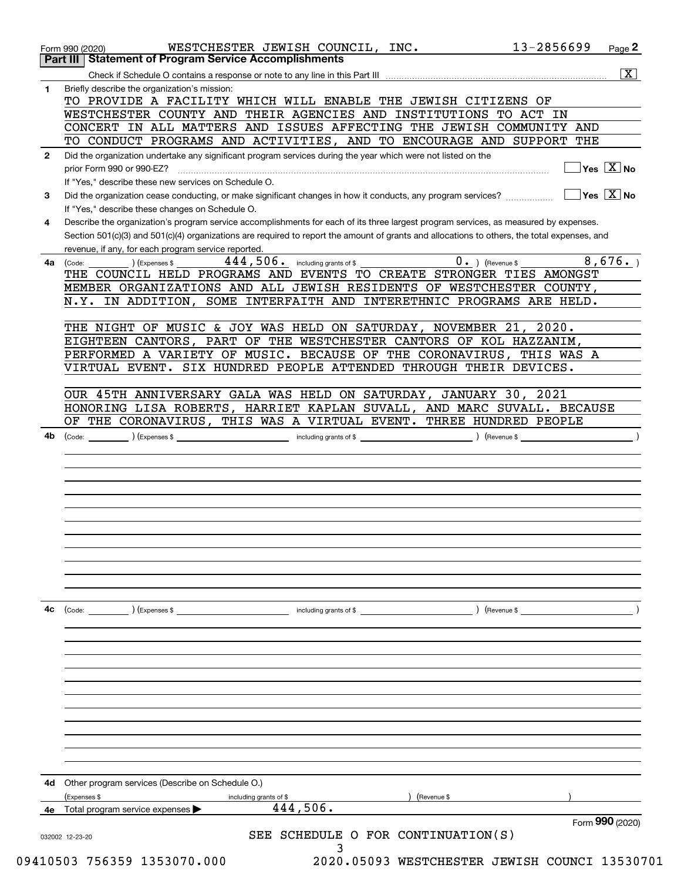Form 990 (2020) WESTCHESTER JEWISH COUNCIL, INC. 13-2856699 Page **2**

## Part III Statement of Program Service Accomplishments

Check if Schedule O contains a response or note to any line in this Part III [X]

**1** Briefly describe the organization's mission:

TO PROVIDE A FACILITY WHICH WILL ENABLE THE JEWISH CITIZENS OF WESTCHESTER COUNTY AND THEIR AGENCIES AND INSTITUTIONS TO ACT IN CONCERT IN ALL MATTERS AND ISSUES AFFECTING THE JEWISH COMMUNITY AND TO CONDUCT PROGRAMS AND ACTIVITIES, AND TO ENCOURAGE AND SUPPORT THE

**2** Did the organization undertake any significant program services during the year which were not listed on the prior Form 990 or 990-EZ? [ ] Yes [X] No

If "Yes," describe these new services on Schedule O.

**3** Did the organization cease conducting, or make significant changes in how it conducts, any program services? [ ] Yes [X] No

If "Yes," describe these changes on Schedule O.

**4** Describe the organization's program service accomplishments for each of its three largest program services, as measured by expenses. Section 501(c)(3) and 501(c)(4) organizations are required to report the amount of grants and allocations to others, the total expenses, and revenue, if any, for each program service reported.

**4a** (Code: ) (Expenses $ 444,506. including grants of $ 0. ) (Revenue $ 8,676. )

THE COUNCIL HELD PROGRAMS AND EVENTS TO CREATE STRONGER TIES AMONGST MEMBER ORGANIZATIONS AND ALL JEWISH RESIDENTS OF WESTCHESTER COUNTY, N.Y. IN ADDITION, SOME INTERFAITH AND INTERETHNIC PROGRAMS ARE HELD.

THE NIGHT OF MUSIC & JOY WAS HELD ON SATURDAY, NOVEMBER 21, 2020. EIGHTEEN CANTORS, PART OF THE WESTCHESTER CANTORS OF KOL HAZZANIM, PERFORMED A VARIETY OF MUSIC. BECAUSE OF THE CORONAVIRUS, THIS WAS A VIRTUAL EVENT. SIX HUNDRED PEOPLE ATTENDED THROUGH THEIR DEVICES.

OUR 45TH ANNIVERSARY GALA WAS HELD ON SATURDAY, JANUARY 30, 2021 HONORING LISA ROBERTS, HARRIET KAPLAN SUVALL, AND MARC SUVALL. BECAUSE OF THE CORONAVIRUS, THIS WAS A VIRTUAL EVENT. THREE HUNDRED PEOPLE

**4b** (Code: ) (Expenses $ including grants of $ ) (Revenue $ )

**4c** (Code: ) (Expenses $ including grants of $ ) (Revenue $ )

**4d** Other program services (Describe on Schedule O.)

(Expenses $ including grants of $ ) (Revenue $ )

**4e** Total program services expenses ▶ 444,506.

Form **990** (2020)

032002 12-23-20

SEE SCHEDULE O FOR CONTINUATION(S)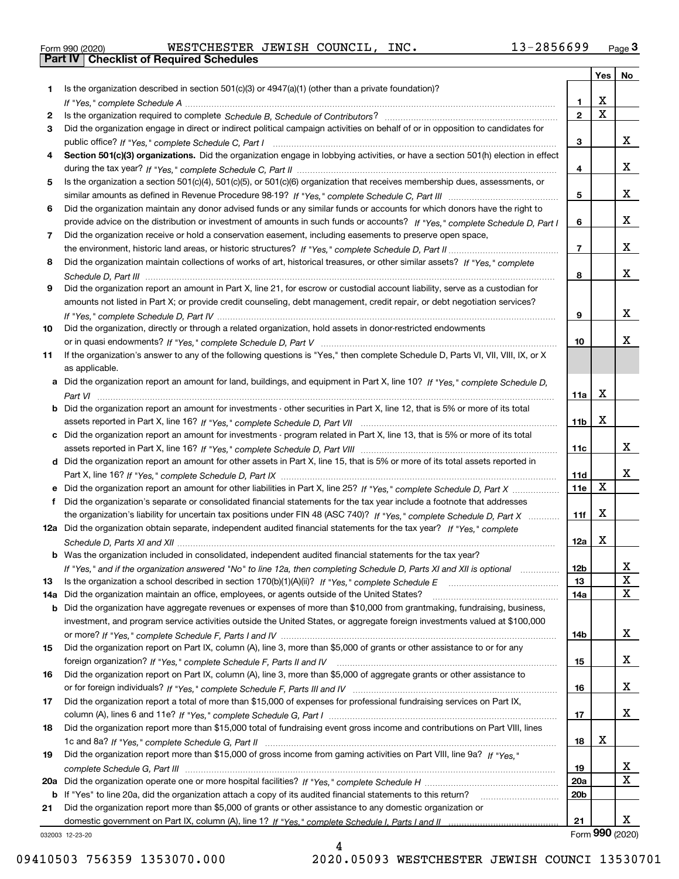Form 990 (2020) WESTCHESTER JEWISH COUNCIL, INC. 13-2856699 Page 3

## Part IV | Checklist of Required Schedules

| | | | Yes | No |
|---|---|---|---|---|
| 1 | Is the organization described in section 501(c)(3) or 4947(a)(1) (other than a private foundation)? *If "Yes," complete Schedule A* | 1 | X | |
| 2 | Is the organization required to complete *Schedule B, Schedule of Contributors*? | 2 | X | |
| 3 | Did the organization engage in direct or indirect political campaign activities on behalf of or in opposition to candidates for public office? *If "Yes," complete Schedule C, Part I* | 3 | | X |
| 4 | **Section 501(c)(3) organizations.** Did the organization engage in lobbying activities, or have a section 501(h) election in effect during the tax year? *If "Yes," complete Schedule C, Part II* | 4 | | X |
| 5 | Is the organization a section 501(c)(4), 501(c)(5), or 501(c)(6) organization that receives membership dues, assessments, or similar amounts as defined in Revenue Procedure 98-19? *If "Yes," complete Schedule C, Part III* | 5 | | X |
| 6 | Did the organization maintain any donor advised funds or any similar funds or accounts for which donors have the right to provide advice on the distribution or investment of amounts in such funds or accounts? *If "Yes," complete Schedule D, Part I* | 6 | | X |
| 7 | Did the organization receive or hold a conservation easement, including easements to preserve open space, the environment, historic land areas, or historic structures? *If "Yes," complete Schedule D, Part II* | 7 | | X |
| 8 | Did the organization maintain collections of works of art, historical treasures, or other similar assets? *If "Yes," complete Schedule D, Part III* | 8 | | X |
| 9 | Did the organization report an amount in Part X, line 21, for escrow or custodial account liability, serve as a custodian for amounts not listed in Part X; or provide credit counseling, debt management, credit repair, or debt negotiation services? *If "Yes," complete Schedule D, Part IV* | 9 | | X |
| 10 | Did the organization, directly or through a related organization, hold assets in donor-restricted endowments or in quasi endowments? *If "Yes," complete Schedule D, Part V* | 10 | | X |
| 11 | If the organization's answer to any of the following questions is "Yes," then complete Schedule D, Parts VI, VII, VIII, IX, or X as applicable. | | | |
| a | Did the organization report an amount for land, buildings, and equipment in Part X, line 10? *If "Yes," complete Schedule D, Part VI* | 11a | X | |
| b | Did the organization report an amount for investments - other securities in Part X, line 12, that is 5% or more of its total assets reported in Part X, line 16? *If "Yes," complete Schedule D, Part VII* | 11b | X | |
| c | Did the organization report an amount for investments - program related in Part X, line 13, that is 5% or more of its total assets reported in Part X, line 16? *If "Yes," complete Schedule D, Part VIII* | 11c | | X |
| d | Did the organization report an amount for other assets in Part X, line 15, that is 5% or more of its total assets reported in Part X, line 16? *If "Yes," complete Schedule D, Part IX* | 11d | | X |
| e | Did the organization report an amount for other liabilities in Part X, line 25? *If "Yes," complete Schedule D, Part X* | 11e | X | |
| f | Did the organization's separate or consolidated financial statements for the tax year include a footnote that addresses the organization's liability for uncertain tax positions under FIN 48 (ASC 740)? *If "Yes," complete Schedule D, Part X* | 11f | X | |
| 12a | Did the organization obtain separate, independent audited financial statements for the tax year? *If "Yes," complete Schedule D, Parts XI and XII* | 12a | X | |
| b | Was the organization included in consolidated, independent audited financial statements for the tax year? *If "Yes," and if the organization answered "No" to line 12a, then completing Schedule D, Parts XI and XII is optional* | 12b | | X |
| 13 | Is the organization a school described in section 170(b)(1)(A)(ii)? *If "Yes," complete Schedule E* | 13 | | X |
| 14a | Did the organization maintain an office, employees, or agents outside of the United States? | 14a | | X |
| b | Did the organization have aggregate revenues or expenses of more than $10,000 from grantmaking, fundraising, business, investment, and program service activities outside the United States, or aggregate foreign investments valued at $100,000 or more? *If "Yes," complete Schedule F, Parts I and IV* | 14b | | X |
| 15 | Did the organization report on Part IX, column (A), line 3, more than $5,000 of grants or other assistance to or for any foreign organization? *If "Yes," complete Schedule F, Parts II and IV* | 15 | | X |
| 16 | Did the organization report on Part IX, column (A), line 3, more than $5,000 of aggregate grants or other assistance to or for foreign individuals? *If "Yes," complete Schedule F, Parts III and IV* | 16 | | X |
| 17 | Did the organization report a total of more than $15,000 of expenses for professional fundraising services on Part IX, column (A), lines 6 and 11e? *If "Yes," complete Schedule G, Part I* | 17 | | X |
| 18 | Did the organization report more than $15,000 total of fundraising event gross income and contributions on Part VIII, lines 1c and 8a? *If "Yes," complete Schedule G, Part II* | 18 | X | |
| 19 | Did the organization report more than $15,000 of gross income from gaming activities on Part VIII, line 9a? *If "Yes," complete Schedule G, Part III* | 19 | | X |
| 20a | Did the organization operate one or more hospital facilities? *If "Yes," complete Schedule H* | 20a | | X |
| b | If "Yes" to line 20a, did the organization attach a copy of its audited financial statements to this return? | 20b | | |
| 21 | Did the organization report more than $5,000 of grants or other assistance to any domestic organization or domestic government on Part IX, column (A), line 1? *If "Yes," complete Schedule I, Parts I and II* | 21 | | X |

032003 12-23-20 Form 990 (2020)

09410503 756359 1353070.000 2020.05093 WESTCHESTER JEWISH COUNCI 13530701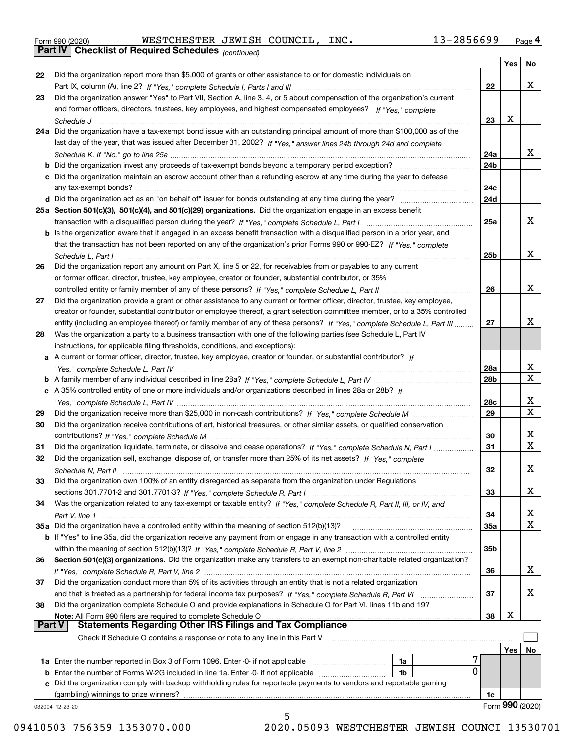Form 990 (2020) WESTCHESTER JEWISH COUNCIL, INC. 13-2856699 Page 4

## Part IV Checklist of Required Schedules *(continued)*

| | | | Yes | No |
|---|---|---|---|---|
| 22 | Did the organization report more than $5,000 of grants or other assistance to or for domestic individuals on Part IX, column (A), line 2? *If "Yes," complete Schedule I, Parts I and III* | 22 | | X |
| 23 | Did the organization answer "Yes" to Part VII, Section A, line 3, 4, or 5 about compensation of the organization's current and former officers, directors, trustees, key employees, and highest compensated employees? *If "Yes," complete Schedule J* | 23 | X | |
| 24a | Did the organization have a tax-exempt bond issue with an outstanding principal amount of more than $100,000 as of the last day of the year, that was issued after December 31, 2002? *If "Yes," answer lines 24b through 24d and complete Schedule K. If "No," go to line 25a* | 24a | | X |
| b | Did the organization invest any proceeds of tax-exempt bonds beyond a temporary period exception? | 24b | | |
| c | Did the organization maintain an escrow account other than a refunding escrow at any time during the year to defease any tax-exempt bonds? | 24c | | |
| d | Did the organization act as an "on behalf of" issuer for bonds outstanding at any time during the year? | 24d | | |
| 25a | **Section 501(c)(3), 501(c)(4), and 501(c)(29) organizations.** Did the organization engage in an excess benefit transaction with a disqualified person during the year? *If "Yes," complete Schedule L, Part I* | 25a | | X |
| b | Is the organization aware that it engaged in an excess benefit transaction with a disqualified person in a prior year, and that the transaction has not been reported on any of the organization's prior Forms 990 or 990-EZ? *If "Yes," complete Schedule L, Part I* | 25b | | X |
| 26 | Did the organization report any amount on Part X, line 5 or 22, for receivables from or payables to any current or former officer, director, trustee, key employee, creator or founder, substantial contributor, or 35% controlled entity or family member of any of these persons? *If "Yes," complete Schedule L, Part II* | 26 | | X |
| 27 | Did the organization provide a grant or other assistance to any current or former officer, director, trustee, key employee, creator or founder, substantial contributor or employee thereof, a grant selection committee member, or to a 35% controlled entity (including an employee thereof) or family member of any of these persons? *If "Yes," complete Schedule L, Part III* | 27 | | X |
| 28 | Was the organization a party to a business transaction with one of the following parties (see Schedule L, Part IV instructions, for applicable filing thresholds, conditions, and exceptions): | | | |
| a | A current or former officer, director, trustee, key employee, creator or founder, or substantial contributor? *If "Yes," complete Schedule L, Part IV* | 28a | | X |
| b | A family member of any individual described in line 28a? *If "Yes," complete Schedule L, Part IV* | 28b | | X |
| c | A 35% controlled entity of one or more individuals and/or organizations described in lines 28a or 28b? *If "Yes," complete Schedule L, Part IV* | 28c | | X |
| 29 | Did the organization receive more than $25,000 in non-cash contributions? *If "Yes," complete Schedule M* | 29 | | X |
| 30 | Did the organization receive contributions of art, historical treasures, or other similar assets, or qualified conservation contributions? *If "Yes," complete Schedule M* | 30 | | X |
| 31 | Did the organization liquidate, terminate, or dissolve and cease operations? *If "Yes," complete Schedule N, Part I* | 31 | | X |
| 32 | Did the organization sell, exchange, dispose of, or transfer more than 25% of its net assets? *If "Yes," complete Schedule N, Part II* | 32 | | X |
| 33 | Did the organization own 100% of an entity disregarded as separate from the organization under Regulations sections 301.7701-2 and 301.7701-3? *If "Yes," complete Schedule R, Part I* | 33 | | X |
| 34 | Was the organization related to any tax-exempt or taxable entity? *If "Yes," complete Schedule R, Part II, III, or IV, and Part V, line 1* | 34 | | X |
| 35a | Did the organization have a controlled entity within the meaning of section 512(b)(13)? | 35a | | X |
| b | If "Yes" to line 35a, did the organization receive any payment from or engage in any transaction with a controlled entity within the meaning of section 512(b)(13)? *If "Yes," complete Schedule R, Part V, line 2* | 35b | | |
| 36 | **Section 501(c)(3) organizations.** Did the organization make any transfers to an exempt non-charitable related organization? *If "Yes," complete Schedule R, Part V, line 2* | 36 | | X |
| 37 | Did the organization conduct more than 5% of its activities through an entity that is not a related organization and that is treated as a partnership for federal income tax purposes? *If "Yes," complete Schedule R, Part VI* | 37 | | X |
| 38 | Did the organization complete Schedule O and provide explanations in Schedule O for Part VI, lines 11b and 19? **Note:** All Form 990 filers are required to complete Schedule O | 38 | X | |

## Part V Statements Regarding Other IRS Filings and Tax Compliance

Check if Schedule O contains a response or note to any line in this Part V ☐

| | | | | | Yes | No |
|---|---|---|---|---|---|---|
| 1a | Enter the number reported in Box 3 of Form 1096. Enter -0- if not applicable | 1a | 7 | | | |
| b | Enter the number of Forms W-2G included in line 1a. Enter -0- if not applicable | 1b | 0 | | | |
| c | Did the organization comply with backup withholding rules for reportable payments to vendors and reportable gaming (gambling) winnings to prize winners? | | | 1c | | |

032004 12-23-20 Form **990** (2020)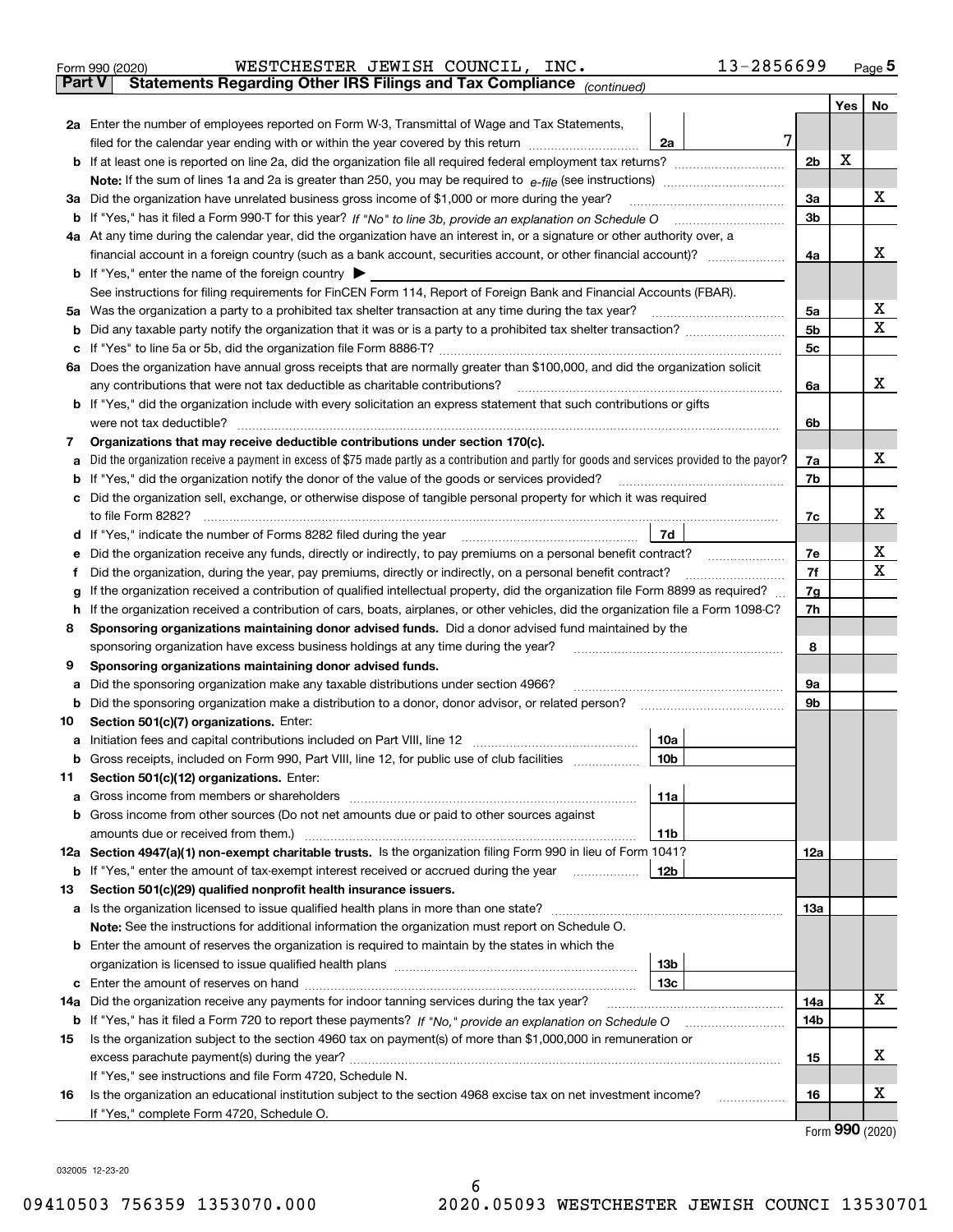Form 990 (2020) WESTCHESTER JEWISH COUNCIL, INC. 13-2856699 Page 5

**Part V Statements Regarding Other IRS Filings and Tax Compliance** *(continued)*

| | | | | | Yes | No |
|---|---|---|---|---|---|---|
| **2a** | Enter the number of employees reported on Form W-3, Transmittal of Wage and Tax Statements, filed for the calendar year ending with or within the year covered by this return | 2a | 7 | | | |
| **b** | If at least one is reported on line 2a, did the organization file all required federal employment tax returns? | | | 2b | X | |
| | **Note:** If the sum of lines 1a and 2a is greater than 250, you may be required to *e-file* (see instructions) | | | | | |
| **3a** | Did the organization have unrelated business gross income of $1,000 or more during the year? | | | 3a | | X |
| **b** | If "Yes," has it filed a Form 990-T for this year? *If "No" to line 3b, provide an explanation on Schedule O* | | | 3b | | |
| **4a** | At any time during the calendar year, did the organization have an interest in, or a signature or other authority over, a financial account in a foreign country (such as a bank account, securities account, or other financial account)? | | | 4a | | X |
| **b** | If "Yes," enter the name of the foreign country ▶ | | | | | |
| | See instructions for filing requirements for FinCEN Form 114, Report of Foreign Bank and Financial Accounts (FBAR). | | | | | |
| **5a** | Was the organization a party to a prohibited tax shelter transaction at any time during the tax year? | | | 5a | | X |
| **b** | Did any taxable party notify the organization that it was or is a party to a prohibited tax shelter transaction? | | | 5b | | X |
| **c** | If "Yes" to line 5a or 5b, did the organization file Form 8886-T? | | | 5c | | |
| **6a** | Does the organization have annual gross receipts that are normally greater than $100,000, and did the organization solicit any contributions that were not tax deductible as charitable contributions? | | | 6a | | X |
| **b** | If "Yes," did the organization include with every solicitation an express statement that such contributions or gifts were not tax deductible? | | | 6b | | |
| **7** | **Organizations that may receive deductible contributions under section 170(c).** | | | | | |
| **a** | Did the organization receive a payment in excess of $75 made partly as a contribution and partly for goods and services provided to the payor? | | | 7a | | X |
| **b** | If "Yes," did the organization notify the donor of the value of the goods or services provided? | | | 7b | | |
| **c** | Did the organization sell, exchange, or otherwise dispose of tangible personal property for which it was required to file Form 8282? | | | 7c | | X |
| **d** | If "Yes," indicate the number of Forms 8282 filed during the year | 7d | | | | |
| **e** | Did the organization receive any funds, directly or indirectly, to pay premiums on a personal benefit contract? | | | 7e | | X |
| **f** | Did the organization, during the year, pay premiums, directly or indirectly, on a personal benefit contract? | | | 7f | | X |
| **g** | If the organization received a contribution of qualified intellectual property, did the organization file Form 8899 as required? | | | 7g | | |
| **h** | If the organization received a contribution of cars, boats, airplanes, or other vehicles, did the organization file a Form 1098-C? | | | 7h | | |
| **8** | **Sponsoring organizations maintaining donor advised funds.** Did a donor advised fund maintained by the sponsoring organization have excess business holdings at any time during the year? | | | 8 | | |
| **9** | **Sponsoring organizations maintaining donor advised funds.** | | | | | |
| **a** | Did the sponsoring organization make any taxable distributions under section 4966? | | | 9a | | |
| **b** | Did the sponsoring organization make a distribution to a donor, donor advisor, or related person? | | | 9b | | |
| **10** | **Section 501(c)(7) organizations.** Enter: | | | | | |
| **a** | Initiation fees and capital contributions included on Part VIII, line 12 | 10a | | | | |
| **b** | Gross receipts, included on Form 990, Part VIII, line 12, for public use of club facilities | 10b | | | | |
| **11** | **Section 501(c)(12) organizations.** Enter: | | | | | |
| **a** | Gross income from members or shareholders | 11a | | | | |
| **b** | Gross income from other sources (Do not net amounts due or paid to other sources against amounts due or received from them.) | 11b | | | | |
| **12a** | **Section 4947(a)(1) non-exempt charitable trusts.** Is the organization filing Form 990 in lieu of Form 1041? | | | 12a | | |
| **b** | If "Yes," enter the amount of tax-exempt interest received or accrued during the year | 12b | | | | |
| **13** | **Section 501(c)(29) qualified nonprofit health insurance issuers.** | | | | | |
| **a** | Is the organization licensed to issue qualified health plans in more than one state? | | | 13a | | |
| | **Note:** See the instructions for additional information the organization must report on Schedule O. | | | | | |
| **b** | Enter the amount of reserves the organization is required to maintain by the states in which the organization is licensed to issue qualified health plans | 13b | | | | |
| **c** | Enter the amount of reserves on hand | 13c | | | | |
| **14a** | Did the organization receive any payments for indoor tanning services during the tax year? | | | 14a | | X |
| **b** | If "Yes," has it filed a Form 720 to report these payments? *If "No," provide an explanation on Schedule O* | | | 14b | | |
| **15** | Is the organization subject to the section 4960 tax on payment(s) of more than $1,000,000 in remuneration or excess parachute payment(s) during the year? | | | 15 | | X |
| | If "Yes," see instructions and file Form 4720, Schedule N. | | | | | |
| **16** | Is the organization an educational institution subject to the section 4968 excise tax on net investment income? | | | 16 | | X |
| | If "Yes," complete Form 4720, Schedule O. | | | | | |

Form **990** (2020)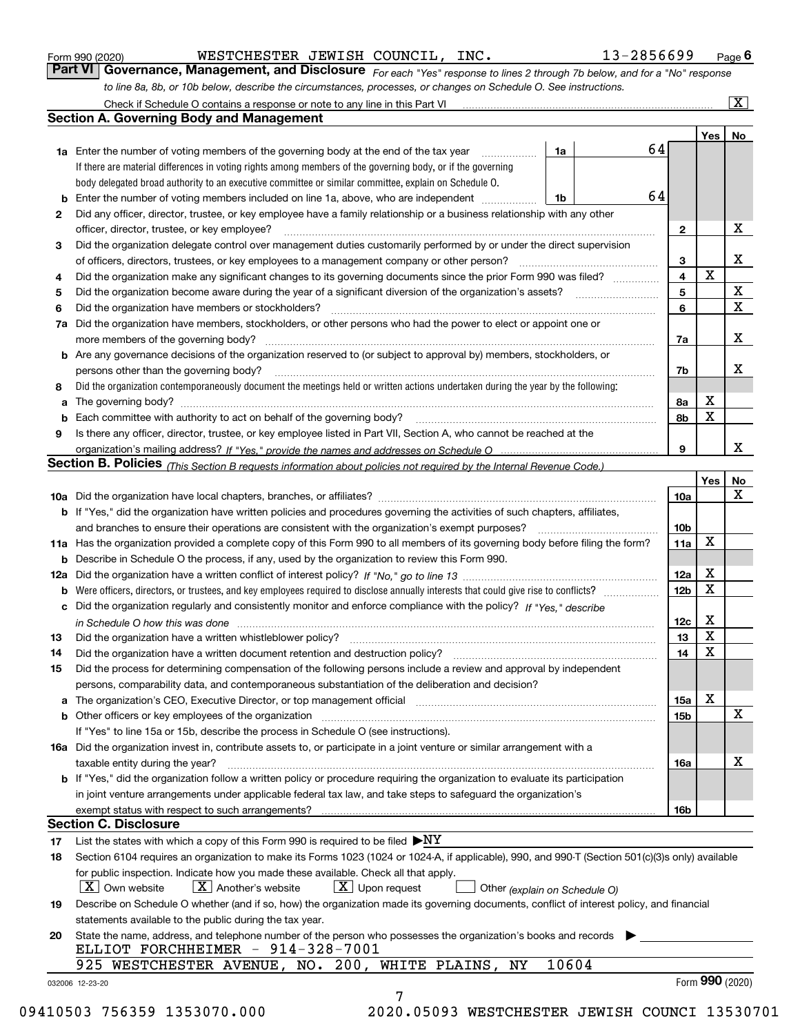Form 990 (2020) WESTCHESTER JEWISH COUNCIL, INC. 13-2856699 Page 6

## Part VI Governance, Management, and Disclosure

*For each "Yes" response to lines 2 through 7b below, and for a "No" response to line 8a, 8b, or 10b below, describe the circumstances, processes, or changes on Schedule O. See instructions.*

Check if Schedule O contains a response or note to any line in this Part VI ..... [X]

### Section A. Governing Body and Management

| | | | | Yes | No |
|---|---|---|---|---|---|
| **1a** | Enter the number of voting members of the governing body at the end of the tax year ..... **1a** 64 <br> If there are material differences in voting rights among members of the governing body, or if the governing body delegated broad authority to an executive committee or similar committee, explain on Schedule O. | | | | |
| **b** | Enter the number of voting members included on line 1a, above, who are independent ..... **1b** 64 | | | | |
| **2** | Did any officer, director, trustee, or key employee have a family relationship or a business relationship with any other officer, director, trustee, or key employee? | **2** | | | X |
| **3** | Did the organization delegate control over management duties customarily performed by or under the direct supervision of officers, directors, trustees, or key employees to a management company or other person? | **3** | | | X |
| **4** | Did the organization make any significant changes to its governing documents since the prior Form 990 was filed? | **4** | | X | |
| **5** | Did the organization become aware during the year of a significant diversion of the organization's assets? | **5** | | | X |
| **6** | Did the organization have members or stockholders? | **6** | | | X |
| **7a** | Did the organization have members, stockholders, or other persons who had the power to elect or appoint one or more members of the governing body? | **7a** | | | X |
| **b** | Are any governance decisions of the organization reserved to (or subject to approval by) members, stockholders, or persons other than the governing body? | **7b** | | | X |
| **8** | Did the organization contemporaneously document the meetings held or written actions undertaken during the year by the following: | | | | |
| **a** | The governing body? | **8a** | | X | |
| **b** | Each committee with authority to act on behalf of the governing body? | **8b** | | X | |
| **9** | Is there any officer, director, trustee, or key employee listed in Part VII, Section A, who cannot be reached at the organization's mailing address? *If "Yes," provide the names and addresses on Schedule O* | **9** | | | X |

### Section B. Policies *(This Section B requests information about policies not required by the Internal Revenue Code.)*

| | | | Yes | No |
|---|---|---|---|---|
| **10a** | Did the organization have local chapters, branches, or affiliates? | **10a** | | X |
| **b** | If "Yes," did the organization have written policies and procedures governing the activities of such chapters, affiliates, and branches to ensure their operations are consistent with the organization's exempt purposes? | **10b** | | |
| **11a** | Has the organization provided a complete copy of this Form 990 to all members of its governing body before filing the form? | **11a** | X | |
| **b** | Describe in Schedule O the process, if any, used by the organization to review this Form 990. | | | |
| **12a** | Did the organization have a written conflict of interest policy? *If "No," go to line 13* | **12a** | X | |
| **b** | Were officers, directors, or trustees, and key employees required to disclose annually interests that could give rise to conflicts? | **12b** | X | |
| **c** | Did the organization regularly and consistently monitor and enforce compliance with the policy? *If "Yes," describe in Schedule O how this was done* | **12c** | X | |
| **13** | Did the organization have a written whistleblower policy? | **13** | X | |
| **14** | Did the organization have a written document retention and destruction policy? | **14** | X | |
| **15** | Did the process for determining compensation of the following persons include a review and approval by independent persons, comparability data, and contemporaneous substantiation of the deliberation and decision? | | | |
| **a** | The organization's CEO, Executive Director, or top management official | **15a** | X | |
| **b** | Other officers or key employees of the organization <br> If "Yes" to line 15a or 15b, describe the process in Schedule O (see instructions). | **15b** | | X |
| **16a** | Did the organization invest in, contribute assets to, or participate in a joint venture or similar arrangement with a taxable entity during the year? | **16a** | | X |
| **b** | If "Yes," did the organization follow a written policy or procedure requiring the organization to evaluate its participation in joint venture arrangements under applicable federal tax law, and take steps to safeguard the organization's exempt status with respect to such arrangements? | **16b** | | |

### Section C. Disclosure

**17** List the states with which a copy of this Form 990 is required to be filed ▶NY

**18** Section 6104 requires an organization to make its Forms 1023 (1024 or 1024-A, if applicable), 990, and 990-T (Section 501(c)(3)s only) available for public inspection. Indicate how you made these available. Check all that apply.

[X] Own website [X] Another's website [X] Upon request [ ] Other *(explain on Schedule O)*

**19** Describe on Schedule O whether (and if so, how) the organization made its governing documents, conflict of interest policy, and financial statements available to the public during the tax year.

**20** State the name, address, and telephone number of the person who possesses the organization's books and records ▶

ELLIOT FORCHHEIMER - 914-328-7001
925 WESTCHESTER AVENUE, NO. 200, WHITE PLAINS, NY 10604

032006 12-23-20 Form **990** (2020)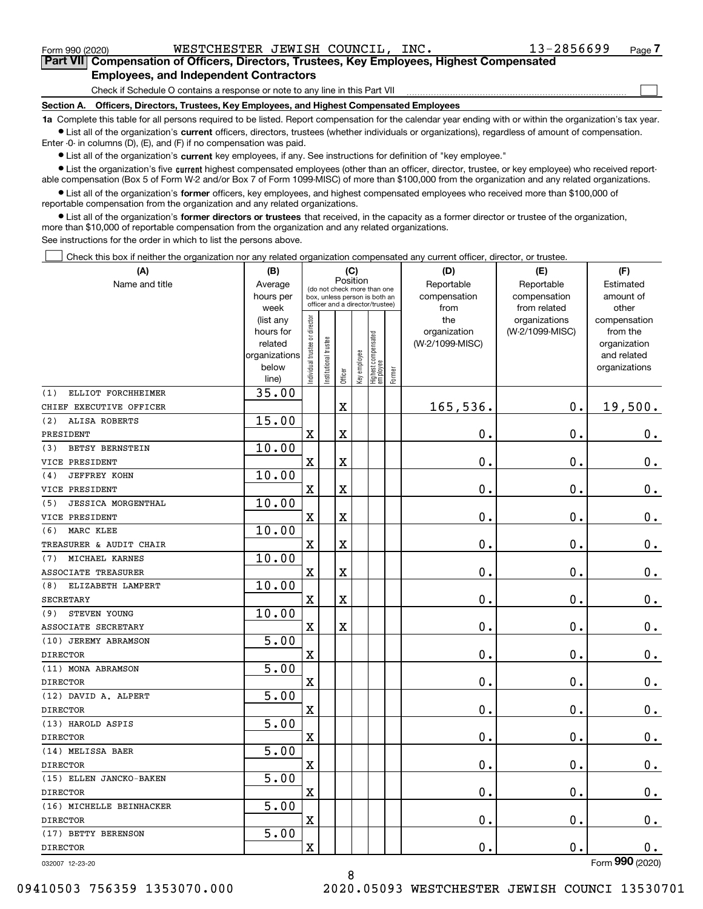Form 990 (2020) WESTCHESTER JEWISH COUNCIL, INC. 13-2856699 Page 7

**Part VII Compensation of Officers, Directors, Trustees, Key Employees, Highest Compensated Employees, and Independent Contractors**

Check if Schedule O contains a response or note to any line in this Part VII

**Section A. Officers, Directors, Trustees, Key Employees, and Highest Compensated Employees**

**1a** Complete this table for all persons required to be listed. Report compensation for the calendar year ending with or within the organization's tax year.

- List all of the organization's **current** officers, directors, trustees (whether individuals or organizations), regardless of amount of compensation. Enter -0- in columns (D), (E), and (F) if no compensation was paid.
- List all of the organization's **current** key employees, if any. See instructions for definition of "key employee."
- List the organization's five **current** highest compensated employees (other than an officer, director, trustee, or key employee) who received reportable compensation (Box 5 of Form W-2 and/or Box 7 of Form 1099-MISC) of more than $100,000 from the organization and any related organizations.
- List all of the organization's **former** officers, key employees, and highest compensated employees who received more than $100,000 of reportable compensation from the organization and any related organizations.
- List all of the organization's **former directors or trustees** that received, in the capacity as a former director or trustee of the organization, more than $10,000 of reportable compensation from the organization and any related organizations.

See instructions for the order in which to list the persons above.

Check this box if neither the organization nor any related organization compensated any current officer, director, or trustee.

| (A) Name and title | (B) Average hours per week (list any hours for related organizations below line) | (C) Position: Individual trustee or director | Institutional trustee | Officer | Key employee | Highest compensated employee | Former | (D) Reportable compensation from the organization (W-2/1099-MISC) | (E) Reportable compensation from related organizations (W-2/1099-MISC) | (F) Estimated amount of other compensation from the organization and related organizations |
|---|---|---|---|---|---|---|---|---|---|---|
| (1) ELLIOT FORCHHEIMER CHIEF EXECUTIVE OFFICER | 35.00 | | | X | | | | 165,536. | 0. | 19,500. |
| (2) ALISA ROBERTS PRESIDENT | 15.00 | X | | X | | | | 0. | 0. | 0. |
| (3) BETSY BERNSTEIN VICE PRESIDENT | 10.00 | X | | X | | | | 0. | 0. | 0. |
| (4) JEFFREY KOHN VICE PRESIDENT | 10.00 | X | | X | | | | 0. | 0. | 0. |
| (5) JESSICA MORGENTHAL VICE PRESIDENT | 10.00 | X | | X | | | | 0. | 0. | 0. |
| (6) MARC KLEE TREASURER & AUDIT CHAIR | 10.00 | X | | X | | | | 0. | 0. | 0. |
| (7) MICHAEL KARNES ASSOCIATE TREASURER | 10.00 | X | | X | | | | 0. | 0. | 0. |
| (8) ELIZABETH LAMPERT SECRETARY | 10.00 | X | | X | | | | 0. | 0. | 0. |
| (9) STEVEN YOUNG ASSOCIATE SECRETARY | 10.00 | X | | X | | | | 0. | 0. | 0. |
| (10) JEREMY ABRAMSON DIRECTOR | 5.00 | X | | | | | | 0. | 0. | 0. |
| (11) MONA ABRAMSON DIRECTOR | 5.00 | X | | | | | | 0. | 0. | 0. |
| (12) DAVID A. ALPERT DIRECTOR | 5.00 | X | | | | | | 0. | 0. | 0. |
| (13) HAROLD ASPIS DIRECTOR | 5.00 | X | | | | | | 0. | 0. | 0. |
| (14) MELISSA BAER DIRECTOR | 5.00 | X | | | | | | 0. | 0. | 0. |
| (15) ELLEN JANCKO-BAKEN DIRECTOR | 5.00 | X | | | | | | 0. | 0. | 0. |
| (16) MICHELLE BEINHACKER DIRECTOR | 5.00 | X | | | | | | 0. | 0. | 0. |
| (17) BETTY BERENSON DIRECTOR | 5.00 | X | | | | | | 0. | 0. | 0. |

032007 12-23-20

Form 990 (2020)

09410503 756359 1353070.000 2020.05093 WESTCHESTER JEWISH COUNCI 13530701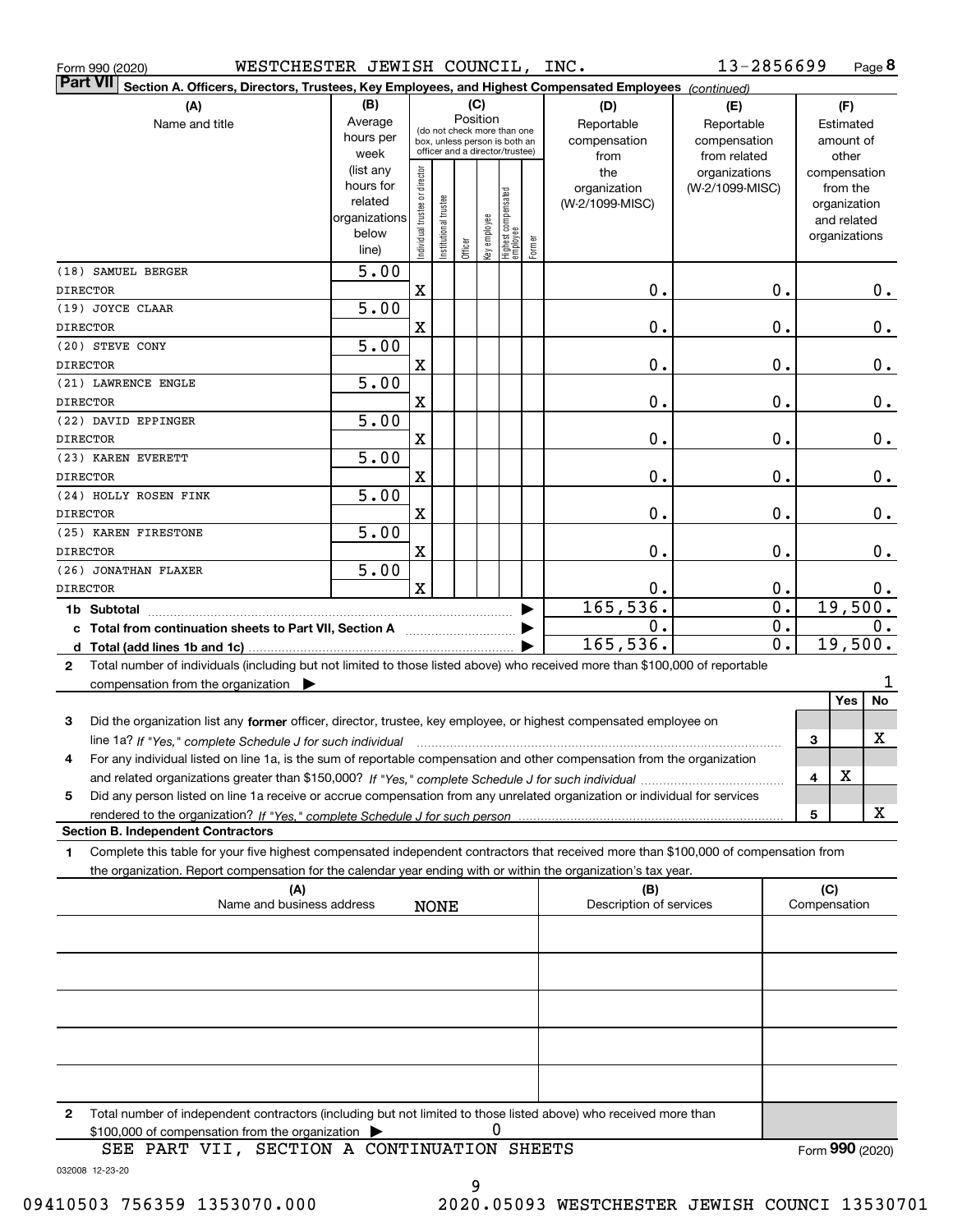Form 990 (2020) WESTCHESTER JEWISH COUNCIL, INC. 13-2856699 Page **8**

**Part VII** Section A. Officers, Directors, Trustees, Key Employees, and Highest Compensated Employees *(continued)*

| (A) Name and title | (B) Average hours per week (list any hours for related organizations below line) | (C) Position: Individual trustee or director | Institutional trustee | Officer | Key employee | Highest compensated employee | Former | (D) Reportable compensation from the organization (W-2/1099-MISC) | (E) Reportable compensation from related organizations (W-2/1099-MISC) | (F) Estimated amount of other compensation from the organization and related organizations |
|---|---|---|---|---|---|---|---|---|---|---|
| (18) SAMUEL BERGER DIRECTOR | 5.00 | X | | | | | | 0. | 0. | 0. |
| (19) JOYCE CLAAR DIRECTOR | 5.00 | X | | | | | | 0. | 0. | 0. |
| (20) STEVE CONY DIRECTOR | 5.00 | X | | | | | | 0. | 0. | 0. |
| (21) LAWRENCE ENGLE DIRECTOR | 5.00 | X | | | | | | 0. | 0. | 0. |
| (22) DAVID EPPINGER DIRECTOR | 5.00 | X | | | | | | 0. | 0. | 0. |
| (23) KAREN EVERETT DIRECTOR | 5.00 | X | | | | | | 0. | 0. | 0. |
| (24) HOLLY ROSEN FINK DIRECTOR | 5.00 | X | | | | | | 0. | 0. | 0. |
| (25) KAREN FIRESTONE DIRECTOR | 5.00 | X | | | | | | 0. | 0. | 0. |
| (26) JONATHAN FLAXER DIRECTOR | 5.00 | X | | | | | | 0. | 0. | 0. |
| **1b Subtotal** | | | | | | | | 165,536. | 0. | 19,500. |
| **c Total from continuation sheets to Part VII, Section A** | | | | | | | | 0. | 0. | 0. |
| **d Total (add lines 1b and 1c)** | | | | | | | | 165,536. | 0. | 19,500. |

**2** Total number of individuals (including but not limited to those listed above) who received more than $100,000 of reportable compensation from the organization ▶ 1

| | | Yes | No |
|---|---|---|---|
| **3** Did the organization list any **former** officer, director, trustee, key employee, or highest compensated employee on line 1a? *If "Yes," complete Schedule J for such individual* | 3 | | X |
| **4** For any individual listed on line 1a, is the sum of reportable compensation and other compensation from the organization and related organizations greater than $150,000? *If "Yes," complete Schedule J for such individual* | 4 | X | |
| **5** Did any person listed on line 1a receive or accrue compensation from any unrelated organization or individual for services rendered to the organization? *If "Yes," complete Schedule J for such person* | 5 | | X |

**Section B. Independent Contractors**

**1** Complete this table for your five highest compensated independent contractors that received more than $100,000 of compensation from the organization. Report compensation for the calendar year ending with or within the organization's tax year.

| (A) Name and business address | (B) Description of services | (C) Compensation |
|---|---|---|
| NONE | | |
| | | |
| | | |
| | | |
| | | |

**2** Total number of independent contractors (including but not limited to those listed above) who received more than $100,000 of compensation from the organization ▶ 0

SEE PART VII, SECTION A CONTINUATION SHEETS

Form **990** (2020)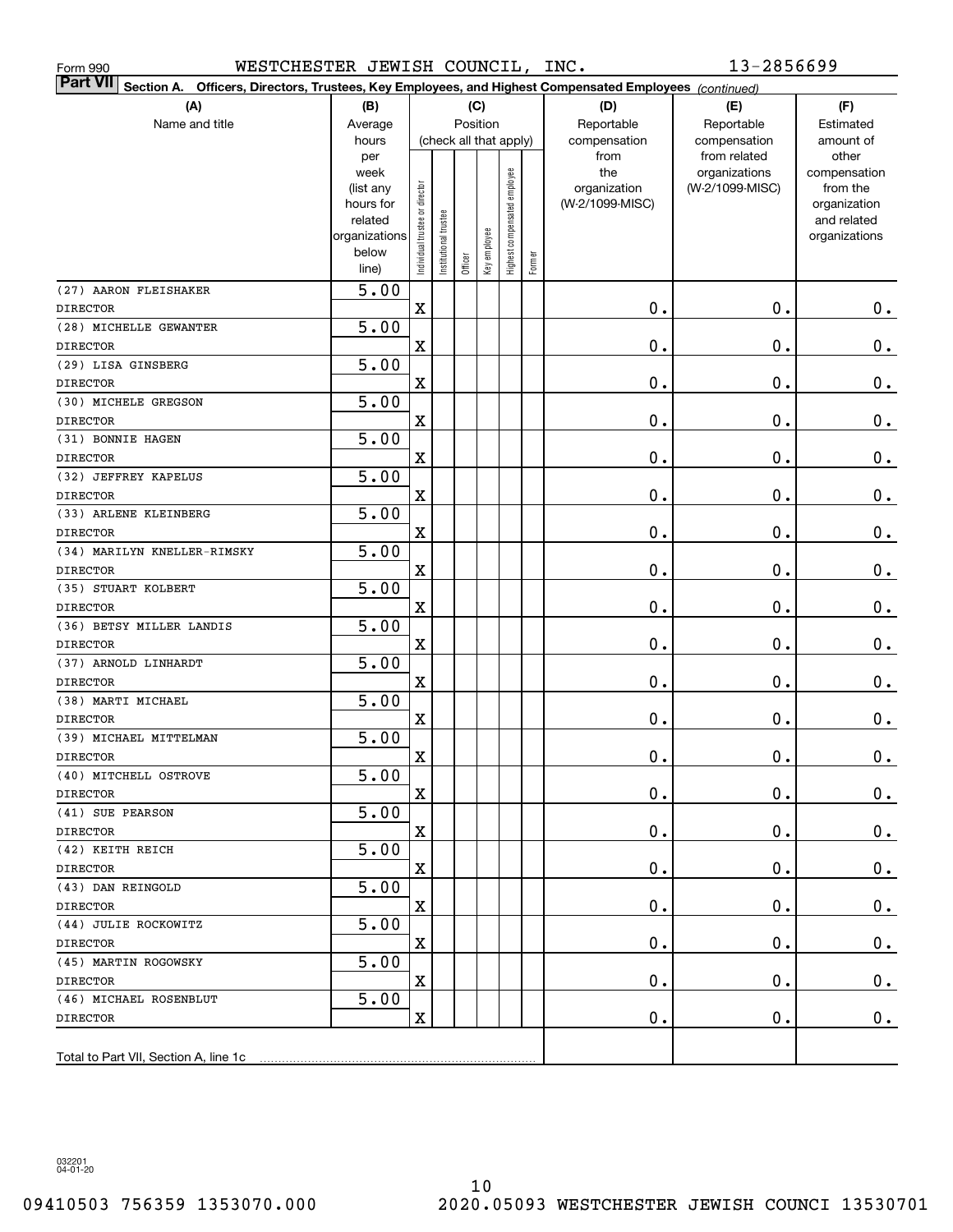Form 990 WESTCHESTER JEWISH COUNCIL, INC. 13-2856699

**Part VII Section A. Officers, Directors, Trustees, Key Employees, and Highest Compensated Employees** *(continued)*

| (A) Name and title | (B) Average hours per week (list any hours for related organizations below line) | (C) Position (check all that apply): Individual trustee or director | Institutional trustee | Officer | Key employee | Highest compensated employee | Former | (D) Reportable compensation from the organization (W-2/1099-MISC) | (E) Reportable compensation from related organizations (W-2/1099-MISC) | (F) Estimated amount of other compensation from the organization and related organizations |
|---|---|---|---|---|---|---|---|---|---|---|
| (27) AARON FLEISHAKER<br>DIRECTOR | 5.00 | X | | | | | | 0. | 0. | 0. |
| (28) MICHELLE GEWANTER<br>DIRECTOR | 5.00 | X | | | | | | 0. | 0. | 0. |
| (29) LISA GINSBERG<br>DIRECTOR | 5.00 | X | | | | | | 0. | 0. | 0. |
| (30) MICHELE GREGSON<br>DIRECTOR | 5.00 | X | | | | | | 0. | 0. | 0. |
| (31) BONNIE HAGEN<br>DIRECTOR | 5.00 | X | | | | | | 0. | 0. | 0. |
| (32) JEFFREY KAPELUS<br>DIRECTOR | 5.00 | X | | | | | | 0. | 0. | 0. |
| (33) ARLENE KLEINBERG<br>DIRECTOR | 5.00 | X | | | | | | 0. | 0. | 0. |
| (34) MARILYN KNELLER-RIMSKY<br>DIRECTOR | 5.00 | X | | | | | | 0. | 0. | 0. |
| (35) STUART KOLBERT<br>DIRECTOR | 5.00 | X | | | | | | 0. | 0. | 0. |
| (36) BETSY MILLER LANDIS<br>DIRECTOR | 5.00 | X | | | | | | 0. | 0. | 0. |
| (37) ARNOLD LINHARDT<br>DIRECTOR | 5.00 | X | | | | | | 0. | 0. | 0. |
| (38) MARTI MICHAEL<br>DIRECTOR | 5.00 | X | | | | | | 0. | 0. | 0. |
| (39) MICHAEL MITTELMAN<br>DIRECTOR | 5.00 | X | | | | | | 0. | 0. | 0. |
| (40) MITCHELL OSTROVE<br>DIRECTOR | 5.00 | X | | | | | | 0. | 0. | 0. |
| (41) SUE PEARSON<br>DIRECTOR | 5.00 | X | | | | | | 0. | 0. | 0. |
| (42) KEITH REICH<br>DIRECTOR | 5.00 | X | | | | | | 0. | 0. | 0. |
| (43) DAN REINGOLD<br>DIRECTOR | 5.00 | X | | | | | | 0. | 0. | 0. |
| (44) JULIE ROCKOWITZ<br>DIRECTOR | 5.00 | X | | | | | | 0. | 0. | 0. |
| (45) MARTIN ROGOWSKY<br>DIRECTOR | 5.00 | X | | | | | | 0. | 0. | 0. |
| (46) MICHAEL ROSENBLUT<br>DIRECTOR | 5.00 | X | | | | | | 0. | 0. | 0. |
| Total to Part VII, Section A, line 1c | | | | | | | | | | |

032201 04-01-20

09410503 756359 1353070.000 2020.05093 WESTCHESTER JEWISH COUNCI 13530701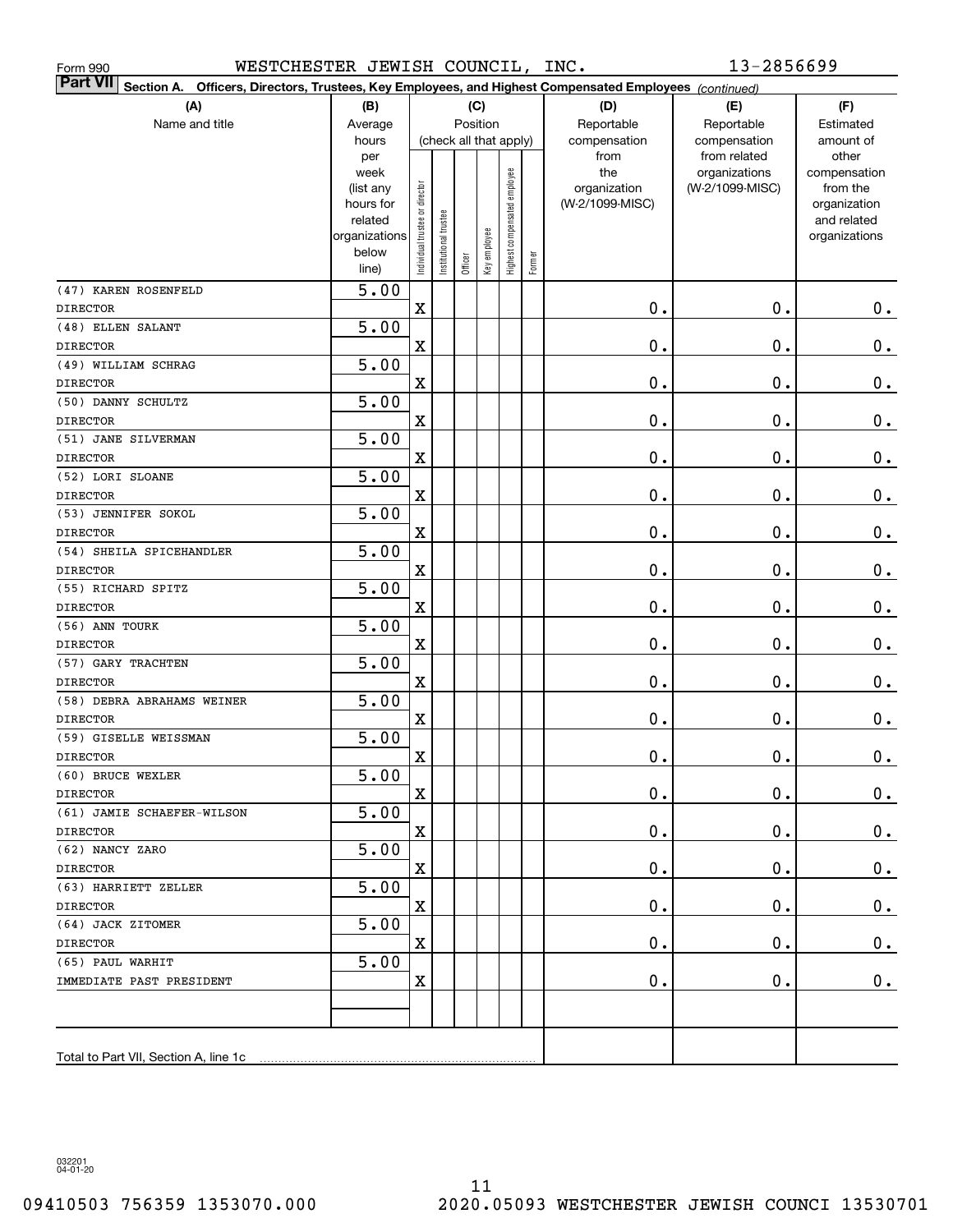Form 990  WESTCHESTER JEWISH COUNCIL, INC.  13-2856699

**Part VII  Section A. Officers, Directors, Trustees, Key Employees, and Highest Compensated Employees** *(continued)*

| (A) Name and title | (B) Average hours per week (list any hours for related organizations below line) | (C) Position (check all that apply): Individual trustee or director | Institutional trustee | Officer | Key employee | Highest compensated employee | Former | (D) Reportable compensation from the organization (W-2/1099-MISC) | (E) Reportable compensation from related organizations (W-2/1099-MISC) | (F) Estimated amount of other compensation from the organization and related organizations |
|---|---|---|---|---|---|---|---|---|---|---|
| (47) KAREN ROSENFELD<br>DIRECTOR | 5.00 | X | | | | | | 0. | 0. | 0. |
| (48) ELLEN SALANT<br>DIRECTOR | 5.00 | X | | | | | | 0. | 0. | 0. |
| (49) WILLIAM SCHRAG<br>DIRECTOR | 5.00 | X | | | | | | 0. | 0. | 0. |
| (50) DANNY SCHULTZ<br>DIRECTOR | 5.00 | X | | | | | | 0. | 0. | 0. |
| (51) JANE SILVERMAN<br>DIRECTOR | 5.00 | X | | | | | | 0. | 0. | 0. |
| (52) LORI SLOANE<br>DIRECTOR | 5.00 | X | | | | | | 0. | 0. | 0. |
| (53) JENNIFER SOKOL<br>DIRECTOR | 5.00 | X | | | | | | 0. | 0. | 0. |
| (54) SHEILA SPICEHANDLER<br>DIRECTOR | 5.00 | X | | | | | | 0. | 0. | 0. |
| (55) RICHARD SPITZ<br>DIRECTOR | 5.00 | X | | | | | | 0. | 0. | 0. |
| (56) ANN TOURK<br>DIRECTOR | 5.00 | X | | | | | | 0. | 0. | 0. |
| (57) GARY TRACHTEN<br>DIRECTOR | 5.00 | X | | | | | | 0. | 0. | 0. |
| (58) DEBRA ABRAHAMS WEINER<br>DIRECTOR | 5.00 | X | | | | | | 0. | 0. | 0. |
| (59) GISELLE WEISSMAN<br>DIRECTOR | 5.00 | X | | | | | | 0. | 0. | 0. |
| (60) BRUCE WEXLER<br>DIRECTOR | 5.00 | X | | | | | | 0. | 0. | 0. |
| (61) JAMIE SCHAEFER-WILSON<br>DIRECTOR | 5.00 | X | | | | | | 0. | 0. | 0. |
| (62) NANCY ZARO<br>DIRECTOR | 5.00 | X | | | | | | 0. | 0. | 0. |
| (63) HARRIETT ZELLER<br>DIRECTOR | 5.00 | X | | | | | | 0. | 0. | 0. |
| (64) JACK ZITOMER<br>DIRECTOR | 5.00 | X | | | | | | 0. | 0. | 0. |
| (65) PAUL WARHIT<br>IMMEDIATE PAST PRESIDENT | 5.00 | X | | | | | | 0. | 0. | 0. |
| | | | | | | | | | | |
| Total to Part VII, Section A, line 1c | | | | | | | | | | |

032201 04-01-20

09410503 756359 1353070.000  2020.05093 WESTCHESTER JEWISH COUNCI 13530701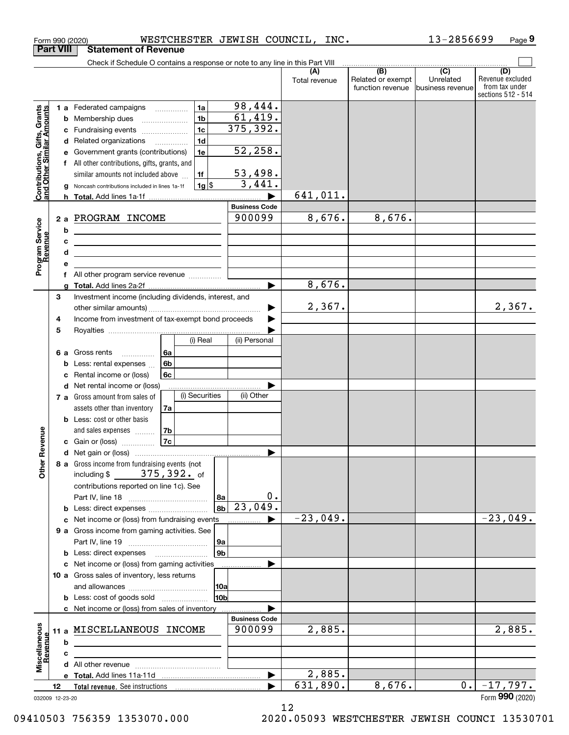Form 990 (2020) WESTCHESTER JEWISH COUNCIL, INC. 13-2856699 Page 9

## Part VIII Statement of Revenue

Check if Schedule O contains a response or note to any line in this Part VIII

| | | | | (A) Total revenue | (B) Related or exempt function revenue | (C) Unrelated business revenue | (D) Revenue excluded from tax under sections 512 - 514 |
|---|---|---|---|---|---|---|---|
| **Contributions, Gifts, Grants and Other Similar Amounts** | 1 a Federated campaigns | 1a | 98,444. | | | | |
| | b Membership dues | 1b | 61,419. | | | | |
| | c Fundraising events | 1c | 375,392. | | | | |
| | d Related organizations | 1d | | | | | |
| | e Government grants (contributions) | 1e | 52,258. | | | | |
| | f All other contributions, gifts, grants, and similar amounts not included above | 1f | 53,498. | | | | |
| | g Noncash contributions included in lines 1a-1f | 1g $ | 3,441. | | | | |
| | h **Total.** Add lines 1a-1f | | | 641,011. | | | |
| | | | **Business Code** | | | | |
| **Program Service Revenue** | 2 a PROGRAM INCOME | | 900099 | 8,676. | 8,676. | | |
| | b | | | | | | |
| | c | | | | | | |
| | d | | | | | | |
| | e | | | | | | |
| | f All other program service revenue | | | | | | |
| | g **Total.** Add lines 2a-2f | | | 8,676. | | | |
| **Other Revenue** | 3 Investment income (including dividends, interest, and other similar amounts) | | | 2,367. | | | 2,367. |
| | 4 Income from investment of tax-exempt bond proceeds | | | | | | |
| | 5 Royalties | | | | | | |
| | | (i) Real | (ii) Personal | | | | |
| | 6 a Gross rents (6a) | | | | | | |
| | b Less: rental expenses (6b) | | | | | | |
| | c Rental income or (loss) (6c) | | | | | | |
| | d Net rental income or (loss) | | | | | | |
| | | (i) Securities | (ii) Other | | | | |
| | 7 a Gross amount from sales of assets other than inventory (7a) | | | | | | |
| | b Less: cost or other basis and sales expenses (7b) | | | | | | |
| | c Gain or (loss) (7c) | | | | | | |
| | d Net gain or (loss) | | | | | | |
| | 8 a Gross income from fundraising events (not including $ 375,392. of contributions reported on line 1c). See Part IV, line 18 | 8a | 0. | | | | |
| | b Less: direct expenses | 8b | 23,049. | | | | |
| | c Net income or (loss) from fundraising events | | | -23,049. | | | -23,049. |
| | 9 a Gross income from gaming activities. See Part IV, line 19 | 9a | | | | | |
| | b Less: direct expenses | 9b | | | | | |
| | c Net income or (loss) from gaming activities | | | | | | |
| | 10 a Gross sales of inventory, less returns and allowances | 10a | | | | | |
| | b Less: cost of goods sold | 10b | | | | | |
| | c Net income or (loss) from sales of inventory | | | | | | |
| | | | **Business Code** | | | | |
| **Miscellaneous Revenue** | 11 a MISCELLANEOUS INCOME | | 900099 | 2,885. | | | 2,885. |
| | b | | | | | | |
| | c | | | | | | |
| | d All other revenue | | | | | | |
| | e **Total.** Add lines 11a-11d | | | 2,885. | | | |
| | 12 **Total revenue.** See instructions | | | 631,890. | 8,676. | 0. | -17,797. |

032009 12-23-20 Form **990** (2020)

09410503 756359 1353070.000 2020.05093 WESTCHESTER JEWISH COUNCI 13530701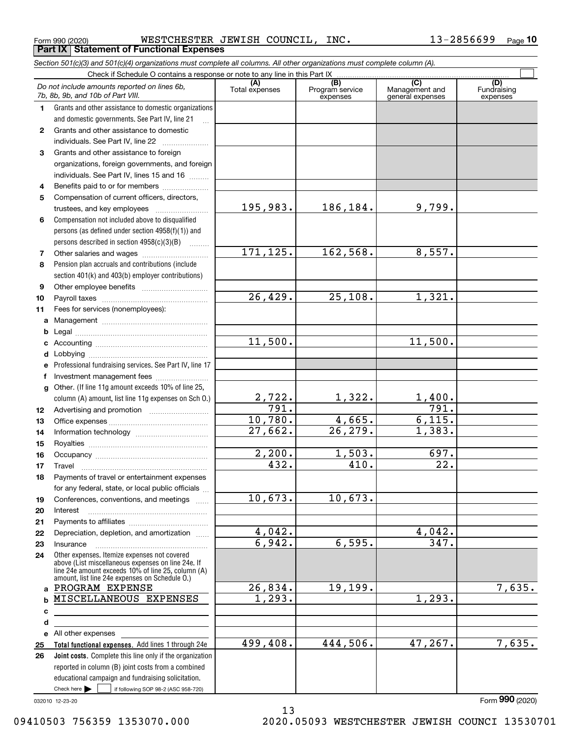Form 990 (2020) WESTCHESTER JEWISH COUNCIL, INC. 13-2856699 Page 10

## Part IX Statement of Functional Expenses

*Section 501(c)(3) and 501(c)(4) organizations must complete all columns. All other organizations must complete column (A).*

Check if Schedule O contains a response or note to any line in this Part IX

| *Do not include amounts reported on lines 6b, 7b, 8b, 9b, and 10b of Part VIII.* | (A) Total expenses | (B) Program service expenses | (C) Management and general expenses | (D) Fundraising expenses |
|---|---|---|---|---|
| 1 Grants and other assistance to domestic organizations and domestic governments. See Part IV, line 21 | | | | |
| 2 Grants and other assistance to domestic individuals. See Part IV, line 22 | | | | |
| 3 Grants and other assistance to foreign organizations, foreign governments, and foreign individuals. See Part IV, lines 15 and 16 | | | | |
| 4 Benefits paid to or for members | | | | |
| 5 Compensation of current officers, directors, trustees, and key employees | 195,983. | 186,184. | 9,799. | |
| 6 Compensation not included above to disqualified persons (as defined under section 4958(f)(1)) and persons described in section 4958(c)(3)(B) | | | | |
| 7 Other salaries and wages | 171,125. | 162,568. | 8,557. | |
| 8 Pension plan accruals and contributions (include section 401(k) and 403(b) employer contributions) | | | | |
| 9 Other employee benefits | | | | |
| 10 Payroll taxes | 26,429. | 25,108. | 1,321. | |
| 11 Fees for services (nonemployees): | | | | |
| a Management | | | | |
| b Legal | | | | |
| c Accounting | 11,500. | | 11,500. | |
| d Lobbying | | | | |
| e Professional fundraising services. See Part IV, line 17 | | | | |
| f Investment management fees | | | | |
| g Other. (If line 11g amount exceeds 10% of line 25, column (A) amount, list line 11g expenses on Sch O.) | 2,722. | 1,322. | 1,400. | |
| 12 Advertising and promotion | 791. | | 791. | |
| 13 Office expenses | 10,780. | 4,665. | 6,115. | |
| 14 Information technology | 27,662. | 26,279. | 1,383. | |
| 15 Royalties | | | | |
| 16 Occupancy | 2,200. | 1,503. | 697. | |
| 17 Travel | 432. | 410. | 22. | |
| 18 Payments of travel or entertainment expenses for any federal, state, or local public officials | | | | |
| 19 Conferences, conventions, and meetings | 10,673. | 10,673. | | |
| 20 Interest | | | | |
| 21 Payments to affiliates | | | | |
| 22 Depreciation, depletion, and amortization | 4,042. | | 4,042. | |
| 23 Insurance | 6,942. | 6,595. | 347. | |
| 24 Other expenses. Itemize expenses not covered above (List miscellaneous expenses on line 24e. If line 24e amount exceeds 10% of line 25, column (A) amount, list line 24e expenses on Schedule O.) | | | | |
| a PROGRAM EXPENSE | 26,834. | 19,199. | | 7,635. |
| b MISCELLANEOUS EXPENSES | 1,293. | | 1,293. | |
| c | | | | |
| d | | | | |
| e All other expenses | | | | |
| 25 **Total functional expenses.** Add lines 1 through 24e | 499,408. | 444,506. | 47,267. | 7,635. |
| 26 **Joint costs.** Complete this line only if the organization reported in column (B) joint costs from a combined educational campaign and fundraising solicitation. Check here ☐ if following SOP 98-2 (ASC 958-720) | | | | |

032010 12-23-20 Form 990 (2020)

09410503 756359 1353070.000 2020.05093 WESTCHESTER JEWISH COUNCI 13530701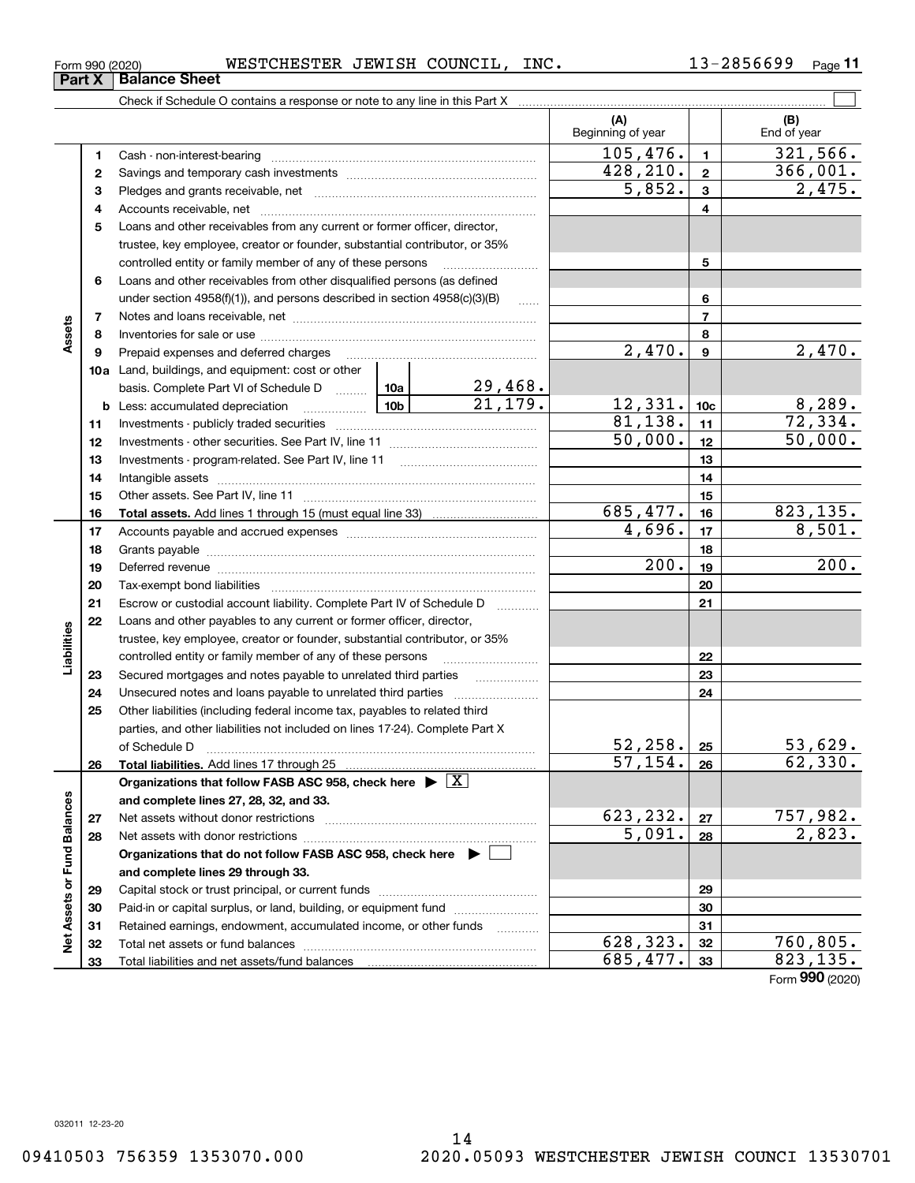Form 990 (2020) WESTCHESTER JEWISH COUNCIL, INC. 13-2856699 Page 11

**Part X | Balance Sheet**

Check if Schedule O contains a response or note to any line in this Part X ☐

| | | | | (A) Beginning of year | | (B) End of year |
|---|---|---|---|---|---|---|
| **Assets** | 1 | Cash - non-interest-bearing | | 105,476. | 1 | 321,566. |
| | 2 | Savings and temporary cash investments | | 428,210. | 2 | 366,001. |
| | 3 | Pledges and grants receivable, net | | 5,852. | 3 | 2,475. |
| | 4 | Accounts receivable, net | | | 4 | |
| | 5 | Loans and other receivables from any current or former officer, director, trustee, key employee, creator or founder, substantial contributor, or 35% controlled entity or family member of any of these persons | | | 5 | |
| | 6 | Loans and other receivables from other disqualified persons (as defined under section 4958(f)(1)), and persons described in section 4958(c)(3)(B) | | | 6 | |
| | 7 | Notes and loans receivable, net | | | 7 | |
| | 8 | Inventories for sale or use | | | 8 | |
| | 9 | Prepaid expenses and deferred charges | | 2,470. | 9 | 2,470. |
| | 10a | Land, buildings, and equipment: cost or other basis. Complete Part VI of Schedule D | 10a 29,468. | | | |
| | b | Less: accumulated depreciation | 10b 21,179. | 12,331. | 10c | 8,289. |
| | 11 | Investments - publicly traded securities | | 81,138. | 11 | 72,334. |
| | 12 | Investments - other securities. See Part IV, line 11 | | 50,000. | 12 | 50,000. |
| | 13 | Investments - program-related. See Part IV, line 11 | | | 13 | |
| | 14 | Intangible assets | | | 14 | |
| | 15 | Other assets. See Part IV, line 11 | | | 15 | |
| | 16 | **Total assets.** Add lines 1 through 15 (must equal line 33) | | 685,477. | 16 | 823,135. |
| **Liabilities** | 17 | Accounts payable and accrued expenses | | 4,696. | 17 | 8,501. |
| | 18 | Grants payable | | | 18 | |
| | 19 | Deferred revenue | | 200. | 19 | 200. |
| | 20 | Tax-exempt bond liabilities | | | 20 | |
| | 21 | Escrow or custodial account liability. Complete Part IV of Schedule D | | | 21 | |
| | 22 | Loans and other payables to any current or former officer, director, trustee, key employee, creator or founder, substantial contributor, or 35% controlled entity or family member of any of these persons | | | 22 | |
| | 23 | Secured mortgages and notes payable to unrelated third parties | | | 23 | |
| | 24 | Unsecured notes and loans payable to unrelated third parties | | | 24 | |
| | 25 | Other liabilities (including federal income tax, payables to related third parties, and other liabilities not included on lines 17-24). Complete Part X of Schedule D | | 52,258. | 25 | 53,629. |
| | 26 | **Total liabilities.** Add lines 17 through 25 | | 57,154. | 26 | 62,330. |
| **Net Assets or Fund Balances** | | **Organizations that follow FASB ASC 958, check here ▶ ☒ and complete lines 27, 28, 32, and 33.** | | | | |
| | 27 | Net assets without donor restrictions | | 623,232. | 27 | 757,982. |
| | 28 | Net assets with donor restrictions | | 5,091. | 28 | 2,823. |
| | | **Organizations that do not follow FASB ASC 958, check here ▶ ☐ and complete lines 29 through 33.** | | | | |
| | 29 | Capital stock or trust principal, or current funds | | | 29 | |
| | 30 | Paid-in or capital surplus, or land, building, or equipment fund | | | 30 | |
| | 31 | Retained earnings, endowment, accumulated income, or other funds | | | 31 | |
| | 32 | Total net assets or fund balances | | 628,323. | 32 | 760,805. |
| | 33 | Total liabilities and net assets/fund balances | | 685,477. | 33 | 823,135. |

Form **990** (2020)

032011 12-23-20

09410503 756359 1353070.000 2020.05093 WESTCHESTER JEWISH COUNCI 13530701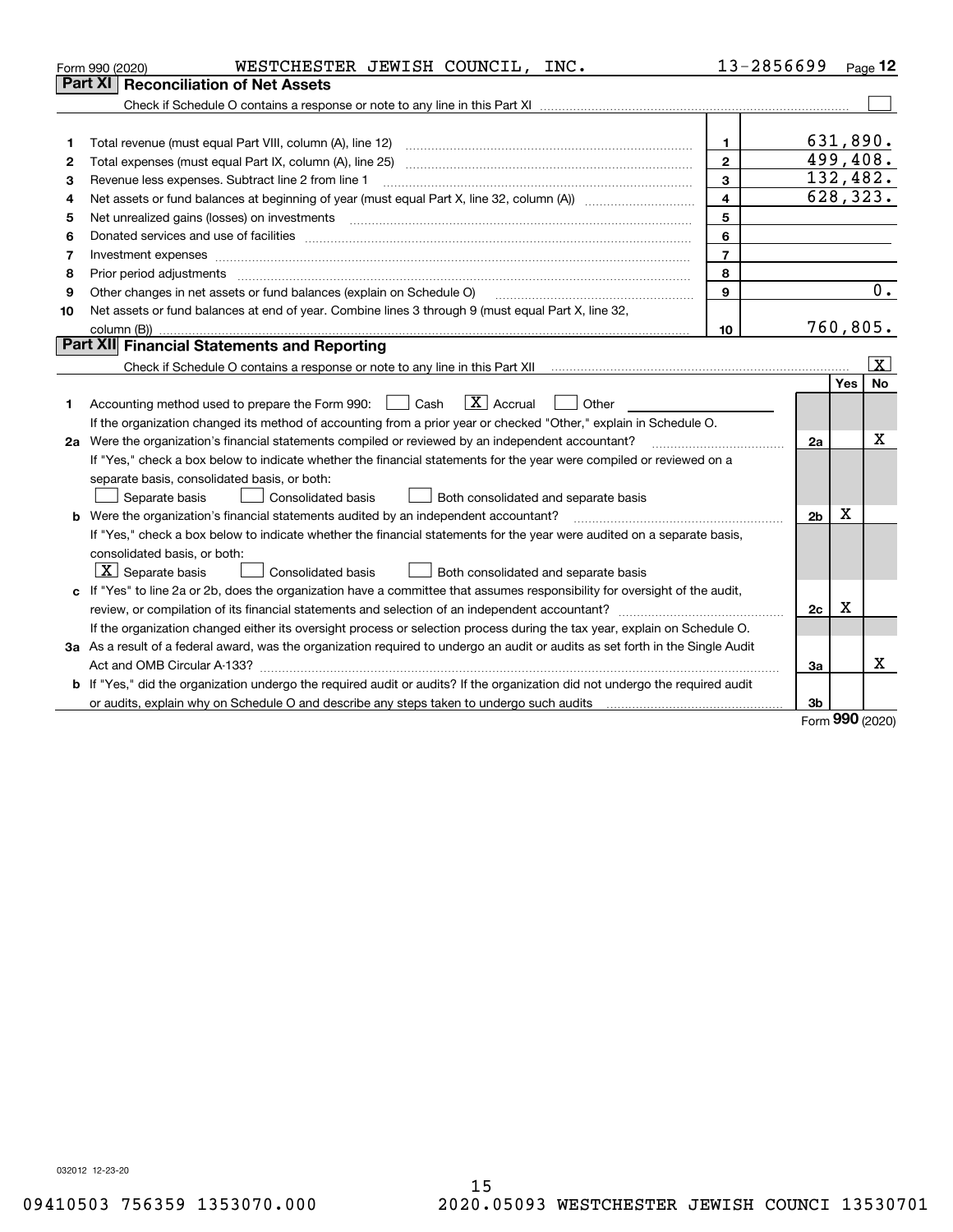Form 990 (2020) WESTCHESTER JEWISH COUNCIL, INC. 13-2856699 Page 12

## Part XI Reconciliation of Net Assets

Check if Schedule O contains a response or note to any line in this Part XI ☐

| | | | |
|---|---|---|---|
| 1 | Total revenue (must equal Part VIII, column (A), line 12) | 1 | 631,890. |
| 2 | Total expenses (must equal Part IX, column (A), line 25) | 2 | 499,408. |
| 3 | Revenue less expenses. Subtract line 2 from line 1 | 3 | 132,482. |
| 4 | Net assets or fund balances at beginning of year (must equal Part X, line 32, column (A)) | 4 | 628,323. |
| 5 | Net unrealized gains (losses) on investments | 5 | |
| 6 | Donated services and use of facilities | 6 | |
| 7 | Investment expenses | 7 | |
| 8 | Prior period adjustments | 8 | |
| 9 | Other changes in net assets or fund balances (explain on Schedule O) | 9 | 0. |
| 10 | Net assets or fund balances at end of year. Combine lines 3 through 9 (must equal Part X, line 32, column (B)) | 10 | 760,805. |

## Part XII Financial Statements and Reporting

Check if Schedule O contains a response or note to any line in this Part XII ☒

| | | | Yes | No |
|---|---|---|---|---|
| 1 | Accounting method used to prepare the Form 990: ☐ Cash ☒ Accrual ☐ Other<br>If the organization changed its method of accounting from a prior year or checked "Other," explain in Schedule O. | | | |
| 2a | Were the organization's financial statements compiled or reviewed by an independent accountant?<br>If "Yes," check a box below to indicate whether the financial statements for the year were compiled or reviewed on a separate basis, consolidated basis, or both:<br>☐ Separate basis ☐ Consolidated basis ☐ Both consolidated and separate basis | 2a | | X |
| b | Were the organization's financial statements audited by an independent accountant?<br>If "Yes," check a box below to indicate whether the financial statements for the year were audited on a separate basis, consolidated basis, or both:<br>☒ Separate basis ☐ Consolidated basis ☐ Both consolidated and separate basis | 2b | X | |
| c | If "Yes" to line 2a or 2b, does the organization have a committee that assumes responsibility for oversight of the audit, review, or compilation of its financial statements and selection of an independent accountant?<br>If the organization changed either its oversight process or selection process during the tax year, explain on Schedule O. | 2c | X | |
| 3a | As a result of a federal award, was the organization required to undergo an audit or audits as set forth in the Single Audit Act and OMB Circular A-133? | 3a | | X |
| b | If "Yes," did the organization undergo the required audit or audits? If the organization did not undergo the required audit or audits, explain why on Schedule O and describe any steps taken to undergo such audits | 3b | | |

Form 990 (2020)

032012 12-23-20

09410503 756359 1353070.000 2020.05093 WESTCHESTER JEWISH COUNCI 13530701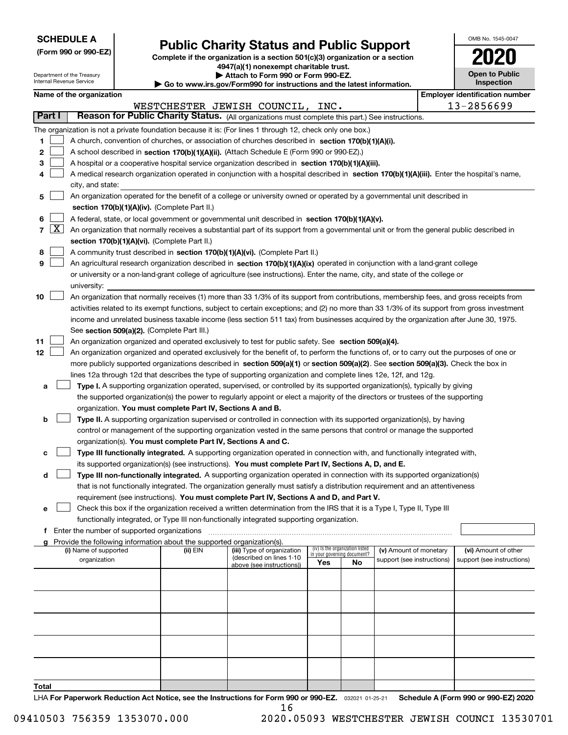**SCHEDULE A**
**(Form 990 or 990-EZ)**

Department of the Treasury
Internal Revenue Service

# Public Charity Status and Public Support

**Complete if the organization is a section 501(c)(3) organization or a section 4947(a)(1) nonexempt charitable trust.**
**▶ Attach to Form 990 or Form 990-EZ.**
**▶ Go to www.irs.gov/Form990 for instructions and the latest information.**

OMB No. 1545-0047

**2020**

**Open to Public Inspection**

**Name of the organization**
WESTCHESTER JEWISH COUNCIL, INC.

**Employer identification number**
13-2856699

## Part I Reason for Public Charity Status. (All organizations must complete this part.) See instructions.

The organization is not a private foundation because it is: (For lines 1 through 12, check only one box.)

1. ☐ A church, convention of churches, or association of churches described in **section 170(b)(1)(A)(i).**
2. ☐ A school described in **section 170(b)(1)(A)(ii).** (Attach Schedule E (Form 990 or 990-EZ).)
3. ☐ A hospital or a cooperative hospital service organization described in **section 170(b)(1)(A)(iii).**
4. ☐ A medical research organization operated in conjunction with a hospital described in **section 170(b)(1)(A)(iii).** Enter the hospital's name, city, and state:
5. ☐ An organization operated for the benefit of a college or university owned or operated by a governmental unit described in **section 170(b)(1)(A)(iv).** (Complete Part II.)
6. ☐ A federal, state, or local government or governmental unit described in **section 170(b)(1)(A)(v).**
7. ☒ An organization that normally receives a substantial part of its support from a governmental unit or from the general public described in **section 170(b)(1)(A)(vi).** (Complete Part II.)
8. ☐ A community trust described in **section 170(b)(1)(A)(vi).** (Complete Part II.)
9. ☐ An agricultural research organization described in **section 170(b)(1)(A)(ix)** operated in conjunction with a land-grant college or university or a non-land-grant college of agriculture (see instructions). Enter the name, city, and state of the college or university:
10. ☐ An organization that normally receives (1) more than 33 1/3% of its support from contributions, membership fees, and gross receipts from activities related to its exempt functions, subject to certain exceptions; and (2) no more than 33 1/3% of its support from gross investment income and unrelated business taxable income (less section 511 tax) from businesses acquired by the organization after June 30, 1975. See **section 509(a)(2).** (Complete Part III.)
11. ☐ An organization organized and operated exclusively to test for public safety. See **section 509(a)(4).**
12. ☐ An organization organized and operated exclusively for the benefit of, to perform the functions of, or to carry out the purposes of one or more publicly supported organizations described in **section 509(a)(1)** or **section 509(a)(2).** See **section 509(a)(3).** Check the box in lines 12a through 12d that describes the type of supporting organization and complete lines 12e, 12f, and 12g.
   - a ☐ **Type I.** A supporting organization operated, supervised, or controlled by its supported organization(s), typically by giving the supported organization(s) the power to regularly appoint or elect a majority of the directors or trustees of the supporting organization. **You must complete Part IV, Sections A and B.**
   - b ☐ **Type II.** A supporting organization supervised or controlled in connection with its supported organization(s), by having control or management of the supporting organization vested in the same persons that control or manage the supported organization(s). **You must complete Part IV, Sections A and C.**
   - c ☐ **Type III functionally integrated.** A supporting organization operated in connection with, and functionally integrated with, its supported organization(s) (see instructions). **You must complete Part IV, Sections A, D, and E.**
   - d ☐ **Type III non-functionally integrated.** A supporting organization operated in connection with its supported organization(s) that is not functionally integrated. The organization generally must satisfy a distribution requirement and an attentiveness requirement (see instructions). **You must complete Part IV, Sections A and D, and Part V.**
   - e ☐ Check this box if the organization received a written determination from the IRS that it is a Type I, Type II, Type III functionally integrated, or Type III non-functionally integrated supporting organization.
   - f Enter the number of supported organizations
   - g Provide the following information about the supported organization(s).

| (i) Name of supported organization | (ii) EIN | (iii) Type of organization (described on lines 1-10 above (see instructions)) | (iv) Is the organization listed in your governing document? Yes | No | (v) Amount of monetary support (see instructions) | (vi) Amount of other support (see instructions) |
|---|---|---|---|---|---|---|
| | | | | | | |
| | | | | | | |
| | | | | | | |
| | | | | | | |
| | | | | | | |
| **Total** | | | | | | |

LHA **For Paperwork Reduction Act Notice, see the Instructions for Form 990 or 990-EZ.** 032021 01-25-21 **Schedule A (Form 990 or 990-EZ) 2020**

09410503 756359 1353070.000 2020.05093 WESTCHESTER JEWISH COUNCI 13530701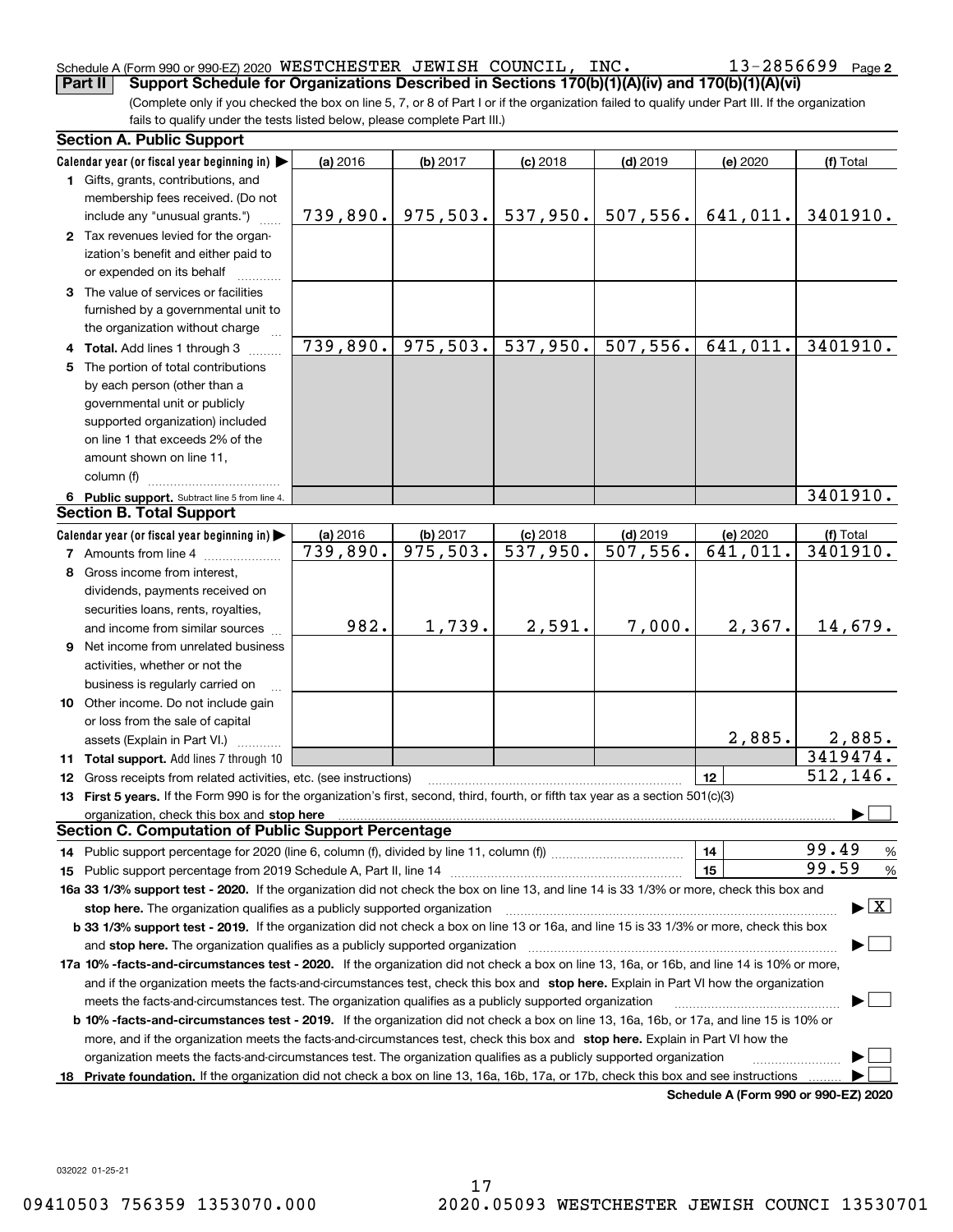Schedule A (Form 990 or 990-EZ) 2020 WESTCHESTER JEWISH COUNCIL, INC. 13-2856699 Page 2

**Part II** **Support Schedule for Organizations Described in Sections 170(b)(1)(A)(iv) and 170(b)(1)(A)(vi)**

(Complete only if you checked the box on line 5, 7, or 8 of Part I or if the organization failed to qualify under Part III. If the organization fails to qualify under the tests listed below, please complete Part III.)

**Section A. Public Support**

| Calendar year (or fiscal year beginning in) ▶ | (a) 2016 | (b) 2017 | (c) 2018 | (d) 2019 | (e) 2020 | (f) Total |
|---|---|---|---|---|---|---|
| **1** Gifts, grants, contributions, and membership fees received. (Do not include any "unusual grants.") | 739,890. | 975,503. | 537,950. | 507,556. | 641,011. | 3401910. |
| **2** Tax revenues levied for the organization's benefit and either paid to or expended on its behalf | | | | | | |
| **3** The value of services or facilities furnished by a governmental unit to the organization without charge | | | | | | |
| **4 Total.** Add lines 1 through 3 | 739,890. | 975,503. | 537,950. | 507,556. | 641,011. | 3401910. |
| **5** The portion of total contributions by each person (other than a governmental unit or publicly supported organization) included on line 1 that exceeds 2% of the amount shown on line 11, column (f) | | | | | | |
| **6 Public support.** Subtract line 5 from line 4. | | | | | | 3401910. |

**Section B. Total Support**

| Calendar year (or fiscal year beginning in) ▶ | (a) 2016 | (b) 2017 | (c) 2018 | (d) 2019 | (e) 2020 | (f) Total |
|---|---|---|---|---|---|---|
| **7** Amounts from line 4 | 739,890. | 975,503. | 537,950. | 507,556. | 641,011. | 3401910. |
| **8** Gross income from interest, dividends, payments received on securities loans, rents, royalties, and income from similar sources | 982. | 1,739. | 2,591. | 7,000. | 2,367. | 14,679. |
| **9** Net income from unrelated business activities, whether or not the business is regularly carried on | | | | | | |
| **10** Other income. Do not include gain or loss from the sale of capital assets (Explain in Part VI.) | | | | | 2,885. | 2,885. |
| **11 Total support.** Add lines 7 through 10 | | | | | | 3419474. |
| **12** Gross receipts from related activities, etc. (see instructions) | | | | | 12 | 512,146. |

**13 First 5 years.** If the Form 990 is for the organization's first, second, third, fourth, or fifth tax year as a section 501(c)(3) organization, check this box and **stop here** ▶ ☐

**Section C. Computation of Public Support Percentage**

**14** Public support percentage for 2020 (line 6, column (f), divided by line 11, column (f)) — **14** — 99.49 %

**15** Public support percentage from 2019 Schedule A, Part II, line 14 — **15** — 99.59 %

**16a 33 1/3% support test - 2020.** If the organization did not check the box on line 13, and line 14 is 33 1/3% or more, check this box and **stop here.** The organization qualifies as a publicly supported organization ▶ ☒

**b 33 1/3% support test - 2019.** If the organization did not check a box on line 13 or 16a, and line 15 is 33 1/3% or more, check this box and **stop here.** The organization qualifies as a publicly supported organization ▶ ☐

**17a 10% -facts-and-circumstances test - 2020.** If the organization did not check a box on line 13, 16a, or 16b, and line 14 is 10% or more, and if the organization meets the facts-and-circumstances test, check this box and **stop here.** Explain in Part VI how the organization meets the facts-and-circumstances test. The organization qualifies as a publicly supported organization ▶ ☐

**b 10% -facts-and-circumstances test - 2019.** If the organization did not check a box on line 13, 16a, 16b, or 17a, and line 15 is 10% or more, and if the organization meets the facts-and-circumstances test, check this box and **stop here.** Explain in Part VI how the organization meets the facts-and-circumstances test. The organization qualifies as a publicly supported organization ▶ ☐

**18 Private foundation.** If the organization did not check a box on line 13, 16a, 16b, 17a, or 17b, check this box and see instructions ▶ ☐

**Schedule A (Form 990 or 990-EZ) 2020**

032022 01-25-21

09410503 756359 1353070.000 2020.05093 WESTCHESTER JEWISH COUNCI 13530701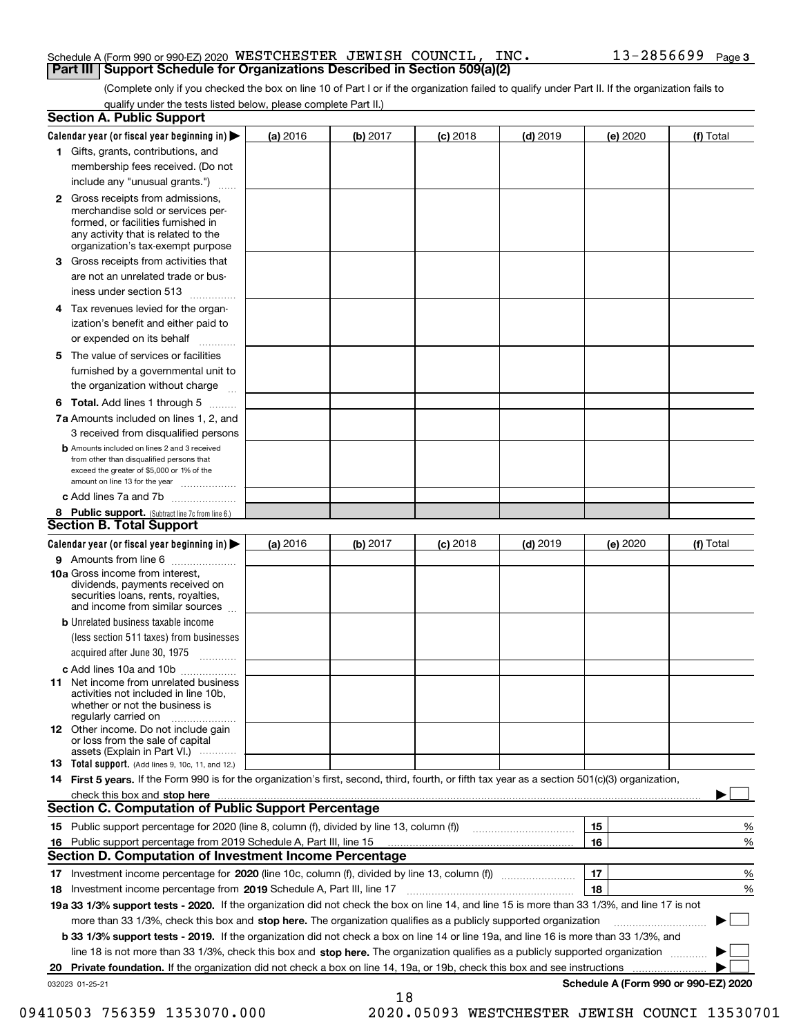Schedule A (Form 990 or 990-EZ) 2020 WESTCHESTER JEWISH COUNCIL, INC. 13-2856699 Page 3

**Part III | Support Schedule for Organizations Described in Section 509(a)(2)**

(Complete only if you checked the box on line 10 of Part I or if the organization failed to qualify under Part II. If the organization fails to qualify under the tests listed below, please complete Part II.)

## Section A. Public Support

| Calendar year (or fiscal year beginning in) ▶ | (a) 2016 | (b) 2017 | (c) 2018 | (d) 2019 | (e) 2020 | (f) Total |
|---|---|---|---|---|---|---|
| 1 Gifts, grants, contributions, and membership fees received. (Do not include any "unusual grants.") | | | | | | |
| 2 Gross receipts from admissions, merchandise sold or services performed, or facilities furnished in any activity that is related to the organization's tax-exempt purpose | | | | | | |
| 3 Gross receipts from activities that are not an unrelated trade or business under section 513 | | | | | | |
| 4 Tax revenues levied for the organization's benefit and either paid to or expended on its behalf | | | | | | |
| 5 The value of services or facilities furnished by a governmental unit to the organization without charge | | | | | | |
| 6 **Total.** Add lines 1 through 5 | | | | | | |
| 7a Amounts included on lines 1, 2, and 3 received from disqualified persons | | | | | | |
| b Amounts included on lines 2 and 3 received from other than disqualified persons that exceed the greater of $5,000 or 1% of the amount on line 13 for the year | | | | | | |
| c Add lines 7a and 7b | | | | | | |
| 8 **Public support.** (Subtract line 7c from line 6.) | | | | | | |

## Section B. Total Support

| Calendar year (or fiscal year beginning in) ▶ | (a) 2016 | (b) 2017 | (c) 2018 | (d) 2019 | (e) 2020 | (f) Total |
|---|---|---|---|---|---|---|
| 9 Amounts from line 6 | | | | | | |
| 10a Gross income from interest, dividends, payments received on securities loans, rents, royalties, and income from similar sources | | | | | | |
| b Unrelated business taxable income (less section 511 taxes) from businesses acquired after June 30, 1975 | | | | | | |
| c Add lines 10a and 10b | | | | | | |
| 11 Net income from unrelated business activities not included in line 10b, whether or not the business is regularly carried on | | | | | | |
| 12 Other income. Do not include gain or loss from the sale of capital assets (Explain in Part VI.) | | | | | | |
| 13 **Total support.** (Add lines 9, 10c, 11, and 12.) | | | | | | |

14 **First 5 years.** If the Form 990 is for the organization's first, second, third, fourth, or fifth tax year as a section 501(c)(3) organization, check this box and **stop here** ▶ ☐

## Section C. Computation of Public Support Percentage

| | | | |
|---|---|---|---|
| 15 Public support percentage for 2020 (line 8, column (f), divided by line 13, column (f)) | 15 | | % |
| 16 Public support percentage from 2019 Schedule A, Part III, line 15 | 16 | | % |

## Section D. Computation of Investment Income Percentage

| | | | |
|---|---|---|---|
| 17 Investment income percentage for **2020** (line 10c, column (f), divided by line 13, column (f)) | 17 | | % |
| 18 Investment income percentage from **2019** Schedule A, Part III, line 17 | 18 | | % |

**19a 33 1/3% support tests - 2020.** If the organization did not check the box on line 14, and line 15 is more than 33 1/3%, and line 17 is not more than 33 1/3%, check this box and **stop here.** The organization qualifies as a publicly supported organization ▶ ☐

**b 33 1/3% support tests - 2019.** If the organization did not check a box on line 14 or line 19a, and line 16 is more than 33 1/3%, and line 18 is not more than 33 1/3%, check this box and **stop here.** The organization qualifies as a publicly supported organization ▶ ☐

**20 Private foundation.** If the organization did not check a box on line 14, 19a, or 19b, check this box and see instructions ▶ ☐

032023 01-25-21

**Schedule A (Form 990 or 990-EZ) 2020**

09410503 756359 1353070.000 2020.05093 WESTCHESTER JEWISH COUNCI 13530701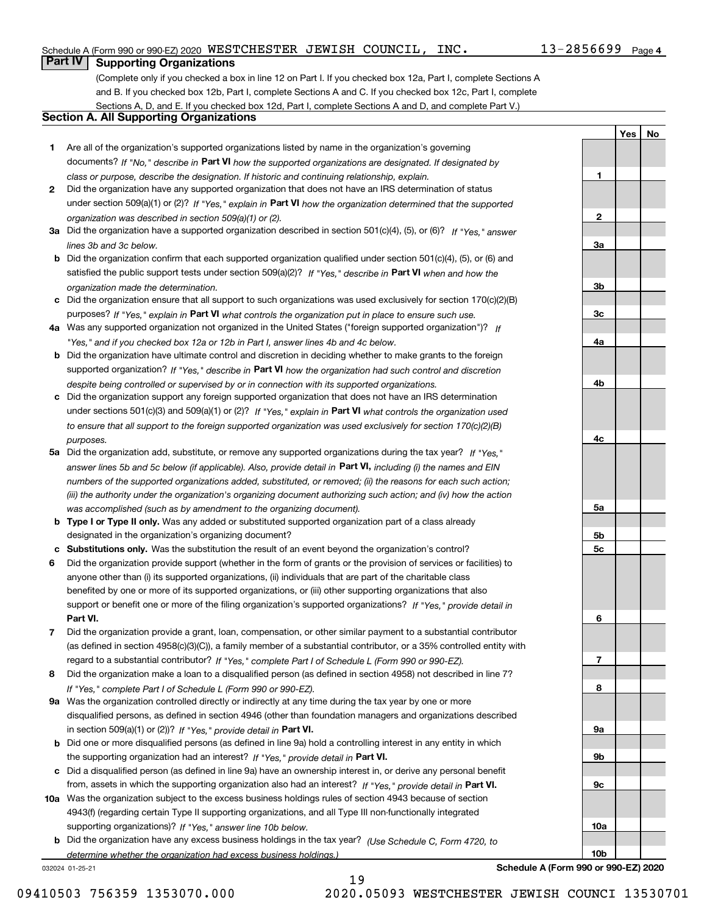Schedule A (Form 990 or 990-EZ) 2020 WESTCHESTER JEWISH COUNCIL, INC. 13-2856699 Page **4**

## Part IV Supporting Organizations

(Complete only if you checked a box in line 12 on Part I. If you checked box 12a, Part I, complete Sections A and B. If you checked box 12b, Part I, complete Sections A and C. If you checked box 12c, Part I, complete Sections A, D, and E. If you checked box 12d, Part I, complete Sections A and D, and complete Part V.)

### Section A. All Supporting Organizations

| | | | Yes | No |
|---|---|---|---|---|
| **1** | Are all of the organization's supported organizations listed by name in the organization's governing documents? *If "No," describe in* **Part VI** *how the supported organizations are designated. If designated by class or purpose, describe the designation. If historic and continuing relationship, explain.* | **1** | | |
| **2** | Did the organization have any supported organization that does not have an IRS determination of status under section 509(a)(1) or (2)? *If "Yes," explain in* **Part VI** *how the organization determined that the supported organization was described in section 509(a)(1) or (2).* | **2** | | |
| **3a** | Did the organization have a supported organization described in section 501(c)(4), (5), or (6)? *If "Yes," answer lines 3b and 3c below.* | **3a** | | |
| **b** | Did the organization confirm that each supported organization qualified under section 501(c)(4), (5), or (6) and satisfied the public support tests under section 509(a)(2)? *If "Yes," describe in* **Part VI** *when and how the organization made the determination.* | **3b** | | |
| **c** | Did the organization ensure that all support to such organizations was used exclusively for section 170(c)(2)(B) purposes? *If "Yes," explain in* **Part VI** *what controls the organization put in place to ensure such use.* | **3c** | | |
| **4a** | Was any supported organization not organized in the United States ("foreign supported organization")? *If "Yes," and if you checked box 12a or 12b in Part I, answer lines 4b and 4c below.* | **4a** | | |
| **b** | Did the organization have ultimate control and discretion in deciding whether to make grants to the foreign supported organization? *If "Yes," describe in* **Part VI** *how the organization had such control and discretion despite being controlled or supervised by or in connection with its supported organizations.* | **4b** | | |
| **c** | Did the organization support any foreign supported organization that does not have an IRS determination under sections 501(c)(3) and 509(a)(1) or (2)? *If "Yes," explain in* **Part VI** *what controls the organization used to ensure that all support to the foreign supported organization was used exclusively for section 170(c)(2)(B) purposes.* | **4c** | | |
| **5a** | Did the organization add, substitute, or remove any supported organizations during the tax year? *If "Yes," answer lines 5b and 5c below (if applicable). Also, provide detail in* **Part VI,** *including (i) the names and EIN numbers of the supported organizations added, substituted, or removed; (ii) the reasons for each such action; (iii) the authority under the organization's organizing document authorizing such action; and (iv) how the action was accomplished (such as by amendment to the organizing document).* | **5a** | | |
| **b** | **Type I or Type II only.** Was any added or substituted supported organization part of a class already designated in the organization's organizing document? | **5b** | | |
| **c** | **Substitutions only.** Was the substitution the result of an event beyond the organization's control? | **5c** | | |
| **6** | Did the organization provide support (whether in the form of grants or the provision of services or facilities) to anyone other than (i) its supported organizations, (ii) individuals that are part of the charitable class benefited by one or more of its supported organizations, or (iii) other supporting organizations that also support or benefit one or more of the filing organization's supported organizations? *If "Yes," provide detail in* **Part VI.** | **6** | | |
| **7** | Did the organization provide a grant, loan, compensation, or other similar payment to a substantial contributor (as defined in section 4958(c)(3)(C)), a family member of a substantial contributor, or a 35% controlled entity with regard to a substantial contributor? *If "Yes," complete Part I of Schedule L (Form 990 or 990-EZ).* | **7** | | |
| **8** | Did the organization make a loan to a disqualified person (as defined in section 4958) not described in line 7? *If "Yes," complete Part I of Schedule L (Form 990 or 990-EZ).* | **8** | | |
| **9a** | Was the organization controlled directly or indirectly at any time during the tax year by one or more disqualified persons, as defined in section 4946 (other than foundation managers and organizations described in section 509(a)(1) or (2))? *If "Yes," provide detail in* **Part VI.** | **9a** | | |
| **b** | Did one or more disqualified persons (as defined in line 9a) hold a controlling interest in any entity in which the supporting organization had an interest? *If "Yes," provide detail in* **Part VI.** | **9b** | | |
| **c** | Did a disqualified person (as defined in line 9a) have an ownership interest in, or derive any personal benefit from, assets in which the supporting organization also had an interest? *If "Yes," provide detail in* **Part VI.** | **9c** | | |
| **10a** | Was the organization subject to the excess business holdings rules of section 4943 because of section 4943(f) (regarding certain Type II supporting organizations, and all Type III non-functionally integrated supporting organizations)? *If "Yes," answer line 10b below.* | **10a** | | |
| **b** | Did the organization have any excess business holdings in the tax year? *(Use Schedule C, Form 4720, to determine whether the organization had excess business holdings.)* | **10b** | | |

032024 01-25-21 **Schedule A (Form 990 or 990-EZ) 2020**

09410503 756359 1353070.000 2020.05093 WESTCHESTER JEWISH COUNCI 13530701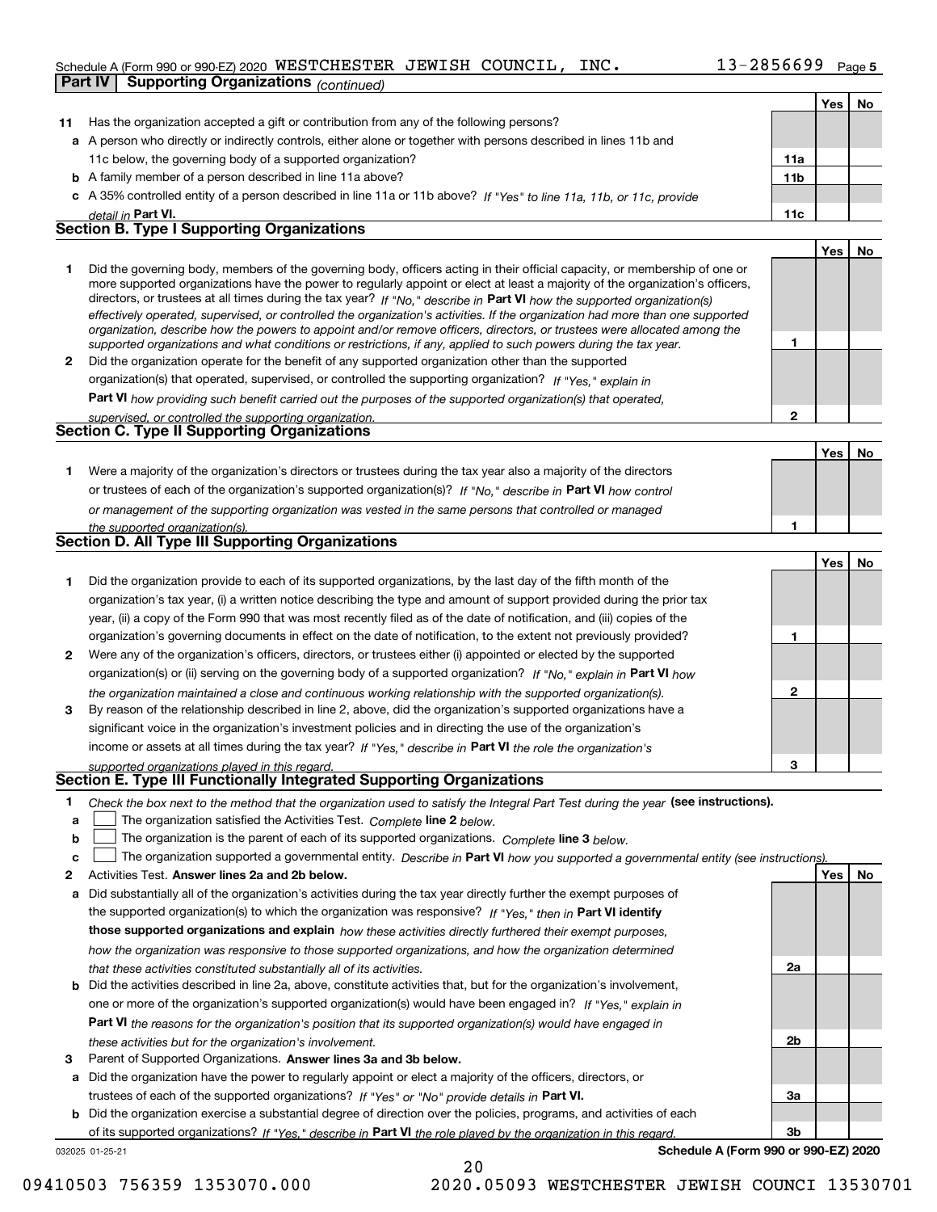Schedule A (Form 990 or 990-EZ) 2020 WESTCHESTER JEWISH COUNCIL, INC. 13-2856699 Page 5

## Part IV Supporting Organizations *(continued)*

| | | | Yes | No |
|---|---|---|---|---|
| **11** | Has the organization accepted a gift or contribution from any of the following persons? | | | |
| **a** | A person who directly or indirectly controls, either alone or together with persons described in lines 11b and 11c below, the governing body of a supported organization? | **11a** | | |
| **b** | A family member of a person described in line 11a above? | **11b** | | |
| **c** | A 35% controlled entity of a person described in line 11a or 11b above? *If "Yes" to line 11a, 11b, or 11c, provide detail in* **Part VI.** | **11c** | | |

### Section B. Type I Supporting Organizations

| | | | Yes | No |
|---|---|---|---|---|
| **1** | Did the governing body, members of the governing body, officers acting in their official capacity, or membership of one or more supported organizations have the power to regularly appoint or elect at least a majority of the organization's officers, directors, or trustees at all times during the tax year? *If "No," describe in* **Part VI** *how the supported organization(s) effectively operated, supervised, or controlled the organization's activities. If the organization had more than one supported organization, describe how the powers to appoint and/or remove officers, directors, or trustees were allocated among the supported organizations and what conditions or restrictions, if any, applied to such powers during the tax year.* | **1** | | |
| **2** | Did the organization operate for the benefit of any supported organization other than the supported organization(s) that operated, supervised, or controlled the supporting organization? *If "Yes," explain in* **Part VI** *how providing such benefit carried out the purposes of the supported organization(s) that operated, supervised, or controlled the supporting organization.* | **2** | | |

### Section C. Type II Supporting Organizations

| | | | Yes | No |
|---|---|---|---|---|
| **1** | Were a majority of the organization's directors or trustees during the tax year also a majority of the directors or trustees of each of the organization's supported organization(s)? *If "No," describe in* **Part VI** *how control or management of the supporting organization was vested in the same persons that controlled or managed the supported organization(s).* | **1** | | |

### Section D. All Type III Supporting Organizations

| | | | Yes | No |
|---|---|---|---|---|
| **1** | Did the organization provide to each of its supported organizations, by the last day of the fifth month of the organization's tax year, (i) a written notice describing the type and amount of support provided during the prior tax year, (ii) a copy of the Form 990 that was most recently filed as of the date of notification, and (iii) copies of the organization's governing documents in effect on the date of notification, to the extent not previously provided? | **1** | | |
| **2** | Were any of the organization's officers, directors, or trustees either (i) appointed or elected by the supported organization(s) or (ii) serving on the governing body of a supported organization? *If "No," explain in* **Part VI** *how the organization maintained a close and continuous working relationship with the supported organization(s).* | **2** | | |
| **3** | By reason of the relationship described in line 2, above, did the organization's supported organizations have a significant voice in the organization's investment policies and in directing the use of the organization's income or assets at all times during the tax year? *If "Yes," describe in* **Part VI** *the role the organization's supported organizations played in this regard.* | **3** | | |

### Section E. Type III Functionally Integrated Supporting Organizations

**1** *Check the box next to the method that the organization used to satisfy the Integral Part Test during the year* **(see instructions).**

- **a** ☐ The organization satisfied the Activities Test. *Complete* **line 2** *below.*
- **b** ☐ The organization is the parent of each of its supported organizations. *Complete* **line 3** *below.*
- **c** ☐ The organization supported a governmental entity. *Describe in* **Part VI** *how you supported a governmental entity (see instructions).*

| | | | Yes | No |
|---|---|---|---|---|
| **2** | Activities Test. **Answer lines 2a and 2b below.** | | | |
| **a** | Did substantially all of the organization's activities during the tax year directly further the exempt purposes of the supported organization(s) to which the organization was responsive? *If "Yes," then in* **Part VI identify those supported organizations and explain** *how these activities directly furthered their exempt purposes, how the organization was responsive to those supported organizations, and how the organization determined that these activities constituted substantially all of its activities.* | **2a** | | |
| **b** | Did the activities described in line 2a, above, constitute activities that, but for the organization's involvement, one or more of the organization's supported organization(s) would have been engaged in? *If "Yes," explain in* **Part VI** *the reasons for the organization's position that its supported organization(s) would have engaged in these activities but for the organization's involvement.* | **2b** | | |
| **3** | Parent of Supported Organizations. **Answer lines 3a and 3b below.** | | | |
| **a** | Did the organization have the power to regularly appoint or elect a majority of the officers, directors, or trustees of each of the supported organizations? *If "Yes" or "No" provide details in* **Part VI.** | **3a** | | |
| **b** | Did the organization exercise a substantial degree of direction over the policies, programs, and activities of each of its supported organizations? *If "Yes," describe in* **Part VI** *the role played by the organization in this regard.* | **3b** | | |

032025 01-25-21 **Schedule A (Form 990 or 990-EZ) 2020**

09410503 756359 1353070.000 2020.05093 WESTCHESTER JEWISH COUNCI 13530701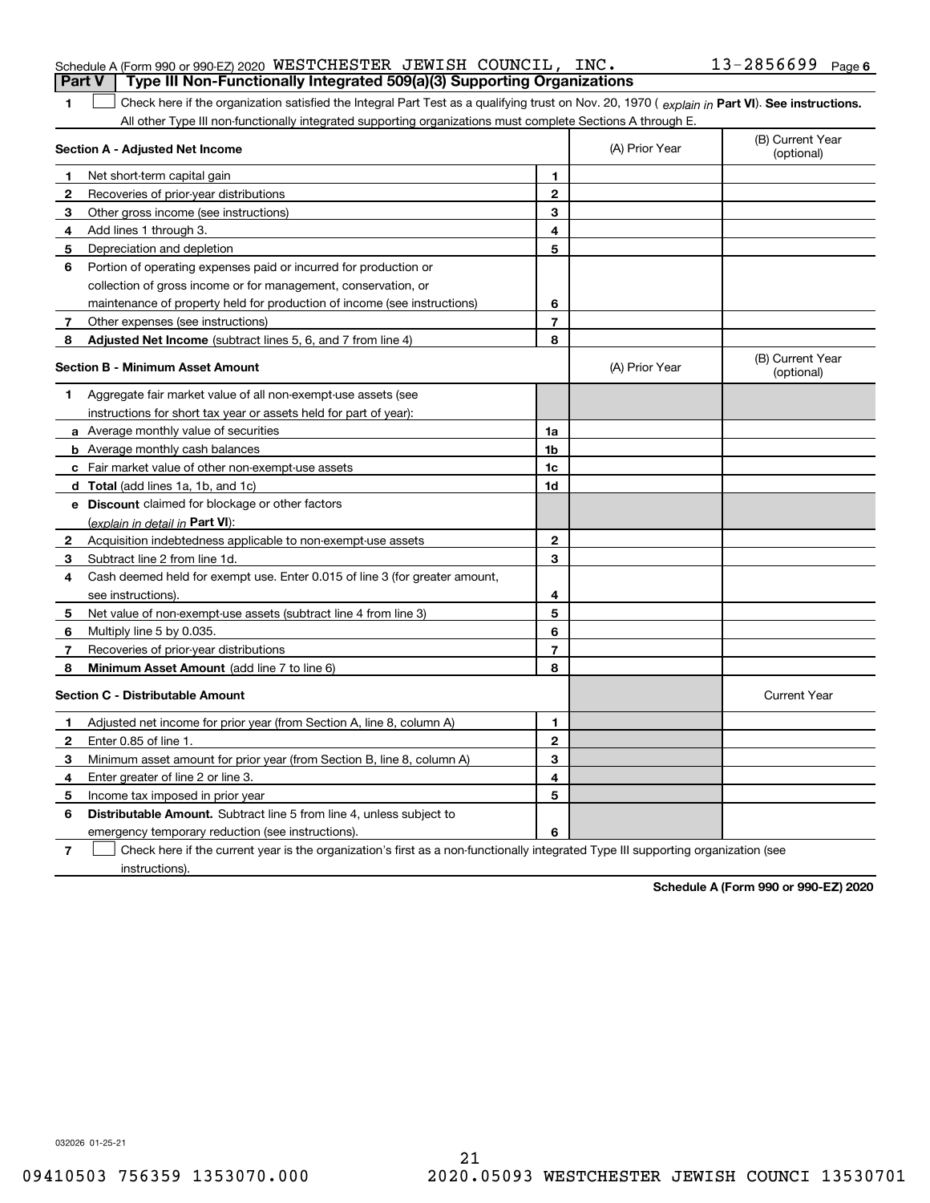Schedule A (Form 990 or 990-EZ) 2020 WESTCHESTER JEWISH COUNCIL, INC. 13-2856699 Page 6

## Part V Type III Non-Functionally Integrated 509(a)(3) Supporting Organizations

**1** ☐ Check here if the organization satisfied the Integral Part Test as a qualifying trust on Nov. 20, 1970 ( *explain in* **Part VI**). **See instructions.** All other Type III non-functionally integrated supporting organizations must complete Sections A through E.

| **Section A - Adjusted Net Income** | | | (A) Prior Year | (B) Current Year (optional) |
|---|---|---|---|---|
| **1** | Net short-term capital gain | **1** | | |
| **2** | Recoveries of prior-year distributions | **2** | | |
| **3** | Other gross income (see instructions) | **3** | | |
| **4** | Add lines 1 through 3. | **4** | | |
| **5** | Depreciation and depletion | **5** | | |
| **6** | Portion of operating expenses paid or incurred for production or collection of gross income or for management, conservation, or maintenance of property held for production of income (see instructions) | **6** | | |
| **7** | Other expenses (see instructions) | **7** | | |
| **8** | **Adjusted Net Income** (subtract lines 5, 6, and 7 from line 4) | **8** | | |

| **Section B - Minimum Asset Amount** | | | (A) Prior Year | (B) Current Year (optional) |
|---|---|---|---|---|
| **1** | Aggregate fair market value of all non-exempt-use assets (see instructions for short tax year or assets held for part of year): | | | |
| **a** | Average monthly value of securities | **1a** | | |
| **b** | Average monthly cash balances | **1b** | | |
| **c** | Fair market value of other non-exempt-use assets | **1c** | | |
| **d** | **Total** (add lines 1a, 1b, and 1c) | **1d** | | |
| **e** | **Discount** claimed for blockage or other factors (*explain in detail in* **Part VI**): | | | |
| **2** | Acquisition indebtedness applicable to non-exempt-use assets | **2** | | |
| **3** | Subtract line 2 from line 1d. | **3** | | |
| **4** | Cash deemed held for exempt use. Enter 0.015 of line 3 (for greater amount, see instructions). | **4** | | |
| **5** | Net value of non-exempt-use assets (subtract line 4 from line 3) | **5** | | |
| **6** | Multiply line 5 by 0.035. | **6** | | |
| **7** | Recoveries of prior-year distributions | **7** | | |
| **8** | **Minimum Asset Amount** (add line 7 to line 6) | **8** | | |

| **Section C - Distributable Amount** | | | | Current Year |
|---|---|---|---|---|
| **1** | Adjusted net income for prior year (from Section A, line 8, column A) | **1** | | |
| **2** | Enter 0.85 of line 1. | **2** | | |
| **3** | Minimum asset amount for prior year (from Section B, line 8, column A) | **3** | | |
| **4** | Enter greater of line 2 or line 3. | **4** | | |
| **5** | Income tax imposed in prior year | **5** | | |
| **6** | **Distributable Amount.** Subtract line 5 from line 4, unless subject to emergency temporary reduction (see instructions). | **6** | | |

**7** ☐ Check here if the current year is the organization's first as a non-functionally integrated Type III supporting organization (see instructions).

**Schedule A (Form 990 or 990-EZ) 2020**

032026 01-25-21

09410503 756359 1353070.000 2020.05093 WESTCHESTER JEWISH COUNCI 13530701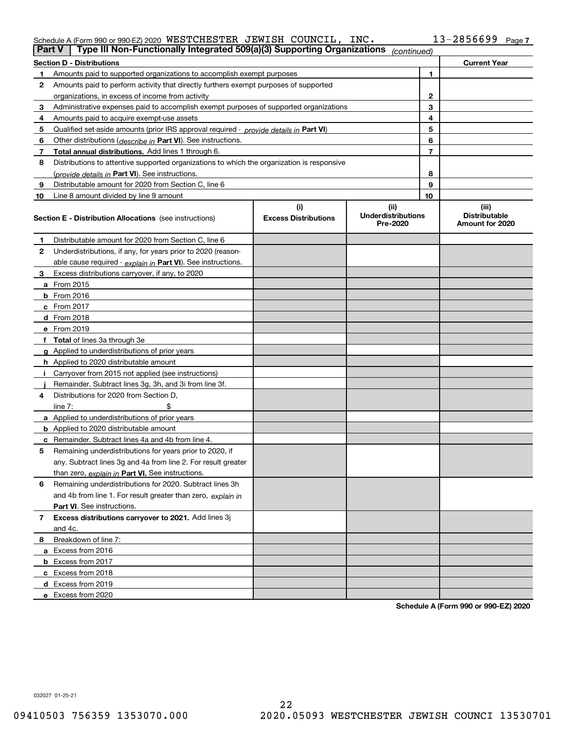Schedule A (Form 990 or 990-EZ) 2020 WESTCHESTER JEWISH COUNCIL, INC. 13-2856699 Page 7

## Part V | Type III Non-Functionally Integrated 509(a)(3) Supporting Organizations (continued)

| Section D - Distributions | | | Current Year |
|---|---|---|---|
| 1 | Amounts paid to supported organizations to accomplish exempt purposes | 1 | |
| 2 | Amounts paid to perform activity that directly furthers exempt purposes of supported organizations, in excess of income from activity | 2 | |
| 3 | Administrative expenses paid to accomplish exempt purposes of supported organizations | 3 | |
| 4 | Amounts paid to acquire exempt-use assets | 4 | |
| 5 | Qualified set-aside amounts (prior IRS approval required - *provide details in* **Part VI**) | 5 | |
| 6 | Other distributions (*describe in* **Part VI**). See instructions. | 6 | |
| 7 | **Total annual distributions.** Add lines 1 through 6. | 7 | |
| 8 | Distributions to attentive supported organizations to which the organization is responsive (*provide details in* **Part VI**). See instructions. | 8 | |
| 9 | Distributable amount for 2020 from Section C, line 6 | 9 | |
| 10 | Line 8 amount divided by line 9 amount | 10 | |

| | Section E - Distribution Allocations (see instructions) | (i) Excess Distributions | (ii) Underdistributions Pre-2020 | (iii) Distributable Amount for 2020 |
|---|---|---|---|---|
| 1 | Distributable amount for 2020 from Section C, line 6 | | | |
| 2 | Underdistributions, if any, for years prior to 2020 (reasonable cause required - *explain in* **Part VI**). See instructions. | | | |
| 3 | Excess distributions carryover, if any, to 2020 | | | |
| a | From 2015 | | | |
| b | From 2016 | | | |
| c | From 2017 | | | |
| d | From 2018 | | | |
| e | From 2019 | | | |
| f | **Total** of lines 3a through 3e | | | |
| g | Applied to underdistributions of prior years | | | |
| h | Applied to 2020 distributable amount | | | |
| i | Carryover from 2015 not applied (see instructions) | | | |
| j | Remainder. Subtract lines 3g, 3h, and 3i from line 3f. | | | |
| 4 | Distributions for 2020 from Section D, line 7: $ | | | |
| a | Applied to underdistributions of prior years | | | |
| b | Applied to 2020 distributable amount | | | |
| c | Remainder. Subtract lines 4a and 4b from line 4. | | | |
| 5 | Remaining underdistributions for years prior to 2020, if any. Subtract lines 3g and 4a from line 2. For result greater than zero, *explain in* **Part VI**. See instructions. | | | |
| 6 | Remaining underdistributions for 2020. Subtract lines 3h and 4b from line 1. For result greater than zero, *explain in* **Part VI**. See instructions. | | | |
| 7 | **Excess distributions carryover to 2021.** Add lines 3j and 4c. | | | |
| 8 | Breakdown of line 7: | | | |
| a | Excess from 2016 | | | |
| b | Excess from 2017 | | | |
| c | Excess from 2018 | | | |
| d | Excess from 2019 | | | |
| e | Excess from 2020 | | | |

**Schedule A (Form 990 or 990-EZ) 2020**

032027 01-25-21

09410503 756359 1353070.000 2020.05093 WESTCHESTER JEWISH COUNCI 13530701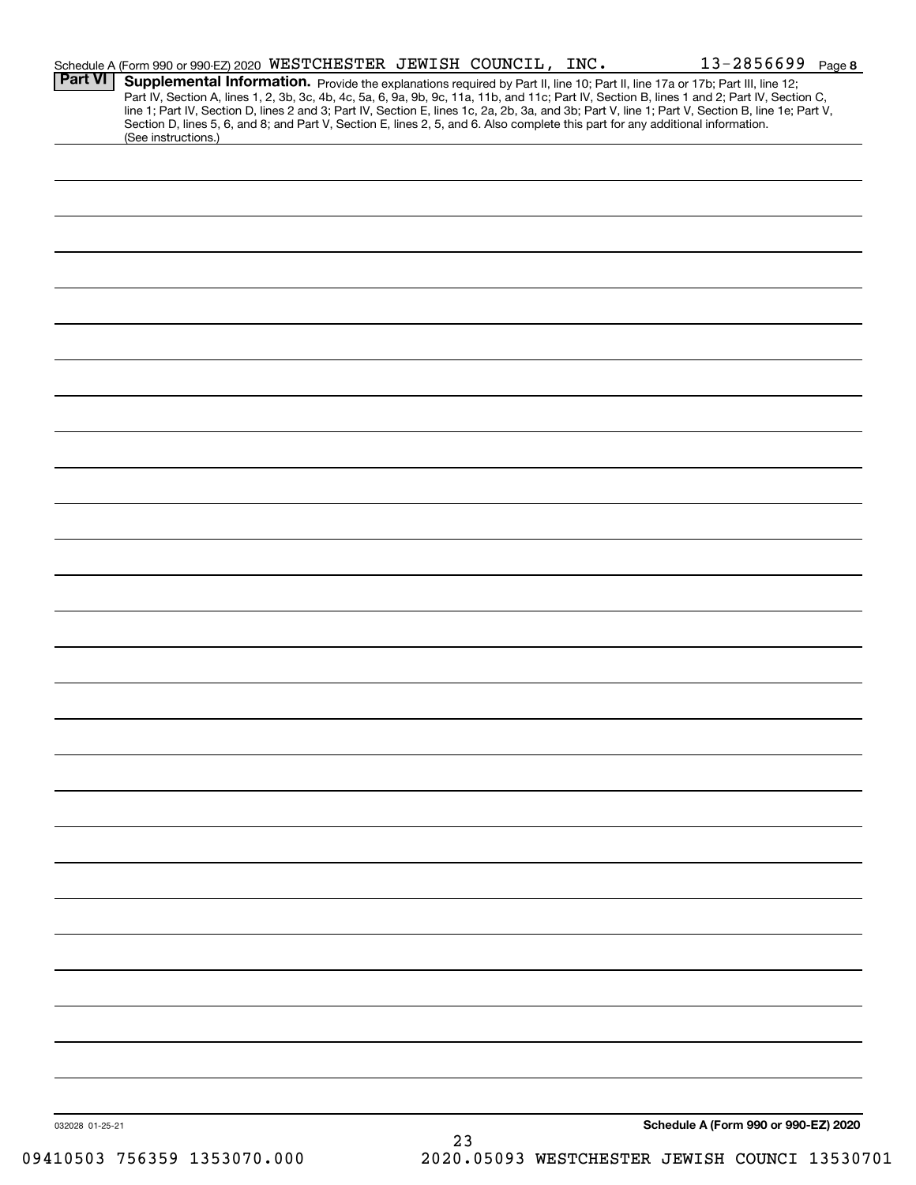Schedule A (Form 990 or 990-EZ) 2020 WESTCHESTER JEWISH COUNCIL, INC. 13-2856699 Page 8

**Part VI** **Supplemental Information.** Provide the explanations required by Part II, line 10; Part II, line 17a or 17b; Part III, line 12; Part IV, Section A, lines 1, 2, 3b, 3c, 4b, 4c, 5a, 6, 9a, 9b, 9c, 11a, 11b, and 11c; Part IV, Section B, lines 1 and 2; Part IV, Section C, line 1; Part IV, Section D, lines 2 and 3; Part IV, Section E, lines 1c, 2a, 2b, 3a, and 3b; Part V, line 1; Part V, Section B, line 1e; Part V, Section D, lines 5, 6, and 8; and Part V, Section E, lines 2, 5, and 6. Also complete this part for any additional information. (See instructions.)

032028 01-25-21

**Schedule A (Form 990 or 990-EZ) 2020**

09410503 756359 1353070.000 2020.05093 WESTCHESTER JEWISH COUNCI 13530701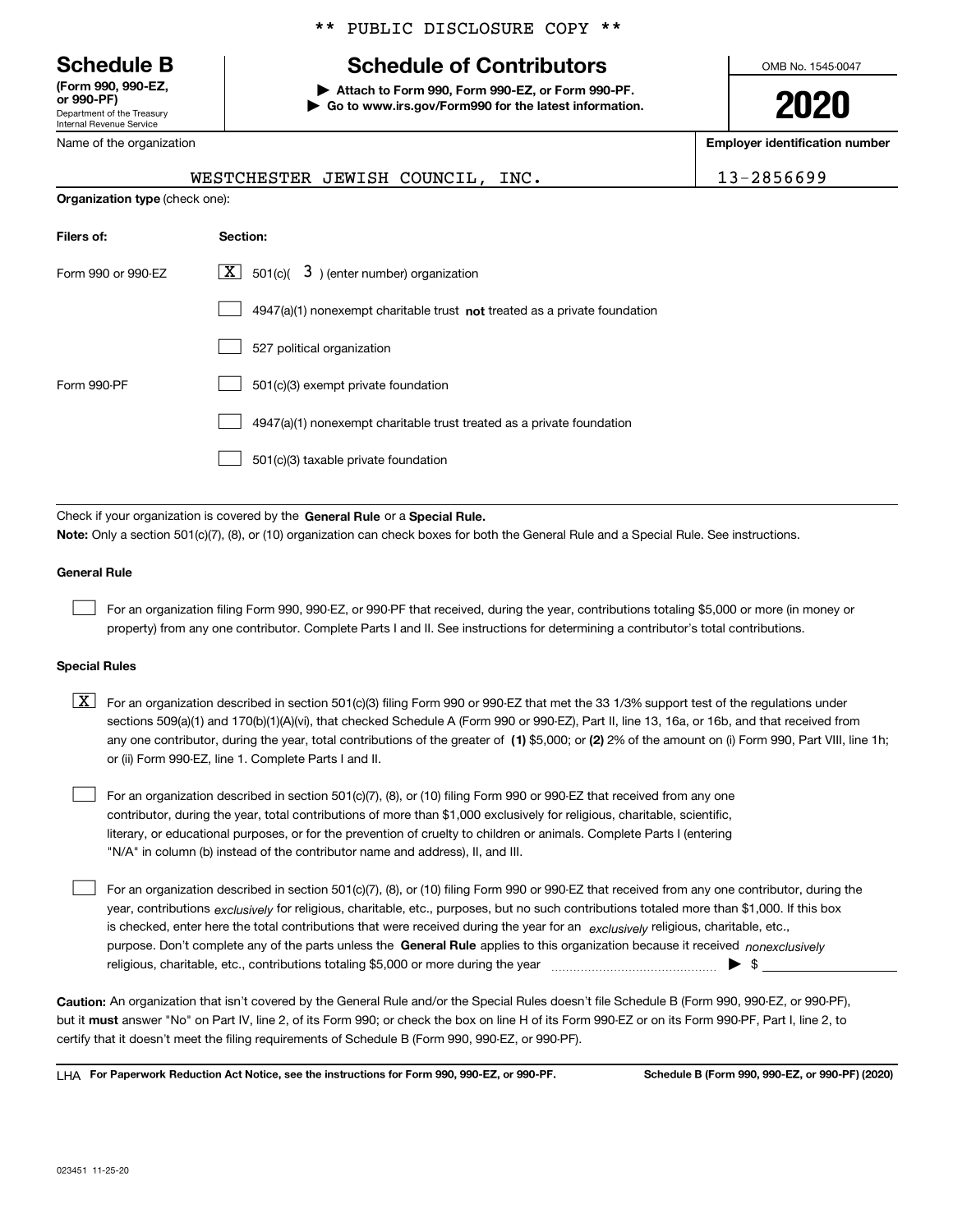\*\* PUBLIC DISCLOSURE COPY \*\*

# Schedule B

**(Form 990, 990-EZ, or 990-PF)**
Department of the Treasury
Internal Revenue Service

## Schedule of Contributors

▶ **Attach to Form 990, Form 990-EZ, or Form 990-PF.**
▶ **Go to www.irs.gov/Form990 for the latest information.**

OMB No. 1545-0047

**2020**

Name of the organization: WESTCHESTER JEWISH COUNCIL, INC.

**Employer identification number**: 13-2856699

**Organization type** (check one):

| **Filers of:** | **Section:** |
|---|---|
| Form 990 or 990-EZ | [X] 501(c)( 3 ) (enter number) organization |
| | [ ] 4947(a)(1) nonexempt charitable trust **not** treated as a private foundation |
| | [ ] 527 political organization |
| Form 990-PF | [ ] 501(c)(3) exempt private foundation |
| | [ ] 4947(a)(1) nonexempt charitable trust treated as a private foundation |
| | [ ] 501(c)(3) taxable private foundation |

Check if your organization is covered by the **General Rule** or a **Special Rule.**

**Note:** Only a section 501(c)(7), (8), or (10) organization can check boxes for both the General Rule and a Special Rule. See instructions.

**General Rule**

[ ] For an organization filing Form 990, 990-EZ, or 990-PF that received, during the year, contributions totaling $5,000 or more (in money or property) from any one contributor. Complete Parts I and II. See instructions for determining a contributor's total contributions.

**Special Rules**

[X] For an organization described in section 501(c)(3) filing Form 990 or 990-EZ that met the 33 1/3% support test of the regulations under sections 509(a)(1) and 170(b)(1)(A)(vi), that checked Schedule A (Form 990 or 990-EZ), Part II, line 13, 16a, or 16b, and that received from any one contributor, during the year, total contributions of the greater of **(1)** $5,000; or **(2)** 2% of the amount on (i) Form 990, Part VIII, line 1h; or (ii) Form 990-EZ, line 1. Complete Parts I and II.

[ ] For an organization described in section 501(c)(7), (8), or (10) filing Form 990 or 990-EZ that received from any one contributor, during the year, total contributions of more than $1,000 exclusively for religious, charitable, scientific, literary, or educational purposes, or for the prevention of cruelty to children or animals. Complete Parts I (entering "N/A" in column (b) instead of the contributor name and address), II, and III.

[ ] For an organization described in section 501(c)(7), (8), or (10) filing Form 990 or 990-EZ that received from any one contributor, during the year, contributions *exclusively* for religious, charitable, etc., purposes, but no such contributions totaled more than $1,000. If this box is checked, enter here the total contributions that were received during the year for an *exclusively* religious, charitable, etc., purpose. Don't complete any of the parts unless the **General Rule** applies to this organization because it received *nonexclusively* religious, charitable, etc., contributions totaling $5,000 or more during the year ▶ $

**Caution:** An organization that isn't covered by the General Rule and/or the Special Rules doesn't file Schedule B (Form 990, 990-EZ, or 990-PF), but it **must** answer "No" on Part IV, line 2, of its Form 990; or check the box on line H of its Form 990-EZ or on its Form 990-PF, Part I, line 2, to certify that it doesn't meet the filing requirements of Schedule B (Form 990, 990-EZ, or 990-PF).

LHA **For Paperwork Reduction Act Notice, see the instructions for Form 990, 990-EZ, or 990-PF.** **Schedule B (Form 990, 990-EZ, or 990-PF) (2020)**

023451 11-25-20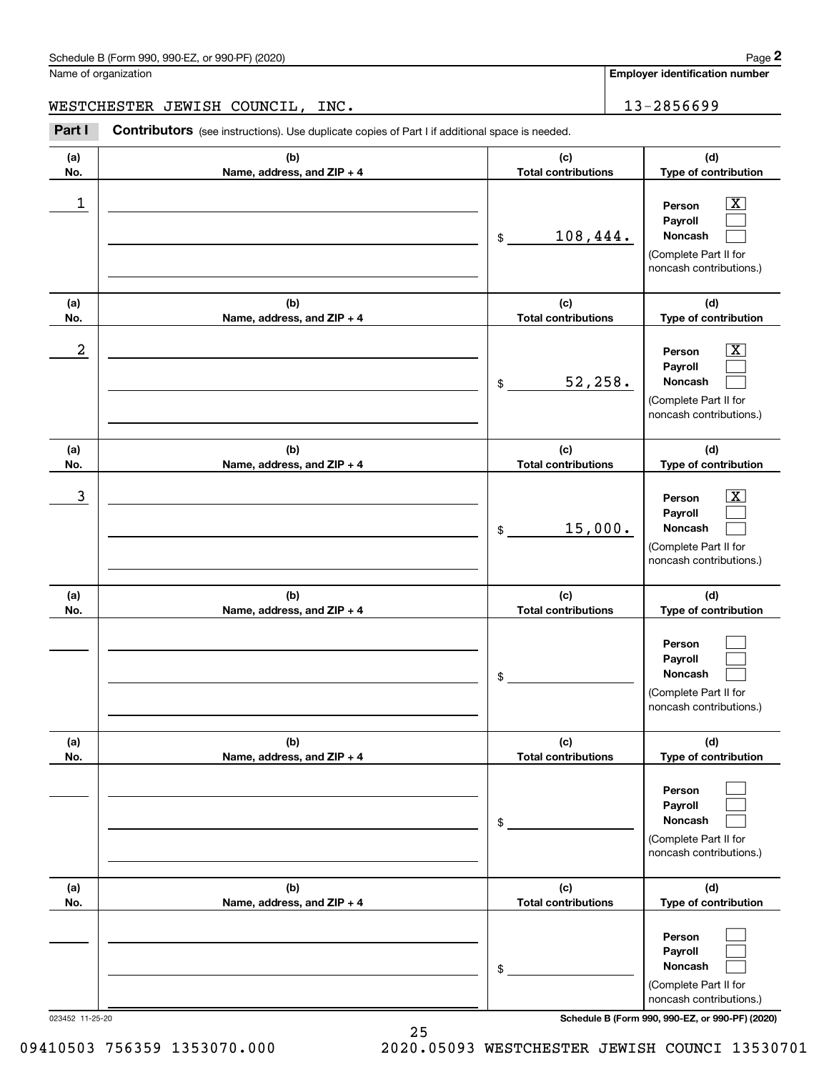Name of organization

**Employer identification number**

WESTCHESTER JEWISH COUNCIL, INC. 13-2856699

**Part I** **Contributors** (see instructions). Use duplicate copies of Part I if additional space is needed.

| (a) No. | (b) Name, address, and ZIP + 4 | (c) Total contributions | (d) Type of contribution |
|---|---|---|---|
| 1 | | $ 108,444. | Person [X] Payroll [ ] Noncash [ ] (Complete Part II for noncash contributions.) |
| 2 | | $ 52,258. | Person [X] Payroll [ ] Noncash [ ] (Complete Part II for noncash contributions.) |
| 3 | | $ 15,000. | Person [X] Payroll [ ] Noncash [ ] (Complete Part II for noncash contributions.) |
| | | $ | Person [ ] Payroll [ ] Noncash [ ] (Complete Part II for noncash contributions.) |
| | | $ | Person [ ] Payroll [ ] Noncash [ ] (Complete Part II for noncash contributions.) |
| | | $ | Person [ ] Payroll [ ] Noncash [ ] (Complete Part II for noncash contributions.) |

023452 11-25-20

09410503 756359 1353070.000 2020.05093 WESTCHESTER JEWISH COUNCI 13530701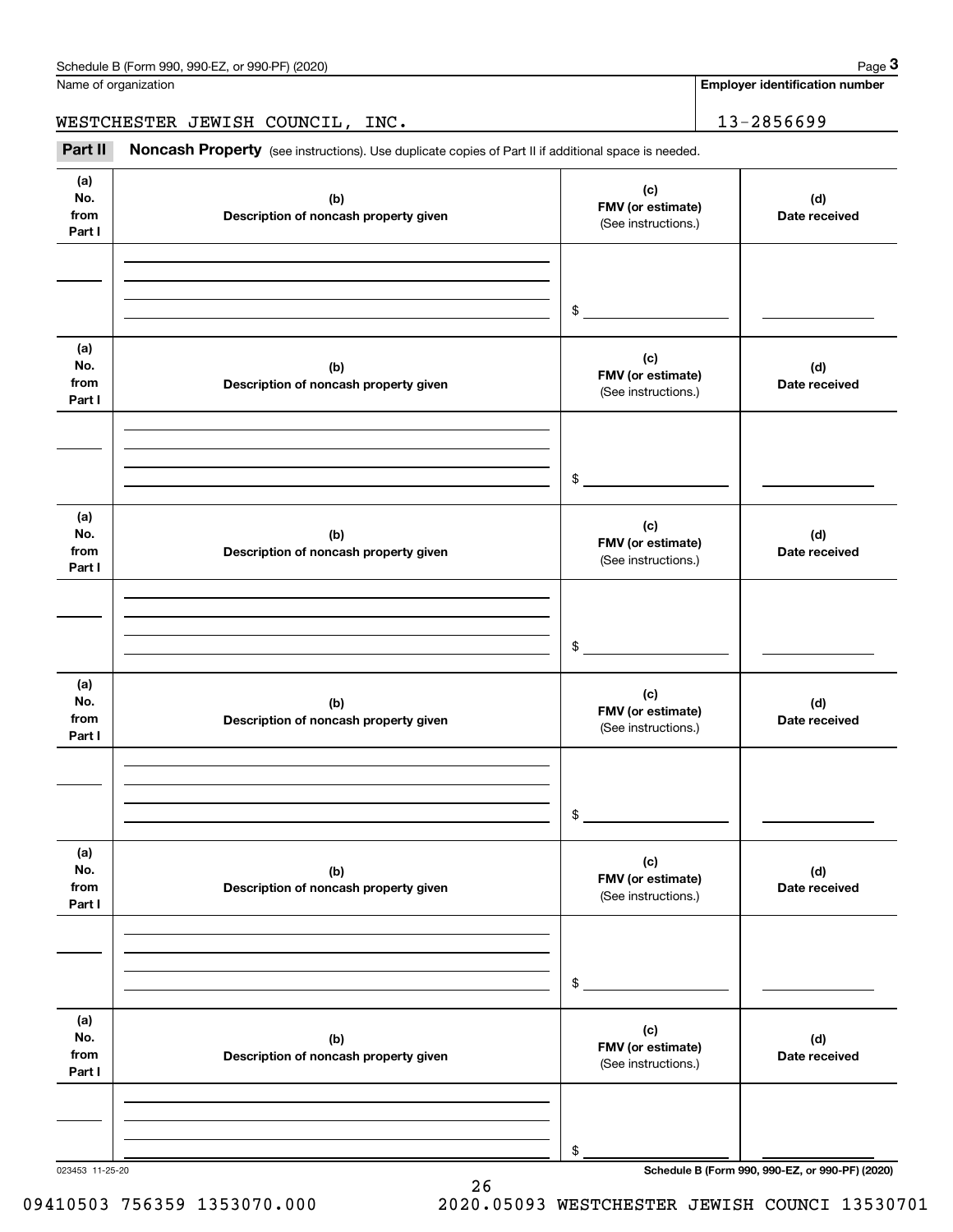Name of organization

WESTCHESTER JEWISH COUNCIL, INC.

**Employer identification number**

13-2856699

## Part II **Noncash Property** (see instructions). Use duplicate copies of Part II if additional space is needed.

| (a) No. from Part I | (b) Description of noncash property given | (c) FMV (or estimate) (See instructions.) | (d) Date received |
|---|---|---|---|
| | | $ | |

| (a) No. from Part I | (b) Description of noncash property given | (c) FMV (or estimate) (See instructions.) | (d) Date received |
|---|---|---|---|
| | | $ | |

| (a) No. from Part I | (b) Description of noncash property given | (c) FMV (or estimate) (See instructions.) | (d) Date received |
|---|---|---|---|
| | | $ | |

| (a) No. from Part I | (b) Description of noncash property given | (c) FMV (or estimate) (See instructions.) | (d) Date received |
|---|---|---|---|
| | | $ | |

| (a) No. from Part I | (b) Description of noncash property given | (c) FMV (or estimate) (See instructions.) | (d) Date received |
|---|---|---|---|
| | | $ | |

| (a) No. from Part I | (b) Description of noncash property given | (c) FMV (or estimate) (See instructions.) | (d) Date received |
|---|---|---|---|
| | | $ | |

023453 11-25-20

09410503 756359 1353070.000 2020.05093 WESTCHESTER JEWISH COUNCI 13530701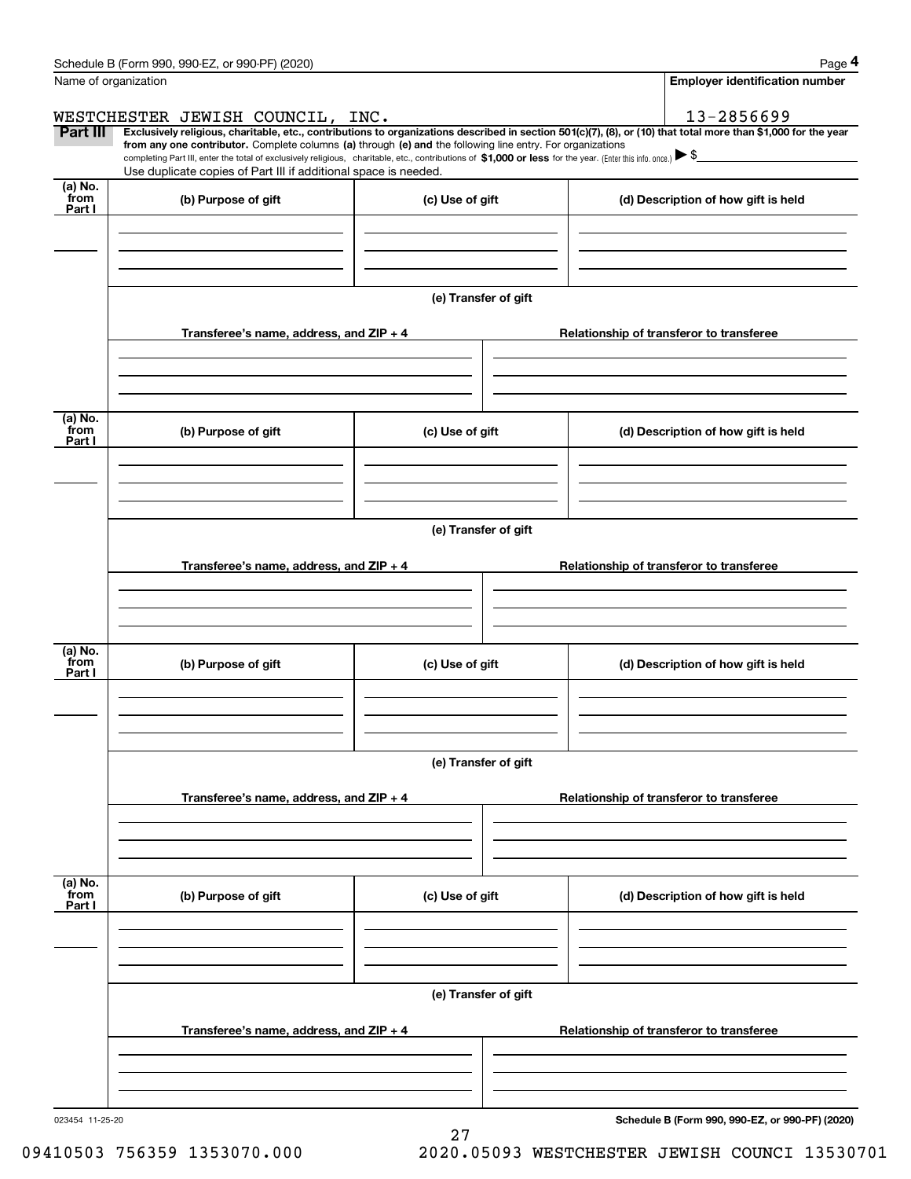Name of organization

**Employer identification number**

WESTCHESTER JEWISH COUNCIL, INC.

13-2856699

**Part III** **Exclusively religious, charitable, etc., contributions to organizations described in section 501(c)(7), (8), or (10) that total more than $1,000 for the year from any one contributor.** Complete columns **(a)** through **(e) and** the following line entry. For organizations completing Part III, enter the total of exclusively religious, charitable, etc., contributions of **$1,000 or less** for the year. (Enter this info. once.) ▶ $

Use duplicate copies of Part III if additional space is needed.

| (a) No. from Part I | (b) Purpose of gift | (c) Use of gift | (d) Description of how gift is held |
|---|---|---|---|
| | | | |

**(e) Transfer of gift**

| Transferee's name, address, and ZIP + 4 | Relationship of transferor to transferee |
|---|---|
| | |

| (a) No. from Part I | (b) Purpose of gift | (c) Use of gift | (d) Description of how gift is held |
|---|---|---|---|
| | | | |

**(e) Transfer of gift**

| Transferee's name, address, and ZIP + 4 | Relationship of transferor to transferee |
|---|---|
| | |

| (a) No. from Part I | (b) Purpose of gift | (c) Use of gift | (d) Description of how gift is held |
|---|---|---|---|
| | | | |

**(e) Transfer of gift**

| Transferee's name, address, and ZIP + 4 | Relationship of transferor to transferee |
|---|---|
| | |

| (a) No. from Part I | (b) Purpose of gift | (c) Use of gift | (d) Description of how gift is held |
|---|---|---|---|
| | | | |

**(e) Transfer of gift**

| Transferee's name, address, and ZIP + 4 | Relationship of transferor to transferee |
|---|---|
| | |

023454 11-25-20

**Schedule B (Form 990, 990-EZ, or 990-PF) (2020)**

09410503 756359 1353070.000 2020.05093 WESTCHESTER JEWISH COUNCI 13530701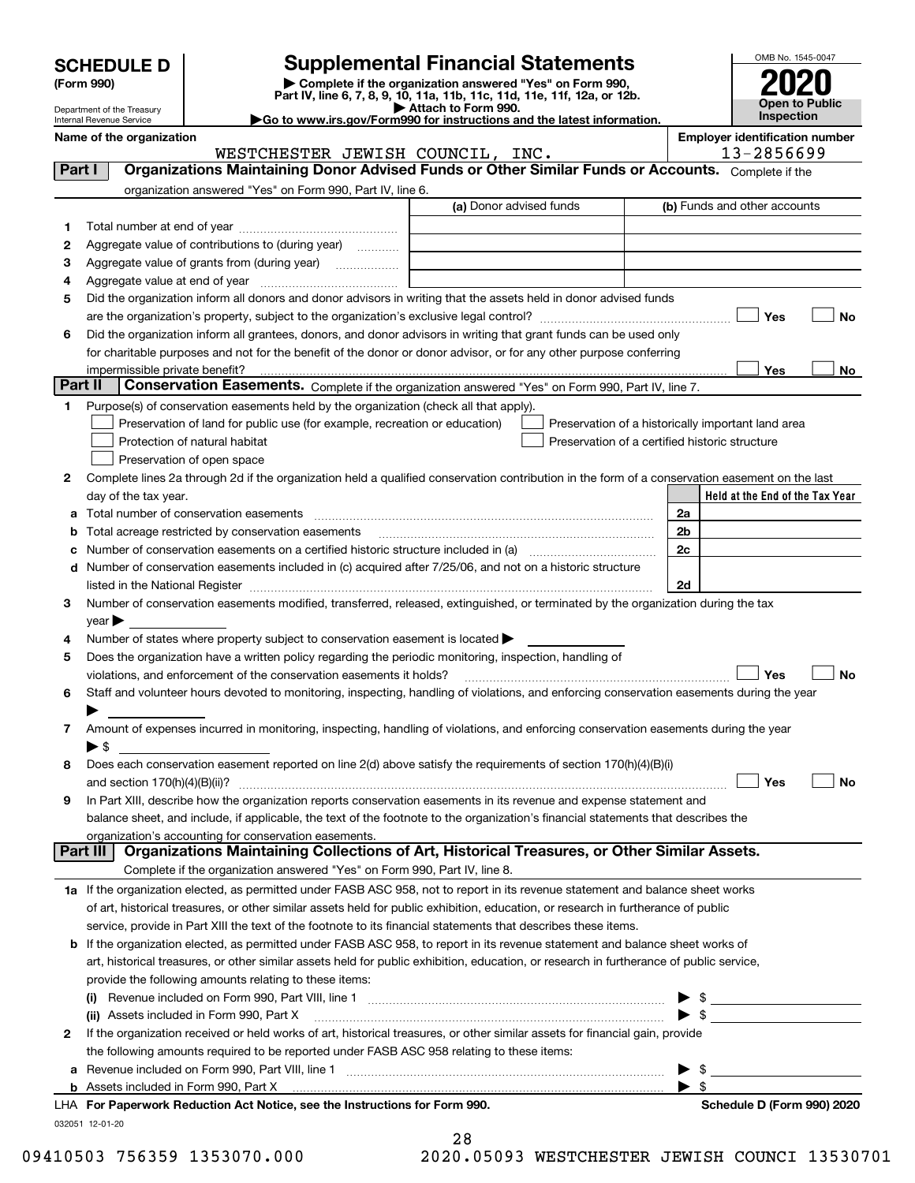# SCHEDULE D (Form 990)

Department of the Treasury
Internal Revenue Service

# Supplemental Financial Statements

▶ Complete if the organization answered "Yes" on Form 990, Part IV, line 6, 7, 8, 9, 10, 11a, 11b, 11c, 11d, 11e, 11f, 12a, or 12b.
▶ Attach to Form 990.
▶Go to www.irs.gov/Form990 for instructions and the latest information.

OMB No. 1545-0047

**2020**

**Open to Public Inspection**

**Name of the organization**
WESTCHESTER JEWISH COUNCIL, INC.

**Employer identification number**
13-2856699

## Part I — Organizations Maintaining Donor Advised Funds or Other Similar Funds or Accounts.
Complete if the organization answered "Yes" on Form 990, Part IV, line 6.

| | | (a) Donor advised funds | (b) Funds and other accounts |
|---|---|---|---|
| 1 | Total number at end of year | | |
| 2 | Aggregate value of contributions to (during year) | | |
| 3 | Aggregate value of grants from (during year) | | |
| 4 | Aggregate value at end of year | | |

5 Did the organization inform all donors and donor advisors in writing that the assets held in donor advised funds are the organization's property, subject to the organization's exclusive legal control? ☐ Yes ☐ No

6 Did the organization inform all grantees, donors, and donor advisors in writing that grant funds can be used only for charitable purposes and not for the benefit of the donor or donor advisor, or for any other purpose conferring impermissible private benefit? ☐ Yes ☐ No

## Part II — Conservation Easements.
Complete if the organization answered "Yes" on Form 990, Part IV, line 7.

1 Purpose(s) of conservation easements held by the organization (check all that apply).
- ☐ Preservation of land for public use (for example, recreation or education)
- ☐ Protection of natural habitat
- ☐ Preservation of open space
- ☐ Preservation of a historically important land area
- ☐ Preservation of a certified historic structure

2 Complete lines 2a through 2d if the organization held a qualified conservation contribution in the form of a conservation easement on the last day of the tax year.

| | | | Held at the End of the Tax Year |
|---|---|---|---|
| a | Total number of conservation easements | 2a | |
| b | Total acreage restricted by conservation easements | 2b | |
| c | Number of conservation easements on a certified historic structure included in (a) | 2c | |
| d | Number of conservation easements included in (c) acquired after 7/25/06, and not on a historic structure listed in the National Register | 2d | |

3 Number of conservation easements modified, transferred, released, extinguished, or terminated by the organization during the tax year ▶

4 Number of states where property subject to conservation easement is located ▶

5 Does the organization have a written policy regarding the periodic monitoring, inspection, handling of violations, and enforcement of the conservation easements it holds? ☐ Yes ☐ No

6 Staff and volunteer hours devoted to monitoring, inspecting, handling of violations, and enforcing conservation easements during the year ▶

7 Amount of expenses incurred in monitoring, inspecting, handling of violations, and enforcing conservation easements during the year ▶ $

8 Does each conservation easement reported on line 2(d) above satisfy the requirements of section 170(h)(4)(B)(i) and section 170(h)(4)(B)(ii)? ☐ Yes ☐ No

9 In Part XIII, describe how the organization reports conservation easements in its revenue and expense statement and balance sheet, and include, if applicable, the text of the footnote to the organization's financial statements that describes the organization's accounting for conservation easements.

## Part III — Organizations Maintaining Collections of Art, Historical Treasures, or Other Similar Assets.
Complete if the organization answered "Yes" on Form 990, Part IV, line 8.

1a If the organization elected, as permitted under FASB ASC 958, not to report in its revenue statement and balance sheet works of art, historical treasures, or other similar assets held for public exhibition, education, or research in furtherance of public service, provide in Part XIII the text of the footnote to its financial statements that describes these items.

b If the organization elected, as permitted under FASB ASC 958, to report in its revenue statement and balance sheet works of art, historical treasures, or other similar assets held for public exhibition, education, or research in furtherance of public service, provide the following amounts relating to these items:

(i) Revenue included on Form 990, Part VIII, line 1 ▶ $

(ii) Assets included in Form 990, Part X ▶ $

2 If the organization received or held works of art, historical treasures, or other similar assets for financial gain, provide the following amounts required to be reported under FASB ASC 958 relating to these items:

a Revenue included on Form 990, Part VIII, line 1 ▶ $

b Assets included in Form 990, Part X ▶ $

LHA For Paperwork Reduction Act Notice, see the Instructions for Form 990. **Schedule D (Form 990) 2020**

032051 12-01-20

09410503 756359 1353070.000 2020.05093 WESTCHESTER JEWISH COUNCI 13530701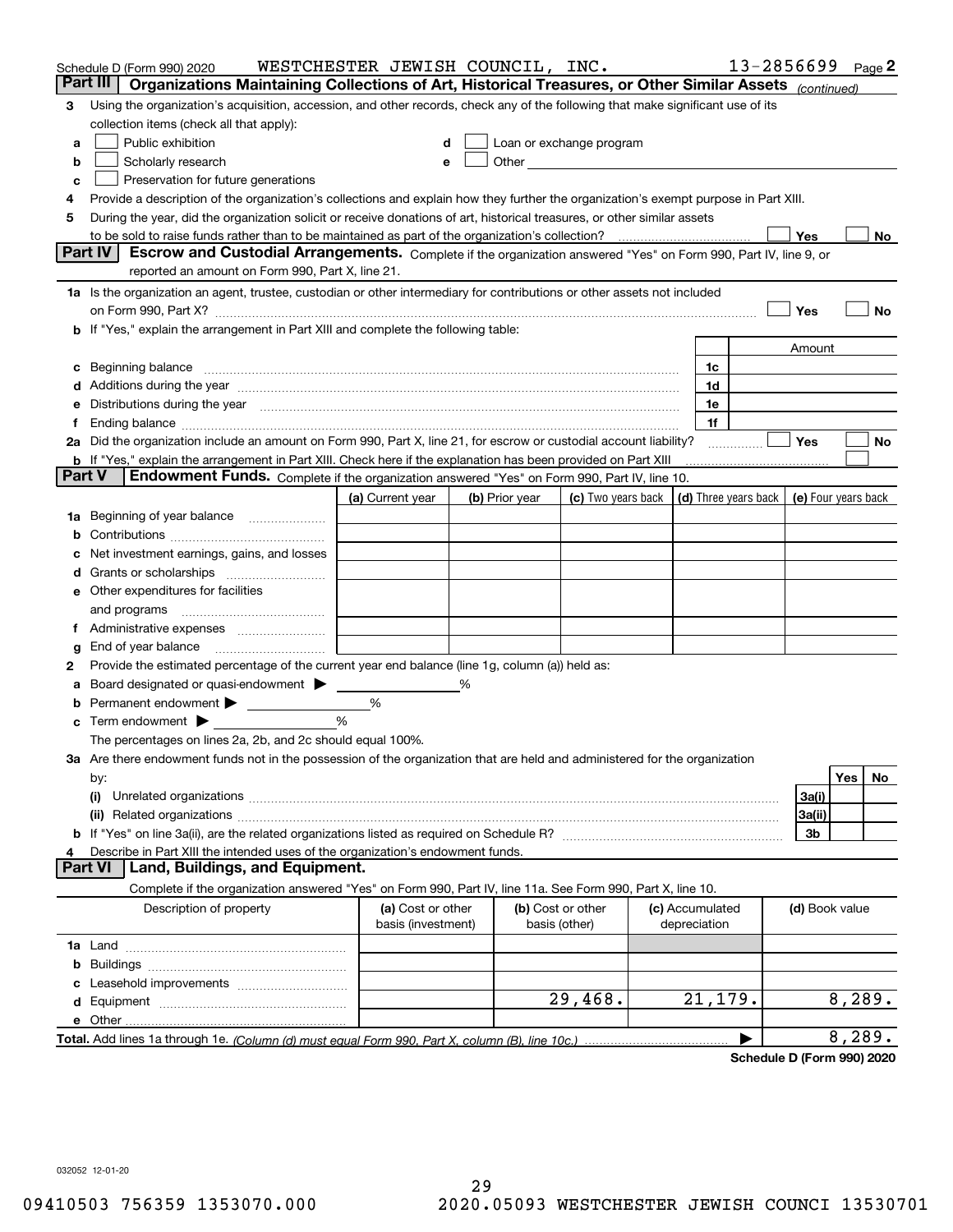Schedule D (Form 990) 2020 WESTCHESTER JEWISH COUNCIL, INC. 13-2856699 Page 2

## Part III Organizations Maintaining Collections of Art, Historical Treasures, or Other Similar Assets *(continued)*

**3** Using the organization's acquisition, accession, and other records, check any of the following that make significant use of its collection items (check all that apply):

- **a** ☐ Public exhibition
- **b** ☐ Scholarly research
- **c** ☐ Preservation for future generations
- **d** ☐ Loan or exchange program
- **e** ☐ Other

**4** Provide a description of the organization's collections and explain how they further the organization's exempt purpose in Part XIII.

**5** During the year, did the organization solicit or receive donations of art, historical treasures, or other similar assets to be sold to raise funds rather than to be maintained as part of the organization's collection? ☐ Yes ☐ No

## Part IV Escrow and Custodial Arrangements.

Complete if the organization answered "Yes" on Form 990, Part IV, line 9, or reported an amount on Form 990, Part X, line 21.

**1a** Is the organization an agent, trustee, custodian or other intermediary for contributions or other assets not included on Form 990, Part X? ☐ Yes ☐ No

**b** If "Yes," explain the arrangement in Part XIII and complete the following table:

| | | Amount |
|---|---|---|
| **c** Beginning balance | 1c | |
| **d** Additions during the year | 1d | |
| **e** Distributions during the year | 1e | |
| **f** Ending balance | 1f | |

**2a** Did the organization include an amount on Form 990, Part X, line 21, for escrow or custodial account liability? ☐ Yes ☐ No

**b** If "Yes," explain the arrangement in Part XIII. Check here if the explanation has been provided on Part XIII ☐

## Part V Endowment Funds.

Complete if the organization answered "Yes" on Form 990, Part IV, line 10.

| | (a) Current year | (b) Prior year | (c) Two years back | (d) Three years back | (e) Four years back |
|---|---|---|---|---|---|
| **1a** Beginning of year balance | | | | | |
| **b** Contributions | | | | | |
| **c** Net investment earnings, gains, and losses | | | | | |
| **d** Grants or scholarships | | | | | |
| **e** Other expenditures for facilities and programs | | | | | |
| **f** Administrative expenses | | | | | |
| **g** End of year balance | | | | | |

**2** Provide the estimated percentage of the current year end balance (line 1g, column (a)) held as:

- **a** Board designated or quasi-endowment ▶ ______ %
- **b** Permanent endowment ▶ ______ %
- **c** Term endowment ▶ ______ %

The percentages on lines 2a, 2b, and 2c should equal 100%.

**3a** Are there endowment funds not in the possession of the organization that are held and administered for the organization by:

| | | Yes | No |
|---|---|---|---|
| **(i)** Unrelated organizations | 3a(i) | | |
| **(ii)** Related organizations | 3a(ii) | | |
| **b** If "Yes" on line 3a(ii), are the related organizations listed as required on Schedule R? | 3b | | |

**4** Describe in Part XIII the intended uses of the organization's endowment funds.

## Part VI Land, Buildings, and Equipment.

Complete if the organization answered "Yes" on Form 990, Part IV, line 11a. See Form 990, Part X, line 10.

| Description of property | (a) Cost or other basis (investment) | (b) Cost or other basis (other) | (c) Accumulated depreciation | (d) Book value |
|---|---|---|---|---|
| **1a** Land | | | | |
| **b** Buildings | | | | |
| **c** Leasehold improvements | | | | |
| **d** Equipment | | 29,468. | 21,179. | 8,289. |
| **e** Other | | | | |
| **Total.** Add lines 1a through 1e. *(Column (d) must equal Form 990, Part X, column (B), line 10c.)* | | | | 8,289. |

Schedule D (Form 990) 2020

032052 12-01-20

09410503 756359 1353070.000 2020.05093 WESTCHESTER JEWISH COUNCI 13530701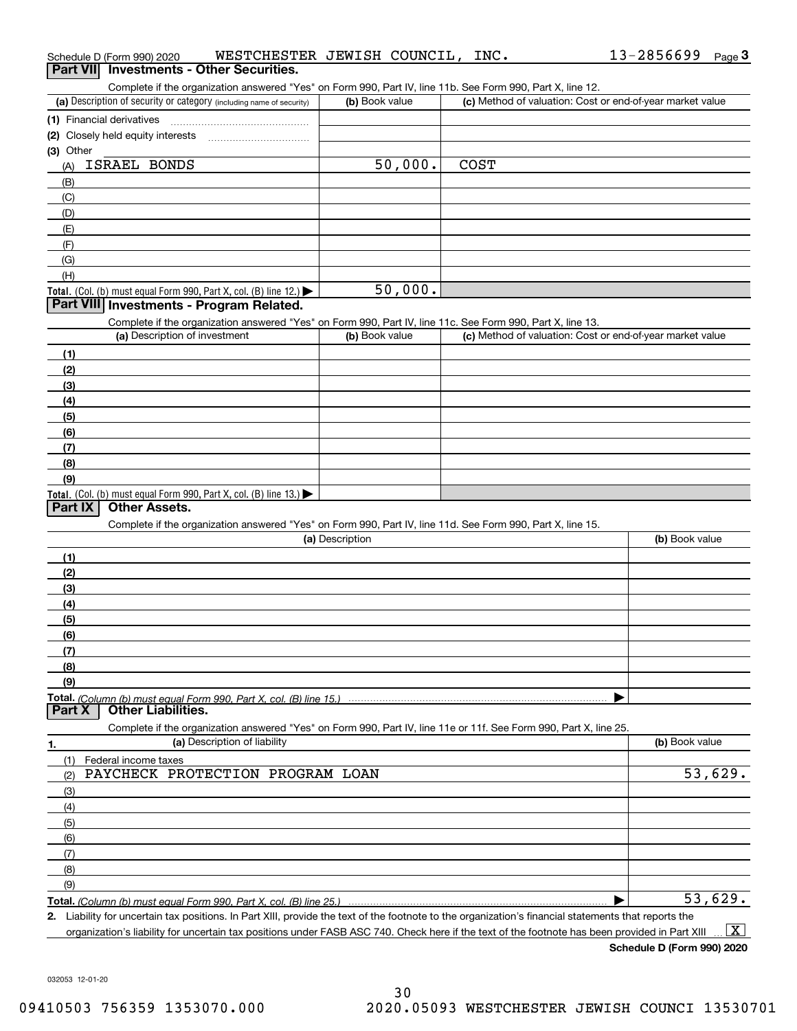Schedule D (Form 990) 2020 WESTCHESTER JEWISH COUNCIL, INC. 13-2856699 Page 3

## Part VII Investments - Other Securities.

Complete if the organization answered "Yes" on Form 990, Part IV, line 11b. See Form 990, Part X, line 12.

| (a) Description of security or category (including name of security) | (b) Book value | (c) Method of valuation: Cost or end-of-year market value |
|---|---|---|
| (1) Financial derivatives | | |
| (2) Closely held equity interests | | |
| (3) Other | | |
| (A) ISRAEL BONDS | 50,000. | COST |
| (B) | | |
| (C) | | |
| (D) | | |
| (E) | | |
| (F) | | |
| (G) | | |
| (H) | | |
| **Total.** (Col. (b) must equal Form 990, Part X, col. (B) line 12.) ▶ | 50,000. | |

## Part VIII Investments - Program Related.

Complete if the organization answered "Yes" on Form 990, Part IV, line 11c. See Form 990, Part X, line 13.

| (a) Description of investment | (b) Book value | (c) Method of valuation: Cost or end-of-year market value |
|---|---|---|
| (1) | | |
| (2) | | |
| (3) | | |
| (4) | | |
| (5) | | |
| (6) | | |
| (7) | | |
| (8) | | |
| (9) | | |
| **Total.** (Col. (b) must equal Form 990, Part X, col. (B) line 13.) ▶ | | |

## Part IX Other Assets.

Complete if the organization answered "Yes" on Form 990, Part IV, line 11d. See Form 990, Part X, line 15.

| (a) Description | (b) Book value |
|---|---|
| (1) | |
| (2) | |
| (3) | |
| (4) | |
| (5) | |
| (6) | |
| (7) | |
| (8) | |
| (9) | |
| **Total.** *(Column (b) must equal Form 990, Part X, col. (B) line 15.)* ▶ | |

## Part X Other Liabilities.

Complete if the organization answered "Yes" on Form 990, Part IV, line 11e or 11f. See Form 990, Part X, line 25.

| 1. (a) Description of liability | (b) Book value |
|---|---|
| (1) Federal income taxes | |
| (2) PAYCHECK PROTECTION PROGRAM LOAN | 53,629. |
| (3) | |
| (4) | |
| (5) | |
| (6) | |
| (7) | |
| (8) | |
| (9) | |
| **Total.** *(Column (b) must equal Form 990, Part X, col. (B) line 25.)* ▶ | 53,629. |

**2.** Liability for uncertain tax positions. In Part XIII, provide the text of the footnote to the organization's financial statements that reports the organization's liability for uncertain tax positions under FASB ASC 740. Check here if the text of the footnote has been provided in Part XIII ... [X]

**Schedule D (Form 990) 2020**

032053 12-01-20

09410503 756359 1353070.000 2020.05093 WESTCHESTER JEWISH COUNCI 13530701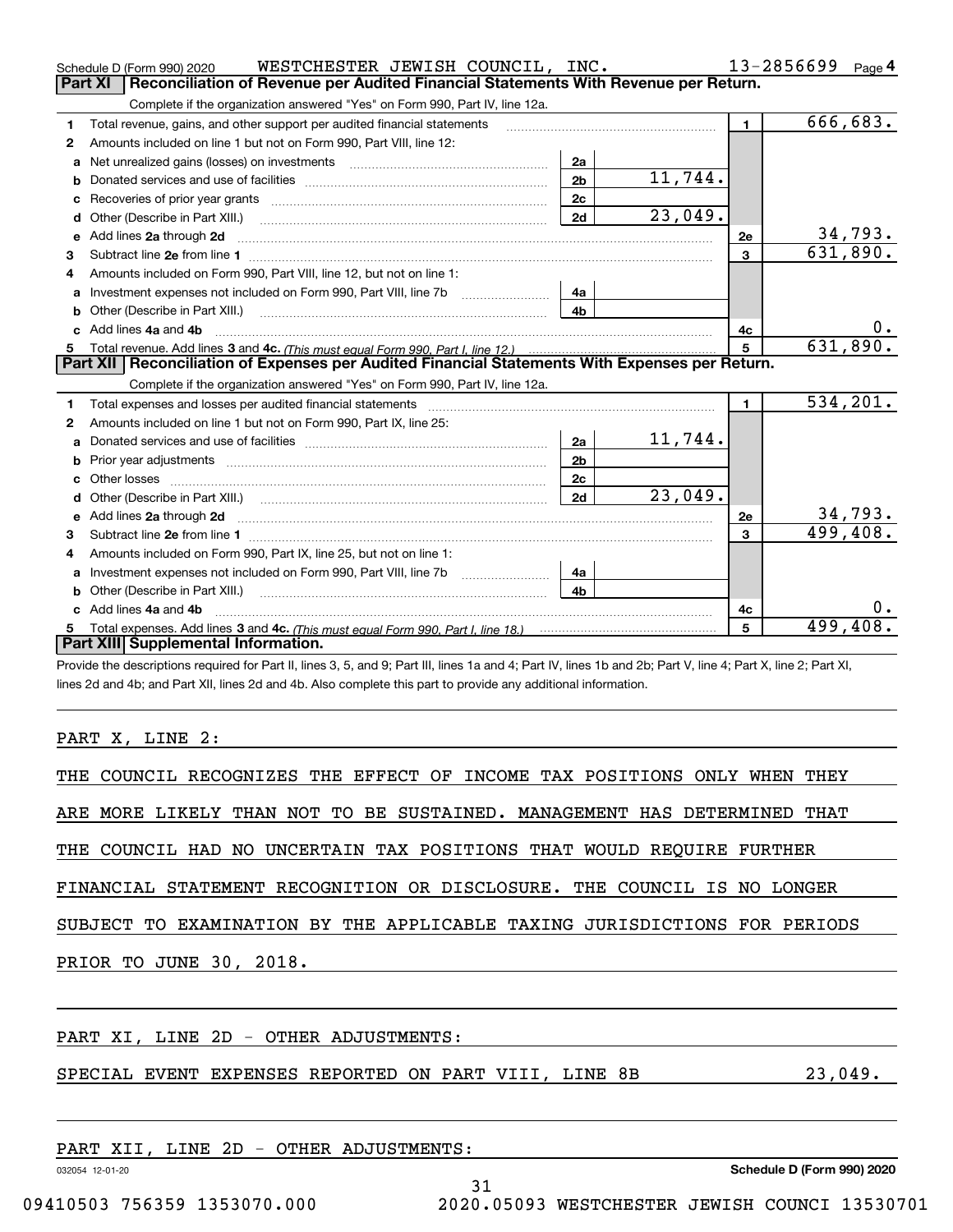Schedule D (Form 990) 2020 WESTCHESTER JEWISH COUNCIL, INC. 13-2856699 Page 4

## Part XI Reconciliation of Revenue per Audited Financial Statements With Revenue per Return.

Complete if the organization answered "Yes" on Form 990, Part IV, line 12a.

| | | | | | |
|---|---|---|---|---|---|
| 1 | Total revenue, gains, and other support per audited financial statements | | | 1 | 666,683. |
| 2 | Amounts included on line 1 but not on Form 990, Part VIII, line 12: | | | | |
| a | Net unrealized gains (losses) on investments | 2a | | | |
| b | Donated services and use of facilities | 2b | 11,744. | | |
| c | Recoveries of prior year grants | 2c | | | |
| d | Other (Describe in Part XIII.) | 2d | 23,049. | | |
| e | Add lines 2a through 2d | | | 2e | 34,793. |
| 3 | Subtract line 2e from line 1 | | | 3 | 631,890. |
| 4 | Amounts included on Form 990, Part VIII, line 12, but not on line 1: | | | | |
| a | Investment expenses not included on Form 990, Part VIII, line 7b | 4a | | | |
| b | Other (Describe in Part XIII.) | 4b | | | |
| c | Add lines 4a and 4b | | | 4c | 0. |
| 5 | Total revenue. Add lines 3 and 4c. *(This must equal Form 990, Part I, line 12.)* | | | 5 | 631,890. |

## Part XII Reconciliation of Expenses per Audited Financial Statements With Expenses per Return.

Complete if the organization answered "Yes" on Form 990, Part IV, line 12a.

| | | | | | |
|---|---|---|---|---|---|
| 1 | Total expenses and losses per audited financial statements | | | 1 | 534,201. |
| 2 | Amounts included on line 1 but not on Form 990, Part IX, line 25: | | | | |
| a | Donated services and use of facilities | 2a | 11,744. | | |
| b | Prior year adjustments | 2b | | | |
| c | Other losses | 2c | | | |
| d | Other (Describe in Part XIII.) | 2d | 23,049. | | |
| e | Add lines 2a through 2d | | | 2e | 34,793. |
| 3 | Subtract line 2e from line 1 | | | 3 | 499,408. |
| 4 | Amounts included on Form 990, Part IX, line 25, but not on line 1: | | | | |
| a | Investment expenses not included on Form 990, Part VIII, line 7b | 4a | | | |
| b | Other (Describe in Part XIII.) | 4b | | | |
| c | Add lines 4a and 4b | | | 4c | 0. |
| 5 | Total expenses. Add lines 3 and 4c. *(This must equal Form 990, Part I, line 18.)* | | | 5 | 499,408. |

## Part XIII Supplemental Information.

Provide the descriptions required for Part II, lines 3, 5, and 9; Part III, lines 1a and 4; Part IV, lines 1b and 2b; Part V, line 4; Part X, line 2; Part XI, lines 2d and 4b; and Part XII, lines 2d and 4b. Also complete this part to provide any additional information.

PART X, LINE 2:

THE COUNCIL RECOGNIZES THE EFFECT OF INCOME TAX POSITIONS ONLY WHEN THEY ARE MORE LIKELY THAN NOT TO BE SUSTAINED. MANAGEMENT HAS DETERMINED THAT THE COUNCIL HAD NO UNCERTAIN TAX POSITIONS THAT WOULD REQUIRE FURTHER FINANCIAL STATEMENT RECOGNITION OR DISCLOSURE. THE COUNCIL IS NO LONGER SUBJECT TO EXAMINATION BY THE APPLICABLE TAXING JURISDICTIONS FOR PERIODS PRIOR TO JUNE 30, 2018.

PART XI, LINE 2D - OTHER ADJUSTMENTS:

SPECIAL EVENT EXPENSES REPORTED ON PART VIII, LINE 8B 23,049.

PART XII, LINE 2D - OTHER ADJUSTMENTS: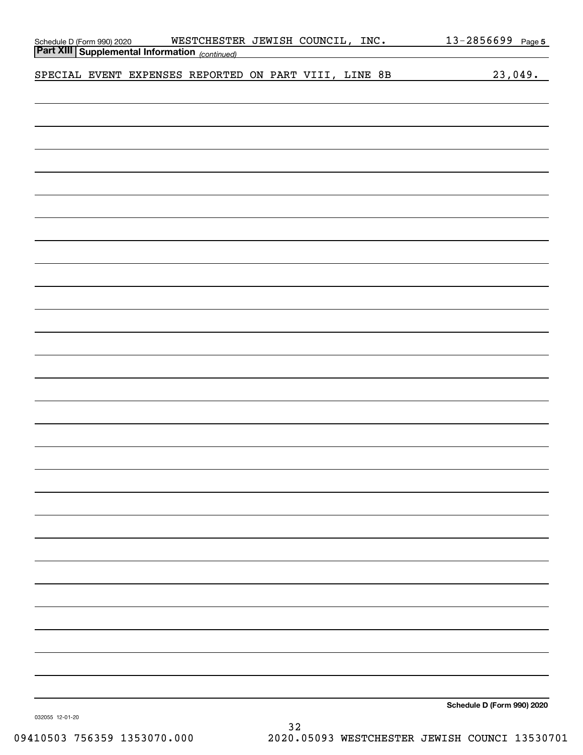Schedule D (Form 990) 2020 WESTCHESTER JEWISH COUNCIL, INC. 13-2856699 Page 5

**Part XIII Supplemental Information** *(continued)*

SPECIAL EVENT EXPENSES REPORTED ON PART VIII, LINE 8B 23,049.

**Schedule D (Form 990) 2020**

032055 12-01-20

09410503 756359 1353070.000 2020.05093 WESTCHESTER JEWISH COUNCI 13530701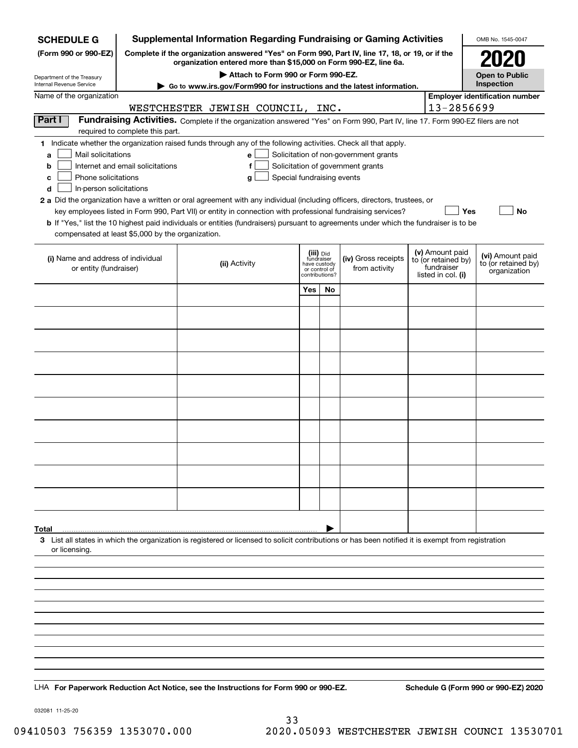**SCHEDULE G (Form 990 or 990-EZ)**

Department of the Treasury
Internal Revenue Service

# Supplemental Information Regarding Fundraising or Gaming Activities

**Complete if the organization answered "Yes" on Form 990, Part IV, line 17, 18, or 19, or if the organization entered more than $15,000 on Form 990-EZ, line 6a.**

**▶ Attach to Form 990 or Form 990-EZ.**

**▶ Go to www.irs.gov/Form990 for instructions and the latest information.**

OMB No. 1545-0047

**2020**

**Open to Public Inspection**

Name of the organization: WESTCHESTER JEWISH COUNCIL, INC.

**Employer identification number:** 13-2856699

**Part I** **Fundraising Activities.** Complete if the organization answered "Yes" on Form 990, Part IV, line 17. Form 990-EZ filers are not required to complete this part.

**1** Indicate whether the organization raised funds through any of the following activities. Check all that apply.

- **a** ☐ Mail solicitations
- **b** ☐ Internet and email solicitations
- **c** ☐ Phone solicitations
- **d** ☐ In-person solicitations
- **e** ☐ Solicitation of non-government grants
- **f** ☐ Solicitation of government grants
- **g** ☐ Special fundraising events

**2 a** Did the organization have a written or oral agreement with any individual (including officers, directors, trustees, or key employees listed in Form 990, Part VII) or entity in connection with professional fundraising services? ☐ **Yes** ☐ **No**

**b** If "Yes," list the 10 highest paid individuals or entities (fundraisers) pursuant to agreements under which the fundraiser is to be compensated at least $5,000 by the organization.

| (i) Name and address of individual or entity (fundraiser) | (ii) Activity | (iii) Did fundraiser have custody or control of contributions? Yes | No | (iv) Gross receipts from activity | (v) Amount paid to (or retained by) fundraiser listed in col. (i) | (vi) Amount paid to (or retained by) organization |
|---|---|---|---|---|---|---|
| | | | | | | |
| | | | | | | |
| | | | | | | |
| | | | | | | |
| | | | | | | |
| | | | | | | |
| | | | | | | |
| | | | | | | |
| | | | | | | |
| | | | | | | |
| **Total** | | | ▶ | | | |

**3** List all states in which the organization is registered or licensed to solicit contributions or has been notified it is exempt from registration or licensing.

LHA **For Paperwork Reduction Act Notice, see the Instructions for Form 990 or 990-EZ.** **Schedule G (Form 990 or 990-EZ) 2020**

032081 11-25-20

09410503 756359 1353070.000 2020.05093 WESTCHESTER JEWISH COUNCI 13530701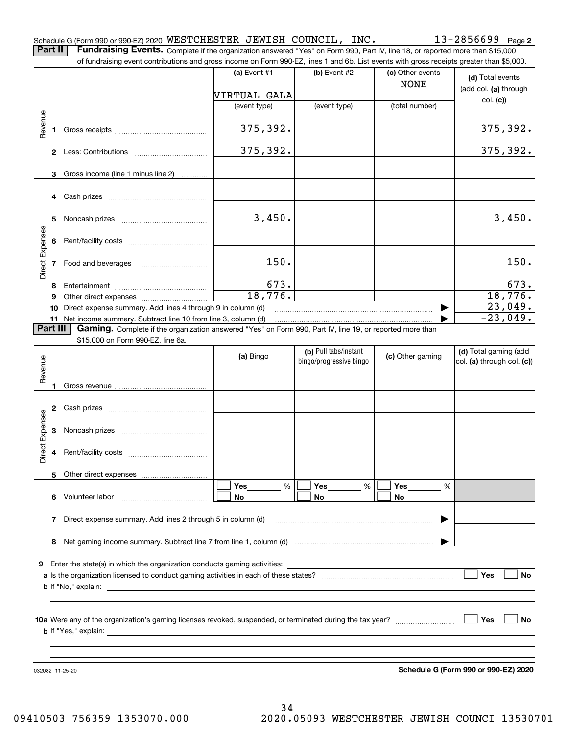Schedule G (Form 990 or 990-EZ) 2020 WESTCHESTER JEWISH COUNCIL, INC. 13-2856699 Page 2

**Part II** **Fundraising Events.** Complete if the organization answered "Yes" on Form 990, Part IV, line 18, or reported more than $15,000 of fundraising event contributions and gross income on Form 990-EZ, lines 1 and 6b. List events with gross receipts greater than $5,000.

| | | (a) Event #1 | (b) Event #2 | (c) Other events | (d) Total events (add col. (a) through col. (c)) |
|---|---|---|---|---|---|
| | | VIRTUAL GALA | | NONE | |
| | | (event type) | (event type) | (total number) | |
| Revenue | 1 Gross receipts | 375,392. | | | 375,392. |
| | 2 Less: Contributions | 375,392. | | | 375,392. |
| | 3 Gross income (line 1 minus line 2) | | | | |
| Direct Expenses | 4 Cash prizes | | | | |
| | 5 Noncash prizes | 3,450. | | | 3,450. |
| | 6 Rent/facility costs | | | | |
| | 7 Food and beverages | 150. | | | 150. |
| | 8 Entertainment | 673. | | | 673. |
| | 9 Other direct expenses | 18,776. | | | 18,776. |
| | 10 Direct expense summary. Add lines 4 through 9 in column (d) | | | | 23,049. |
| | 11 Net income summary. Subtract line 10 from line 3, column (d) | | | | -23,049. |

**Part III** **Gaming.** Complete if the organization answered "Yes" on Form 990, Part IV, line 19, or reported more than $15,000 on Form 990-EZ, line 6a.

| | | (a) Bingo | (b) Pull tabs/instant bingo/progressive bingo | (c) Other gaming | (d) Total gaming (add col. (a) through col. (c)) |
|---|---|---|---|---|---|
| Revenue | 1 Gross revenue | | | | |
| Direct Expenses | 2 Cash prizes | | | | |
| | 3 Noncash prizes | | | | |
| | 4 Rent/facility costs | | | | |
| | 5 Other direct expenses | | | | |
| | 6 Volunteer labor | ☐ Yes ___ % ☐ No | ☐ Yes ___ % ☐ No | ☐ Yes ___ % ☐ No | |
| | 7 Direct expense summary. Add lines 2 through 5 in column (d) | | | | |
| | 8 Net gaming income summary. Subtract line 7 from line 1, column (d) | | | | |

9 Enter the state(s) in which the organization conducts gaming activities: ______

a Is the organization licensed to conduct gaming activities in each of these states? ☐ Yes ☐ No

b If "No," explain: ______

10a Were any of the organization's gaming licenses revoked, suspended, or terminated during the tax year? ☐ Yes ☐ No

b If "Yes," explain: ______

032082 11-25-20

**Schedule G (Form 990 or 990-EZ) 2020**

09410503 756359 1353070.000 2020.05093 WESTCHESTER JEWISH COUNCI 13530701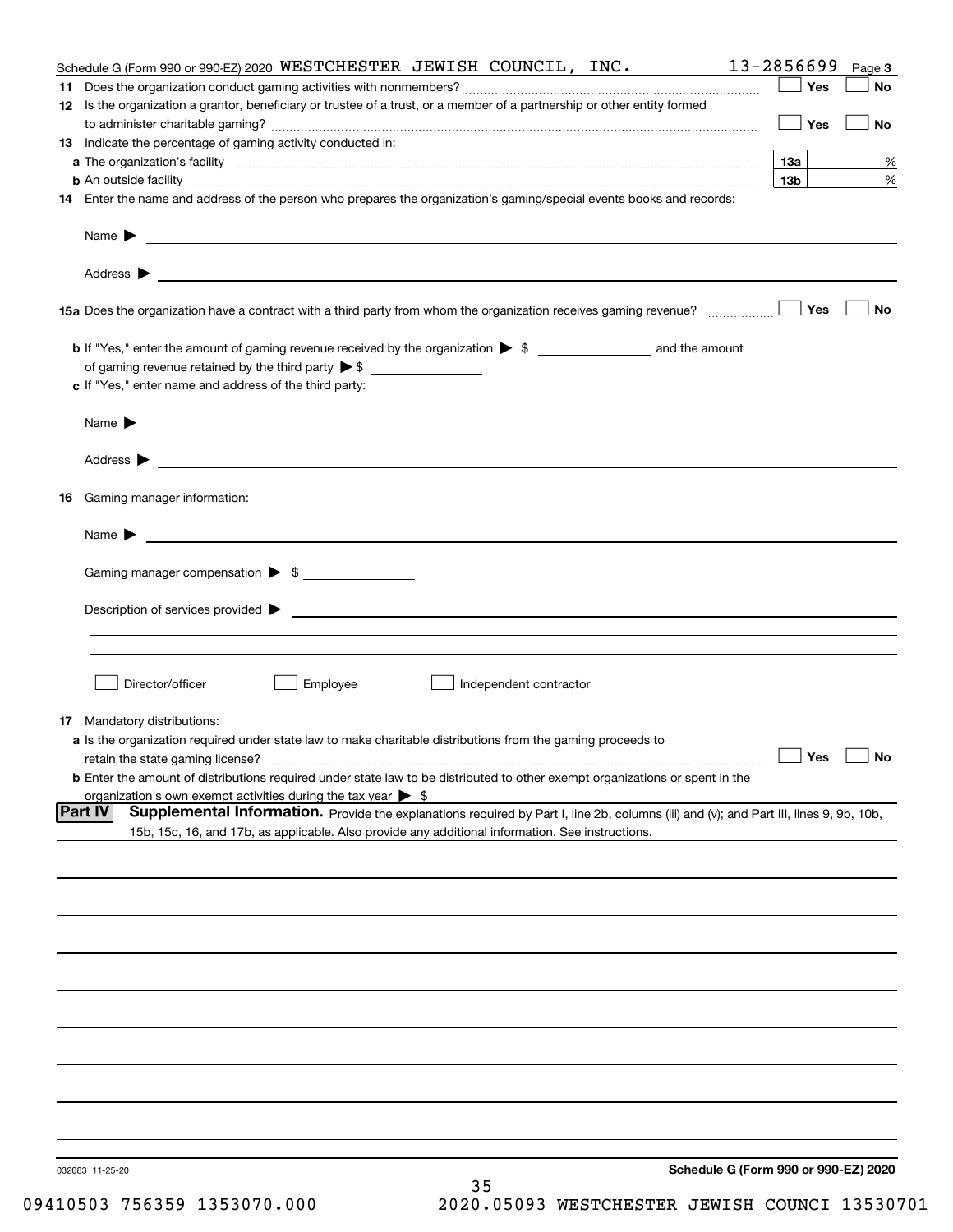Schedule G (Form 990 or 990-EZ) 2020 WESTCHESTER JEWISH COUNCIL, INC. 13-2856699 Page 3

**11** Does the organization conduct gaming activities with nonmembers? ☐ Yes ☐ No

**12** Is the organization a grantor, beneficiary or trustee of a trust, or a member of a partnership or other entity formed to administer charitable gaming? ☐ Yes ☐ No

**13** Indicate the percentage of gaming activity conducted in:

**a** The organization's facility **13a** %

**b** An outside facility **13b** %

**14** Enter the name and address of the person who prepares the organization's gaming/special events books and records:

Name ▶

Address ▶

**15a** Does the organization have a contract with a third party from whom the organization receives gaming revenue? ☐ Yes ☐ No

**b** If "Yes," enter the amount of gaming revenue received by the organization ▶ $ ________ and the amount of gaming revenue retained by the third party ▶ $ ________

**c** If "Yes," enter name and address of the third party:

Name ▶

Address ▶

**16** Gaming manager information:

Name ▶

Gaming manager compensation ▶ $

Description of services provided ▶

☐ Director/officer ☐ Employee ☐ Independent contractor

**17** Mandatory distributions:

**a** Is the organization required under state law to make charitable distributions from the gaming proceeds to retain the state gaming license? ☐ Yes ☐ No

**b** Enter the amount of distributions required under state law to be distributed to other exempt organizations or spent in the organization's own exempt activities during the tax year ▶ $

**Part IV** **Supplemental Information.** Provide the explanations required by Part I, line 2b, columns (iii) and (v); and Part III, lines 9, 9b, 10b, 15b, 15c, 16, and 17b, as applicable. Also provide any additional information. See instructions.

032083 11-25-20

**Schedule G (Form 990 or 990-EZ) 2020**

09410503 756359 1353070.000 2020.05093 WESTCHESTER JEWISH COUNCI 13530701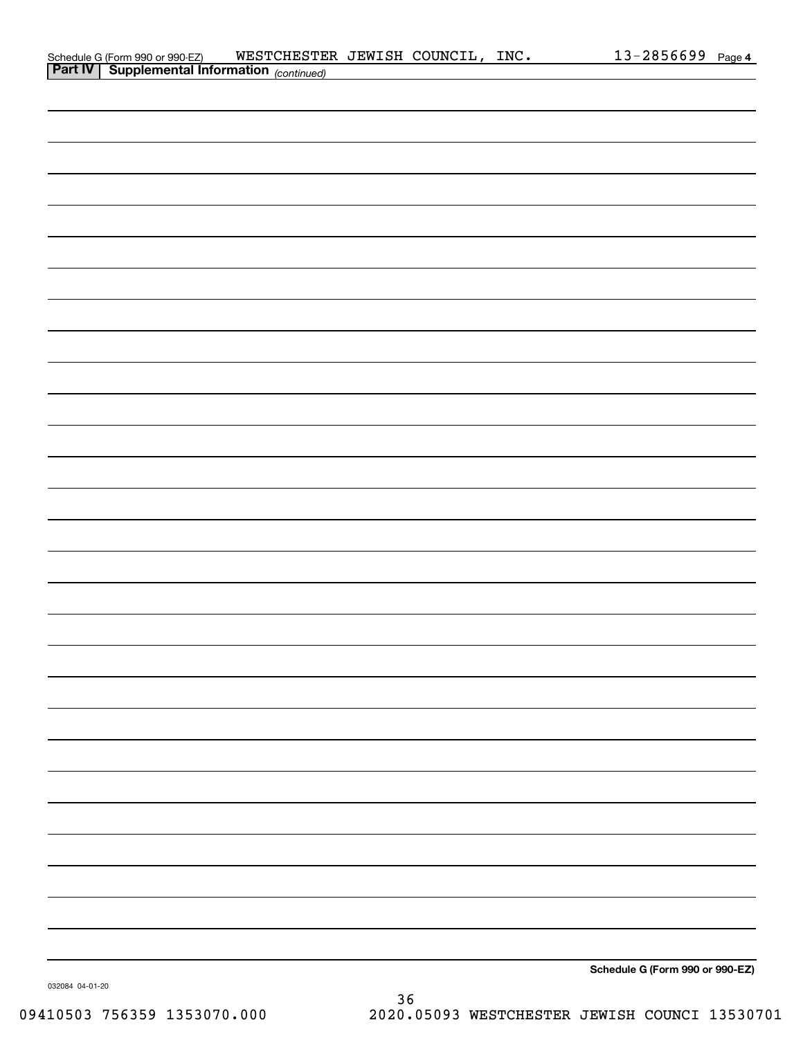Schedule G (Form 990 or 990-EZ) WESTCHESTER JEWISH COUNCIL, INC. 13-2856699 Page 4

**Part IV | Supplemental Information** *(continued)*

**Schedule G (Form 990 or 990-EZ)**

032084 04-01-20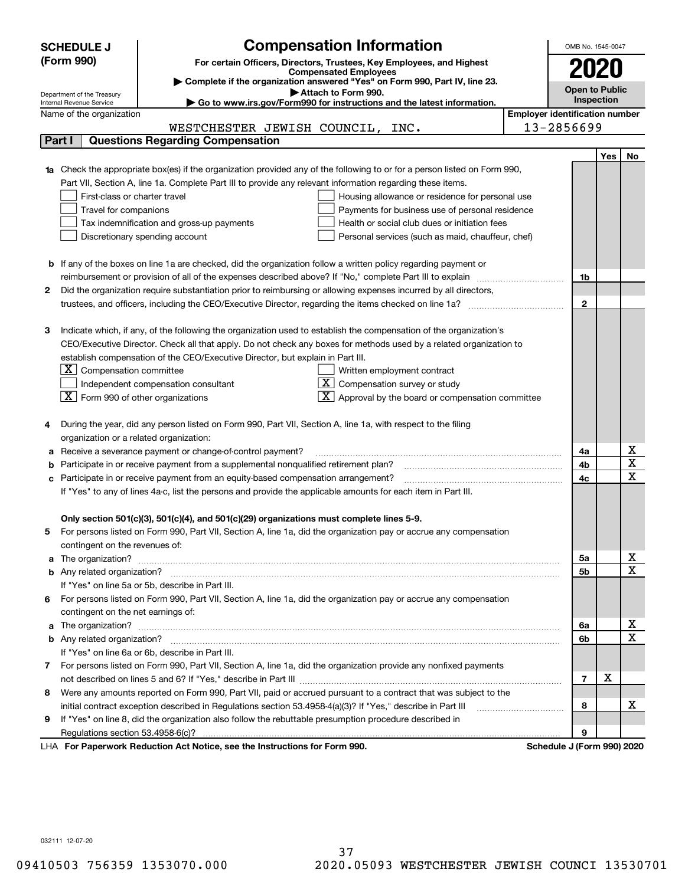# SCHEDULE J (Form 990)

## Compensation Information

**For certain Officers, Directors, Trustees, Key Employees, and Highest Compensated Employees**

▶ Complete if the organization answered "Yes" on Form 990, Part IV, line 23.

▶ Attach to Form 990.

▶ Go to www.irs.gov/Form990 for instructions and the latest information.

Department of the Treasury
Internal Revenue Service

OMB No. 1545-0047

**2020**

**Open to Public Inspection**

Name of the organization: WESTCHESTER JEWISH COUNCIL, INC.

Employer identification number: 13-2856699

## Part I Questions Regarding Compensation

| | | | Yes | No |
|---|---|---|---|---|
| **1a** | Check the appropriate box(es) if the organization provided any of the following to or for a person listed on Form 990, Part VII, Section A, line 1a. Complete Part III to provide any relevant information regarding these items.<br>☐ First-class or charter travel ☐ Housing allowance or residence for personal use<br>☐ Travel for companions ☐ Payments for business use of personal residence<br>☐ Tax indemnification and gross-up payments ☐ Health or social club dues or initiation fees<br>☐ Discretionary spending account ☐ Personal services (such as maid, chauffeur, chef) | | | |
| **b** | If any of the boxes on line 1a are checked, did the organization follow a written policy regarding payment or reimbursement or provision of all of the expenses described above? If "No," complete Part III to explain | 1b | | |
| **2** | Did the organization require substantiation prior to reimbursing or allowing expenses incurred by all directors, trustees, and officers, including the CEO/Executive Director, regarding the items checked on line 1a? | 2 | | |
| **3** | Indicate which, if any, of the following the organization used to establish the compensation of the organization's CEO/Executive Director. Check all that apply. Do not check any boxes for methods used by a related organization to establish compensation of the CEO/Executive Director, but explain in Part III.<br>☒ Compensation committee ☐ Written employment contract<br>☐ Independent compensation consultant ☒ Compensation survey or study<br>☒ Form 990 of other organizations ☒ Approval by the board or compensation committee | | | |
| **4** | During the year, did any person listed on Form 990, Part VII, Section A, line 1a, with respect to the filing organization or a related organization: | | | |
| **a** | Receive a severance payment or change-of-control payment? | 4a | | X |
| **b** | Participate in or receive payment from a supplemental nonqualified retirement plan? | 4b | | X |
| **c** | Participate in or receive payment from an equity-based compensation arrangement? | 4c | | X |
| | If "Yes" to any of lines 4a-c, list the persons and provide the applicable amounts for each item in Part III. | | | |
| | **Only section 501(c)(3), 501(c)(4), and 501(c)(29) organizations must complete lines 5-9.** | | | |
| **5** | For persons listed on Form 990, Part VII, Section A, line 1a, did the organization pay or accrue any compensation contingent on the revenues of: | | | |
| **a** | The organization? | 5a | | X |
| **b** | Any related organization? | 5b | | X |
| | If "Yes" on line 5a or 5b, describe in Part III. | | | |
| **6** | For persons listed on Form 990, Part VII, Section A, line 1a, did the organization pay or accrue any compensation contingent on the net earnings of: | | | |
| **a** | The organization? | 6a | | X |
| **b** | Any related organization? | 6b | | X |
| | If "Yes" on line 6a or 6b, describe in Part III. | | | |
| **7** | For persons listed on Form 990, Part VII, Section A, line 1a, did the organization provide any nonfixed payments not described on lines 5 and 6? If "Yes," describe in Part III | 7 | X | |
| **8** | Were any amounts reported on Form 990, Part VII, paid or accrued pursuant to a contract that was subject to the initial contract exception described in Regulations section 53.4958-4(a)(3)? If "Yes," describe in Part III | 8 | | X |
| **9** | If "Yes" on line 8, did the organization also follow the rebuttable presumption procedure described in Regulations section 53.4958-6(c)? | 9 | | |

LHA **For Paperwork Reduction Act Notice, see the Instructions for Form 990.** **Schedule J (Form 990) 2020**

032111 12-07-20

09410503 756359 1353070.000 2020.05093 WESTCHESTER JEWISH COUNCI 13530701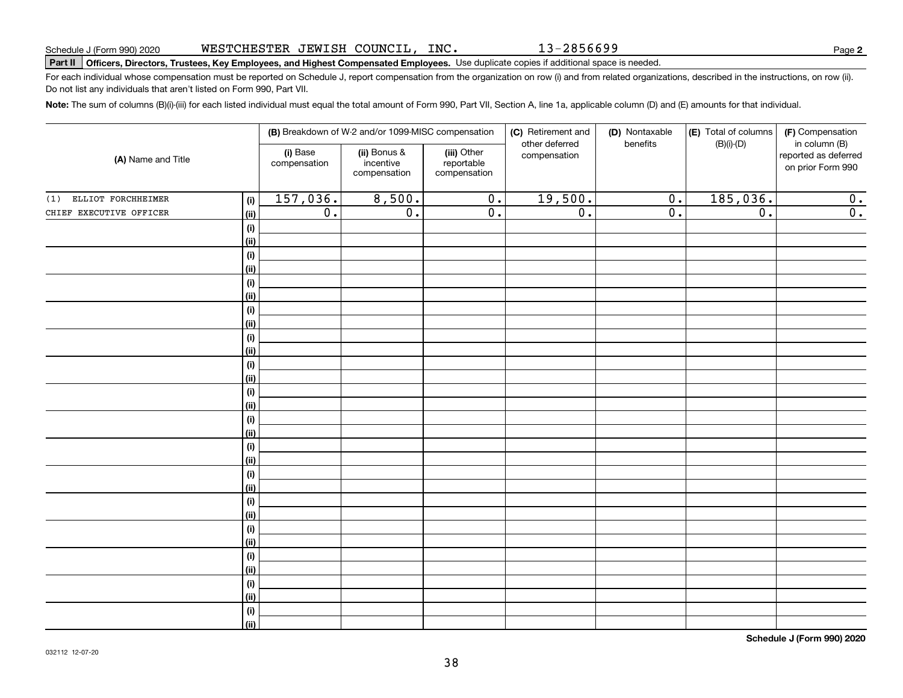Schedule J (Form 990) 2020 WESTCHESTER JEWISH COUNCIL, INC. 13-2856699 Page **2**

**Part II** **Officers, Directors, Trustees, Key Employees, and Highest Compensated Employees.** Use duplicate copies if additional space is needed.

For each individual whose compensation must be reported on Schedule J, report compensation from the organization on row (i) and from related organizations, described in the instructions, on row (ii). Do not list any individuals that aren't listed on Form 990, Part VII.

**Note:** The sum of columns (B)(i)-(iii) for each listed individual must equal the total amount of Form 990, Part VII, Section A, line 1a, applicable column (D) and (E) amounts for that individual.

| (A) Name and Title | | (B) Breakdown of W-2 and/or 1099-MISC compensation | | | (C) Retirement and other deferred compensation | (D) Nontaxable benefits | (E) Total of columns (B)(i)-(D) | (F) Compensation in column (B) reported as deferred on prior Form 990 |
|---|---|---|---|---|---|---|---|---|
| | | (i) Base compensation | (ii) Bonus & incentive compensation | (iii) Other reportable compensation | | | | |
| (1) ELLIOT FORCHHEIMER | (i) | 157,036. | 8,500. | 0. | 19,500. | 0. | 185,036. | 0. |
| CHIEF EXECUTIVE OFFICER | (ii) | 0. | 0. | 0. | 0. | 0. | 0. | 0. |
| | (i) | | | | | | | |
| | (ii) | | | | | | | |
| | (i) | | | | | | | |
| | (ii) | | | | | | | |
| | (i) | | | | | | | |
| | (ii) | | | | | | | |
| | (i) | | | | | | | |
| | (ii) | | | | | | | |
| | (i) | | | | | | | |
| | (ii) | | | | | | | |
| | (i) | | | | | | | |
| | (ii) | | | | | | | |
| | (i) | | | | | | | |
| | (ii) | | | | | | | |
| | (i) | | | | | | | |
| | (ii) | | | | | | | |
| | (i) | | | | | | | |
| | (ii) | | | | | | | |
| | (i) | | | | | | | |
| | (ii) | | | | | | | |
| | (i) | | | | | | | |
| | (ii) | | | | | | | |
| | (i) | | | | | | | |
| | (ii) | | | | | | | |
| | (i) | | | | | | | |
| | (ii) | | | | | | | |
| | (i) | | | | | | | |
| | (ii) | | | | | | | |
| | (i) | | | | | | | |
| | (ii) | | | | | | | |

**Schedule J (Form 990) 2020**

032112 12-07-20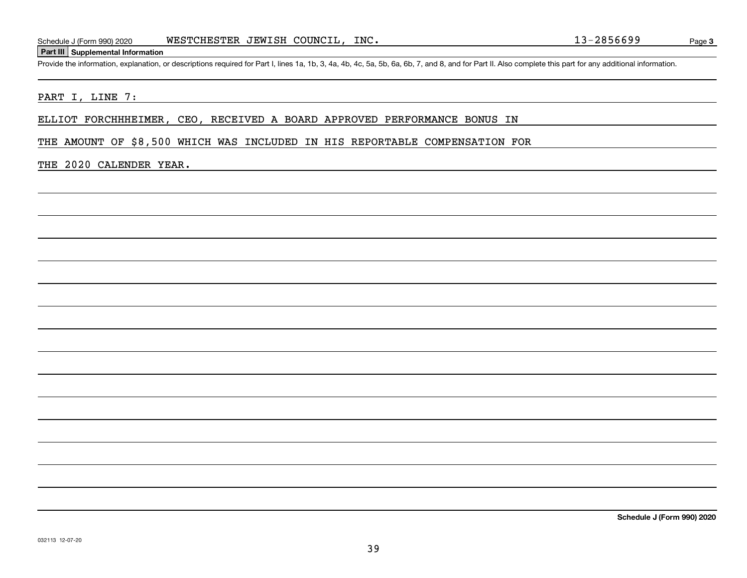Schedule J (Form 990) 2020 WESTCHESTER JEWISH COUNCIL, INC. 13-2856699

## Part III Supplemental Information

Provide the information, explanation, or descriptions required for Part I, lines 1a, 1b, 3, 4a, 4b, 4c, 5a, 5b, 6a, 6b, 7, and 8, and for Part II. Also complete this part for any additional information.

PART I, LINE 7:

ELLIOT FORCHHHEIMER, CEO, RECEIVED A BOARD APPROVED PERFORMANCE BONUS IN THE AMOUNT OF $8,500 WHICH WAS INCLUDED IN HIS REPORTABLE COMPENSATION FOR THE 2020 CALENDER YEAR.

Schedule J (Form 990) 2020

032113 12-07-20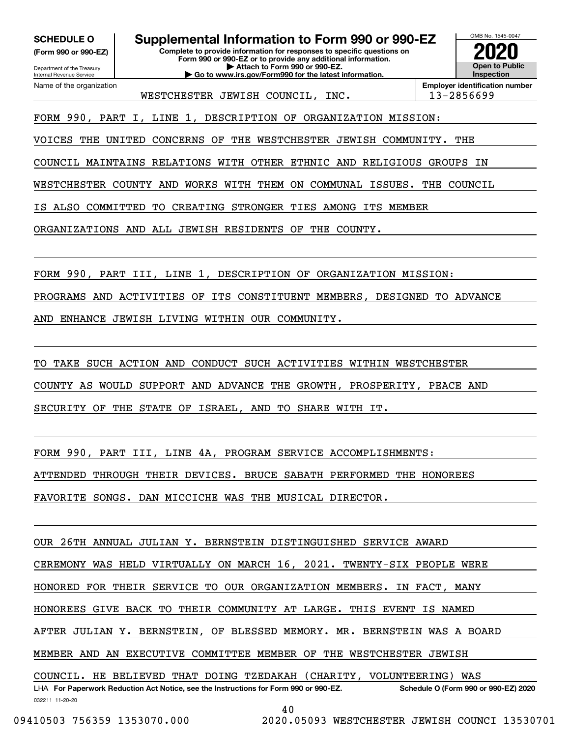**SCHEDULE O** (Form 990 or 990-EZ)

Department of the Treasury
Internal Revenue Service

# Supplemental Information to Form 990 or 990-EZ

**Complete to provide information for responses to specific questions on Form 990 or 990-EZ or to provide any additional information.**
**▶ Attach to Form 990 or 990-EZ.**
**▶ Go to www.irs.gov/Form990 for the latest information.**

OMB No. 1545-0047

**2020**

**Open to Public Inspection**

| Name of the organization | Employer identification number |
|---|---|
| WESTCHESTER JEWISH COUNCIL, INC. | 13-2856699 |

FORM 990, PART I, LINE 1, DESCRIPTION OF ORGANIZATION MISSION:

VOICES THE UNITED CONCERNS OF THE WESTCHESTER JEWISH COMMUNITY. THE COUNCIL MAINTAINS RELATIONS WITH OTHER ETHNIC AND RELIGIOUS GROUPS IN WESTCHESTER COUNTY AND WORKS WITH THEM ON COMMUNAL ISSUES. THE COUNCIL IS ALSO COMMITTED TO CREATING STRONGER TIES AMONG ITS MEMBER ORGANIZATIONS AND ALL JEWISH RESIDENTS OF THE COUNTY.

FORM 990, PART III, LINE 1, DESCRIPTION OF ORGANIZATION MISSION:

PROGRAMS AND ACTIVITIES OF ITS CONSTITUENT MEMBERS, DESIGNED TO ADVANCE AND ENHANCE JEWISH LIVING WITHIN OUR COMMUNITY.

TO TAKE SUCH ACTION AND CONDUCT SUCH ACTIVITIES WITHIN WESTCHESTER COUNTY AS WOULD SUPPORT AND ADVANCE THE GROWTH, PROSPERITY, PEACE AND SECURITY OF THE STATE OF ISRAEL, AND TO SHARE WITH IT.

FORM 990, PART III, LINE 4A, PROGRAM SERVICE ACCOMPLISHMENTS:

ATTENDED THROUGH THEIR DEVICES. BRUCE SABATH PERFORMED THE HONOREES FAVORITE SONGS. DAN MICCICHE WAS THE MUSICAL DIRECTOR.

OUR 26TH ANNUAL JULIAN Y. BERNSTEIN DISTINGUISHED SERVICE AWARD CEREMONY WAS HELD VIRTUALLY ON MARCH 16, 2021. TWENTY-SIX PEOPLE WERE HONORED FOR THEIR SERVICE TO OUR ORGANIZATION MEMBERS. IN FACT, MANY HONOREES GIVE BACK TO THEIR COMMUNITY AT LARGE. THIS EVENT IS NAMED AFTER JULIAN Y. BERNSTEIN, OF BLESSED MEMORY. MR. BERNSTEIN WAS A BOARD MEMBER AND AN EXECUTIVE COMMITTEE MEMBER OF THE WESTCHESTER JEWISH COUNCIL. HE BELIEVED THAT DOING TZEDAKAH (CHARITY, VOLUNTEERING) WAS

LHA **For Paperwork Reduction Act Notice, see the Instructions for Form 990 or 990-EZ.** **Schedule O (Form 990 or 990-EZ) 2020**

032211 11-20-20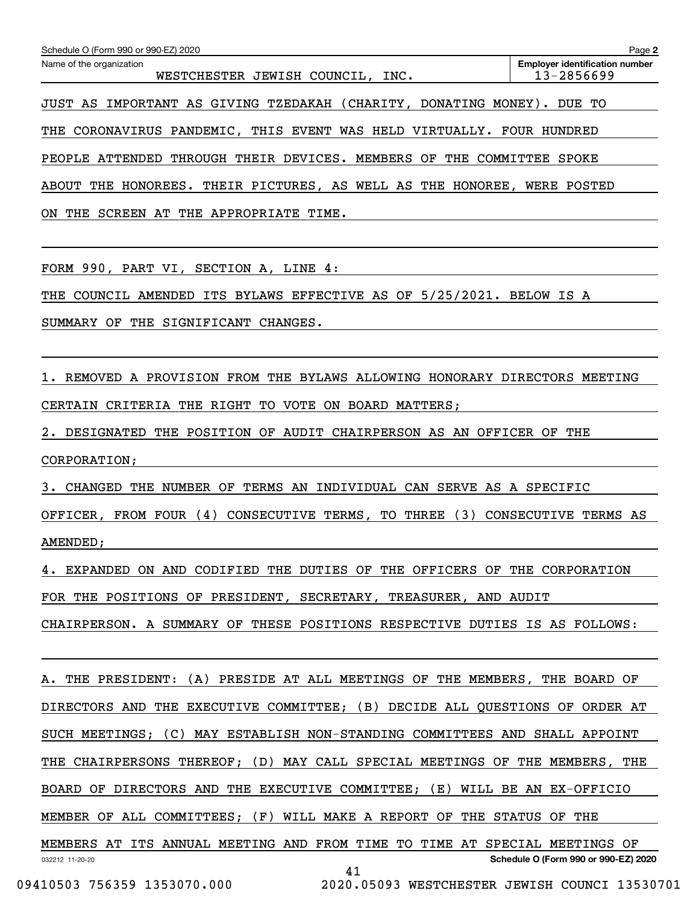Schedule O (Form 990 or 990-EZ) 2020

Name of the organization: WESTCHESTER JEWISH COUNCIL, INC.

Employer identification number: 13-2856699

JUST AS IMPORTANT AS GIVING TZEDAKAH (CHARITY, DONATING MONEY). DUE TO THE CORONAVIRUS PANDEMIC, THIS EVENT WAS HELD VIRTUALLY. FOUR HUNDRED PEOPLE ATTENDED THROUGH THEIR DEVICES. MEMBERS OF THE COMMITTEE SPOKE ABOUT THE HONOREES. THEIR PICTURES, AS WELL AS THE HONOREE, WERE POSTED ON THE SCREEN AT THE APPROPRIATE TIME.

FORM 990, PART VI, SECTION A, LINE 4:

THE COUNCIL AMENDED ITS BYLAWS EFFECTIVE AS OF 5/25/2021. BELOW IS A SUMMARY OF THE SIGNIFICANT CHANGES.

1. REMOVED A PROVISION FROM THE BYLAWS ALLOWING HONORARY DIRECTORS MEETING CERTAIN CRITERIA THE RIGHT TO VOTE ON BOARD MATTERS;
2. DESIGNATED THE POSITION OF AUDIT CHAIRPERSON AS AN OFFICER OF THE CORPORATION;
3. CHANGED THE NUMBER OF TERMS AN INDIVIDUAL CAN SERVE AS A SPECIFIC OFFICER, FROM FOUR (4) CONSECUTIVE TERMS, TO THREE (3) CONSECUTIVE TERMS AS AMENDED;
4. EXPANDED ON AND CODIFIED THE DUTIES OF THE OFFICERS OF THE CORPORATION FOR THE POSITIONS OF PRESIDENT, SECRETARY, TREASURER, AND AUDIT CHAIRPERSON. A SUMMARY OF THESE POSITIONS RESPECTIVE DUTIES IS AS FOLLOWS:

A. THE PRESIDENT: (A) PRESIDE AT ALL MEETINGS OF THE MEMBERS, THE BOARD OF DIRECTORS AND THE EXECUTIVE COMMITTEE; (B) DECIDE ALL QUESTIONS OF ORDER AT SUCH MEETINGS; (C) MAY ESTABLISH NON-STANDING COMMITTEES AND SHALL APPOINT THE CHAIRPERSONS THEREOF; (D) MAY CALL SPECIAL MEETINGS OF THE MEMBERS, THE BOARD OF DIRECTORS AND THE EXECUTIVE COMMITTEE; (E) WILL BE AN EX-OFFICIO MEMBER OF ALL COMMITTEES; (F) WILL MAKE A REPORT OF THE STATUS OF THE MEMBERS AT ITS ANNUAL MEETING AND FROM TIME TO TIME AT SPECIAL MEETINGS OF

032212 11-20-20

Schedule O (Form 990 or 990-EZ) 2020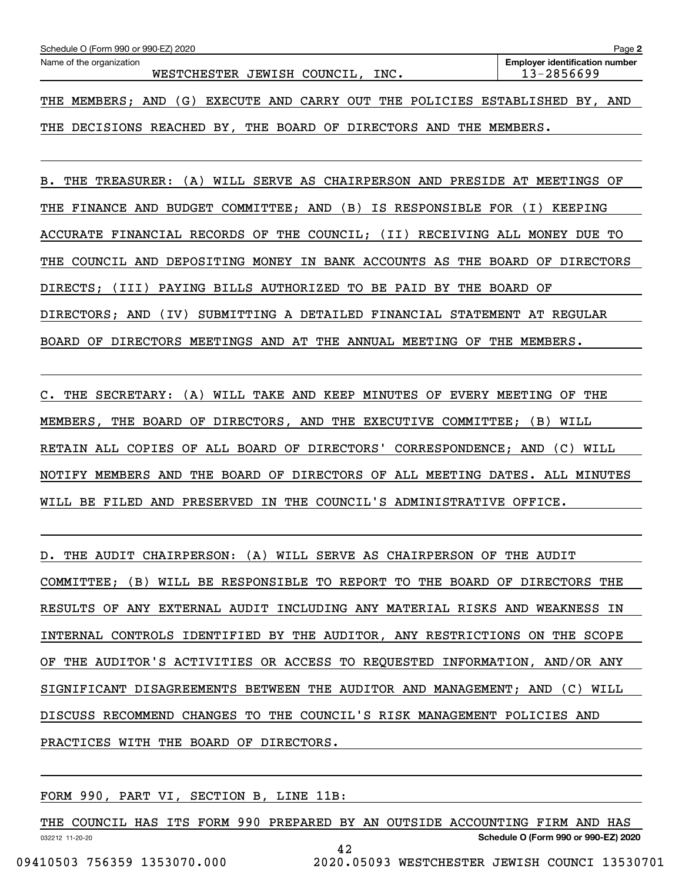Schedule O (Form 990 or 990-EZ) 2020

Name of the organization: WESTCHESTER JEWISH COUNCIL, INC.

Employer identification number: 13-2856699

THE MEMBERS; AND (G) EXECUTE AND CARRY OUT THE POLICIES ESTABLISHED BY, AND THE DECISIONS REACHED BY, THE BOARD OF DIRECTORS AND THE MEMBERS.

B. THE TREASURER: (A) WILL SERVE AS CHAIRPERSON AND PRESIDE AT MEETINGS OF THE FINANCE AND BUDGET COMMITTEE; AND (B) IS RESPONSIBLE FOR (I) KEEPING ACCURATE FINANCIAL RECORDS OF THE COUNCIL; (II) RECEIVING ALL MONEY DUE TO THE COUNCIL AND DEPOSITING MONEY IN BANK ACCOUNTS AS THE BOARD OF DIRECTORS DIRECTS; (III) PAYING BILLS AUTHORIZED TO BE PAID BY THE BOARD OF DIRECTORS; AND (IV) SUBMITTING A DETAILED FINANCIAL STATEMENT AT REGULAR BOARD OF DIRECTORS MEETINGS AND AT THE ANNUAL MEETING OF THE MEMBERS.

C. THE SECRETARY: (A) WILL TAKE AND KEEP MINUTES OF EVERY MEETING OF THE MEMBERS, THE BOARD OF DIRECTORS, AND THE EXECUTIVE COMMITTEE; (B) WILL RETAIN ALL COPIES OF ALL BOARD OF DIRECTORS' CORRESPONDENCE; AND (C) WILL NOTIFY MEMBERS AND THE BOARD OF DIRECTORS OF ALL MEETING DATES. ALL MINUTES WILL BE FILED AND PRESERVED IN THE COUNCIL'S ADMINISTRATIVE OFFICE.

D. THE AUDIT CHAIRPERSON: (A) WILL SERVE AS CHAIRPERSON OF THE AUDIT COMMITTEE; (B) WILL BE RESPONSIBLE TO REPORT TO THE BOARD OF DIRECTORS THE RESULTS OF ANY EXTERNAL AUDIT INCLUDING ANY MATERIAL RISKS AND WEAKNESS IN INTERNAL CONTROLS IDENTIFIED BY THE AUDITOR, ANY RESTRICTIONS ON THE SCOPE OF THE AUDITOR'S ACTIVITIES OR ACCESS TO REQUESTED INFORMATION, AND/OR ANY SIGNIFICANT DISAGREEMENTS BETWEEN THE AUDITOR AND MANAGEMENT; AND (C) WILL DISCUSS RECOMMEND CHANGES TO THE COUNCIL'S RISK MANAGEMENT POLICIES AND PRACTICES WITH THE BOARD OF DIRECTORS.

FORM 990, PART VI, SECTION B, LINE 11B:

THE COUNCIL HAS ITS FORM 990 PREPARED BY AN OUTSIDE ACCOUNTING FIRM AND HAS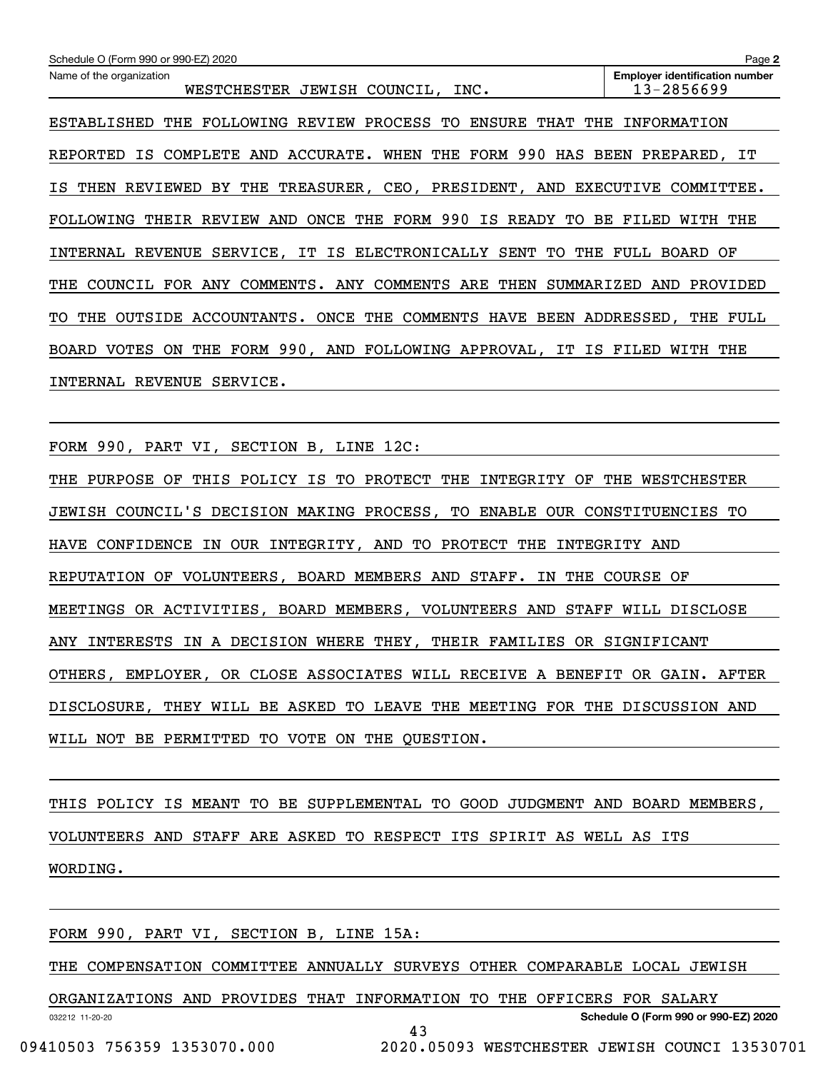Schedule O (Form 990 or 990-EZ) 2020

Name of the organization: WESTCHESTER JEWISH COUNCIL, INC.

Employer identification number: 13-2856699

ESTABLISHED THE FOLLOWING REVIEW PROCESS TO ENSURE THAT THE INFORMATION REPORTED IS COMPLETE AND ACCURATE. WHEN THE FORM 990 HAS BEEN PREPARED, IT IS THEN REVIEWED BY THE TREASURER, CEO, PRESIDENT, AND EXECUTIVE COMMITTEE. FOLLOWING THEIR REVIEW AND ONCE THE FORM 990 IS READY TO BE FILED WITH THE INTERNAL REVENUE SERVICE, IT IS ELECTRONICALLY SENT TO THE FULL BOARD OF THE COUNCIL FOR ANY COMMENTS. ANY COMMENTS ARE THEN SUMMARIZED AND PROVIDED TO THE OUTSIDE ACCOUNTANTS. ONCE THE COMMENTS HAVE BEEN ADDRESSED, THE FULL BOARD VOTES ON THE FORM 990, AND FOLLOWING APPROVAL, IT IS FILED WITH THE INTERNAL REVENUE SERVICE.

FORM 990, PART VI, SECTION B, LINE 12C:

THE PURPOSE OF THIS POLICY IS TO PROTECT THE INTEGRITY OF THE WESTCHESTER JEWISH COUNCIL'S DECISION MAKING PROCESS, TO ENABLE OUR CONSTITUENCIES TO HAVE CONFIDENCE IN OUR INTEGRITY, AND TO PROTECT THE INTEGRITY AND REPUTATION OF VOLUNTEERS, BOARD MEMBERS AND STAFF. IN THE COURSE OF MEETINGS OR ACTIVITIES, BOARD MEMBERS, VOLUNTEERS AND STAFF WILL DISCLOSE ANY INTERESTS IN A DECISION WHERE THEY, THEIR FAMILIES OR SIGNIFICANT OTHERS, EMPLOYER, OR CLOSE ASSOCIATES WILL RECEIVE A BENEFIT OR GAIN. AFTER DISCLOSURE, THEY WILL BE ASKED TO LEAVE THE MEETING FOR THE DISCUSSION AND WILL NOT BE PERMITTED TO VOTE ON THE QUESTION.

THIS POLICY IS MEANT TO BE SUPPLEMENTAL TO GOOD JUDGMENT AND BOARD MEMBERS, VOLUNTEERS AND STAFF ARE ASKED TO RESPECT ITS SPIRIT AS WELL AS ITS WORDING.

FORM 990, PART VI, SECTION B, LINE 15A:

THE COMPENSATION COMMITTEE ANNUALLY SURVEYS OTHER COMPARABLE LOCAL JEWISH ORGANIZATIONS AND PROVIDES THAT INFORMATION TO THE OFFICERS FOR SALARY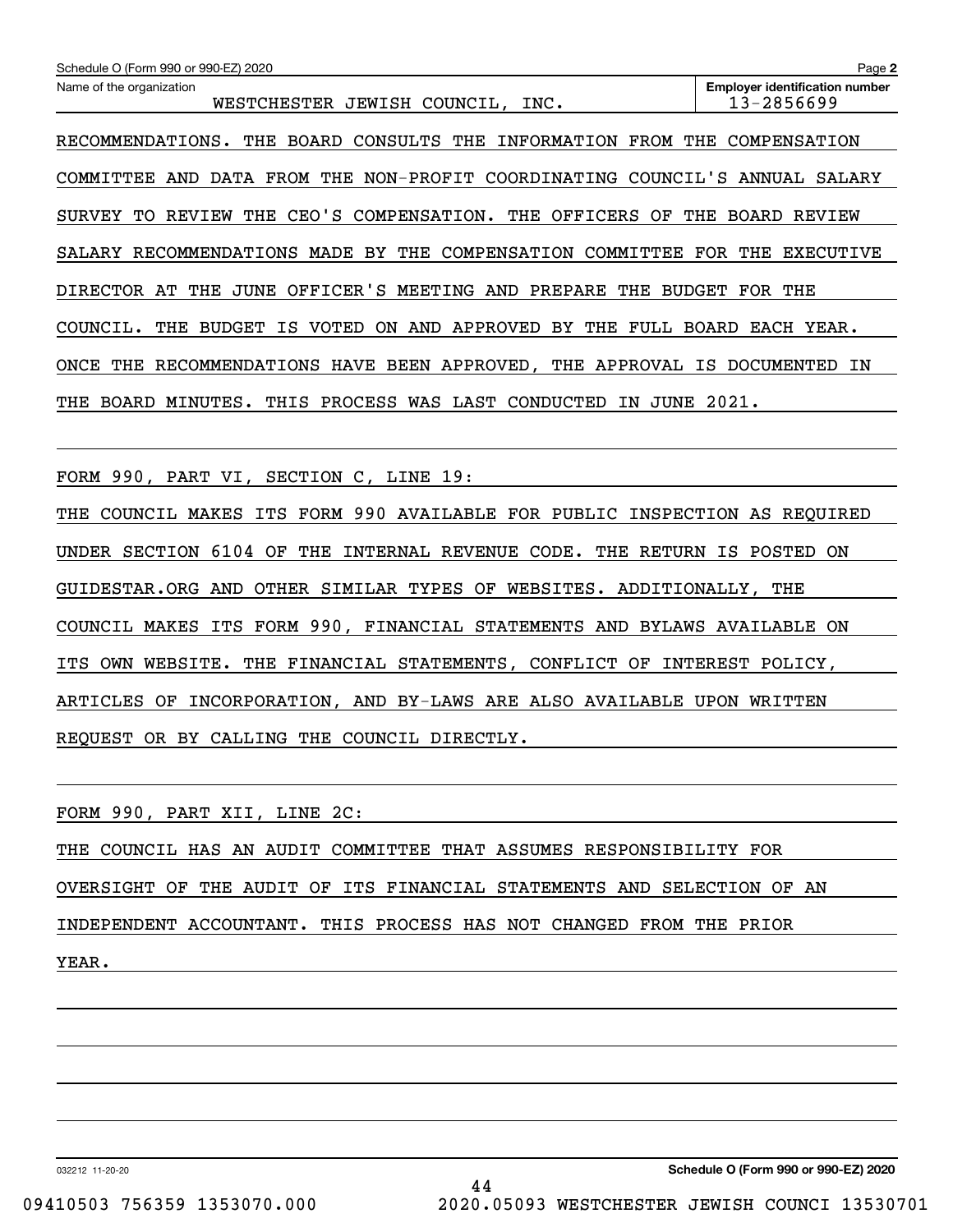Schedule O (Form 990 or 990-EZ) 2020

Name of the organization: WESTCHESTER JEWISH COUNCIL, INC.

Employer identification number: 13-2856699

RECOMMENDATIONS. THE BOARD CONSULTS THE INFORMATION FROM THE COMPENSATION COMMITTEE AND DATA FROM THE NON-PROFIT COORDINATING COUNCIL'S ANNUAL SALARY SURVEY TO REVIEW THE CEO'S COMPENSATION. THE OFFICERS OF THE BOARD REVIEW SALARY RECOMMENDATIONS MADE BY THE COMPENSATION COMMITTEE FOR THE EXECUTIVE DIRECTOR AT THE JUNE OFFICER'S MEETING AND PREPARE THE BUDGET FOR THE COUNCIL. THE BUDGET IS VOTED ON AND APPROVED BY THE FULL BOARD EACH YEAR. ONCE THE RECOMMENDATIONS HAVE BEEN APPROVED, THE APPROVAL IS DOCUMENTED IN THE BOARD MINUTES. THIS PROCESS WAS LAST CONDUCTED IN JUNE 2021.

FORM 990, PART VI, SECTION C, LINE 19:

THE COUNCIL MAKES ITS FORM 990 AVAILABLE FOR PUBLIC INSPECTION AS REQUIRED UNDER SECTION 6104 OF THE INTERNAL REVENUE CODE. THE RETURN IS POSTED ON GUIDESTAR.ORG AND OTHER SIMILAR TYPES OF WEBSITES. ADDITIONALLY, THE COUNCIL MAKES ITS FORM 990, FINANCIAL STATEMENTS AND BYLAWS AVAILABLE ON ITS OWN WEBSITE. THE FINANCIAL STATEMENTS, CONFLICT OF INTEREST POLICY, ARTICLES OF INCORPORATION, AND BY-LAWS ARE ALSO AVAILABLE UPON WRITTEN REQUEST OR BY CALLING THE COUNCIL DIRECTLY.

FORM 990, PART XII, LINE 2C:

THE COUNCIL HAS AN AUDIT COMMITTEE THAT ASSUMES RESPONSIBILITY FOR OVERSIGHT OF THE AUDIT OF ITS FINANCIAL STATEMENTS AND SELECTION OF AN INDEPENDENT ACCOUNTANT. THIS PROCESS HAS NOT CHANGED FROM THE PRIOR YEAR.

032212 11-20-20

Schedule O (Form 990 or 990-EZ) 2020

09410503 756359 1353070.000 2020.05093 WESTCHESTER JEWISH COUNCI 13530701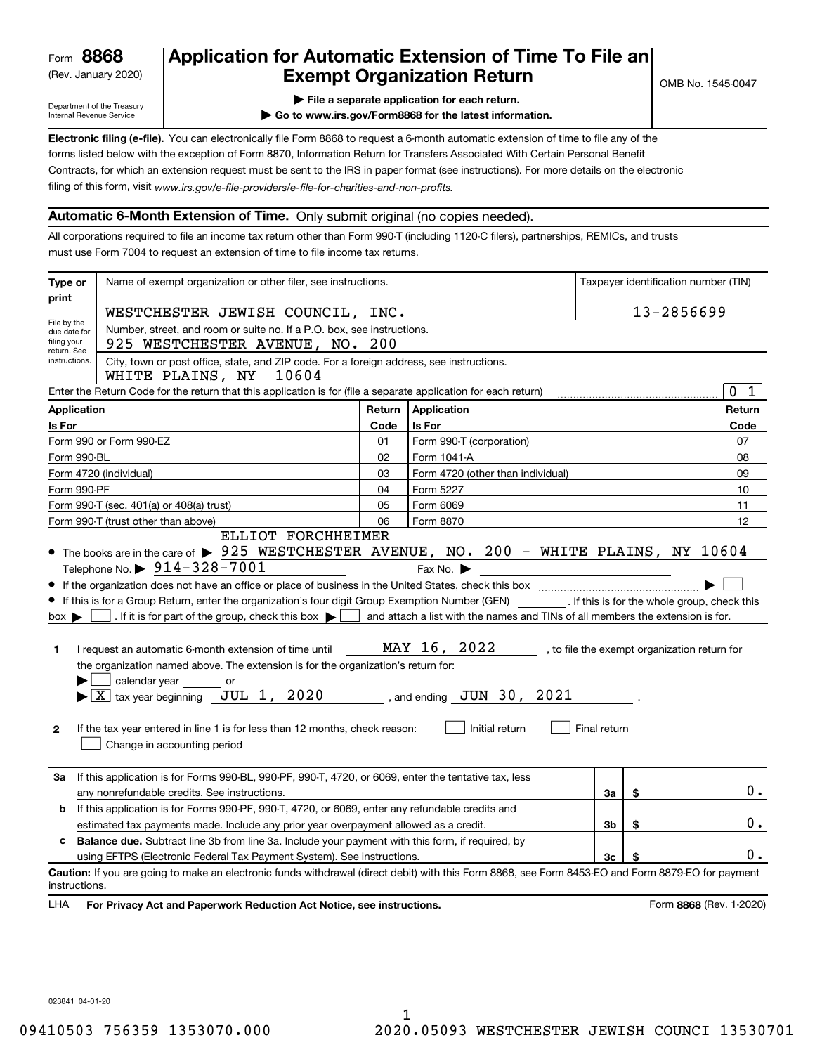Form **8868**
(Rev. January 2020)
Department of the Treasury
Internal Revenue Service

# Application for Automatic Extension of Time To File an Exempt Organization Return

OMB No. 1545-0047

▶ **File a separate application for each return.**
▶ **Go to www.irs.gov/Form8868 for the latest information.**

**Electronic filing (e-file).** You can electronically file Form 8868 to request a 6-month automatic extension of time to file any of the forms listed below with the exception of Form 8870, Information Return for Transfers Associated With Certain Personal Benefit Contracts, for which an extension request must be sent to the IRS in paper format (see instructions). For more details on the electronic filing of this form, visit *www.irs.gov/e-file-providers/e-file-for-charities-and-non-profits.*

## Automatic 6-Month Extension of Time. Only submit original (no copies needed).

All corporations required to file an income tax return other than Form 990-T (including 1120-C filers), partnerships, REMICs, and trusts must use Form 7004 to request an extension of time to file income tax returns.

| Type or print | | |
|---|---|---|
| File by the due date for filing your return. See instructions. | Name of exempt organization or other filer, see instructions. WESTCHESTER JEWISH COUNCIL, INC. | Taxpayer identification number (TIN) 13-2856699 |
| | Number, street, and room or suite no. If a P.O. box, see instructions. 925 WESTCHESTER AVENUE, NO. 200 | |
| | City, town or post office, state, and ZIP code. For a foreign address, see instructions. WHITE PLAINS, NY 10604 | |

Enter the Return Code for the return that this application is for (file a separate application for each return) ..... 0 1

| Application Is For | Return Code | Application Is For | Return Code |
|---|---|---|---|
| Form 990 or Form 990-EZ | 01 | Form 990-T (corporation) | 07 |
| Form 990-BL | 02 | Form 1041-A | 08 |
| Form 4720 (individual) | 03 | Form 4720 (other than individual) | 09 |
| Form 990-PF | 04 | Form 5227 | 10 |
| Form 990-T (sec. 401(a) or 408(a) trust) | 05 | Form 6069 | 11 |
| Form 990-T (trust other than above) | 06 | Form 8870 | 12 |

- The books are in the care of ▶ ELLIOT FORCHHEIMER 925 WESTCHESTER AVENUE, NO. 200 - WHITE PLAINS, NY 10604
  Telephone No. ▶ 914-328-7001    Fax No. ▶
- If the organization does not have an office or place of business in the United States, check this box ..... ▶ ☐
- If this is for a Group Return, enter the organization's four digit Group Exemption Number (GEN) ________ . If this is for the whole group, check this box ▶ ☐ . If it is for part of the group, check this box ▶ ☐ and attach a list with the names and TINs of all members the extension is for.

**1** I request an automatic 6-month extension of time until MAY 16, 2022 , to file the exempt organization return for the organization named above. The extension is for the organization's return for:
▶ ☐ calendar year ______ or
▶ ☒ tax year beginning JUL 1, 2020 , and ending JUN 30, 2021 .

**2** If the tax year entered in line 1 is for less than 12 months, check reason: ☐ Initial return ☐ Final return
☐ Change in accounting period

| | | | |
|---|---|---|---|
| **3a** | If this application is for Forms 990-BL, 990-PF, 990-T, 4720, or 6069, enter the tentative tax, less any nonrefundable credits. See instructions. | 3a | $ 0. |
| **b** | If this application is for Forms 990-PF, 990-T, 4720, or 6069, enter any refundable credits and estimated tax payments made. Include any prior year overpayment allowed as a credit. | 3b | $ 0. |
| **c** | **Balance due.** Subtract line 3b from line 3a. Include your payment with this form, if required, by using EFTPS (Electronic Federal Tax Payment System). See instructions. | 3c | $ 0. |

**Caution:** If you are going to make an electronic funds withdrawal (direct debit) with this Form 8868, see Form 8453-EO and Form 8879-EO for payment instructions.

LHA **For Privacy Act and Paperwork Reduction Act Notice, see instructions.** Form **8868** (Rev. 1-2020)

023841 04-01-20

09410503 756359 1353070.000 2020.05093 WESTCHESTER JEWISH COUNCI 13530701